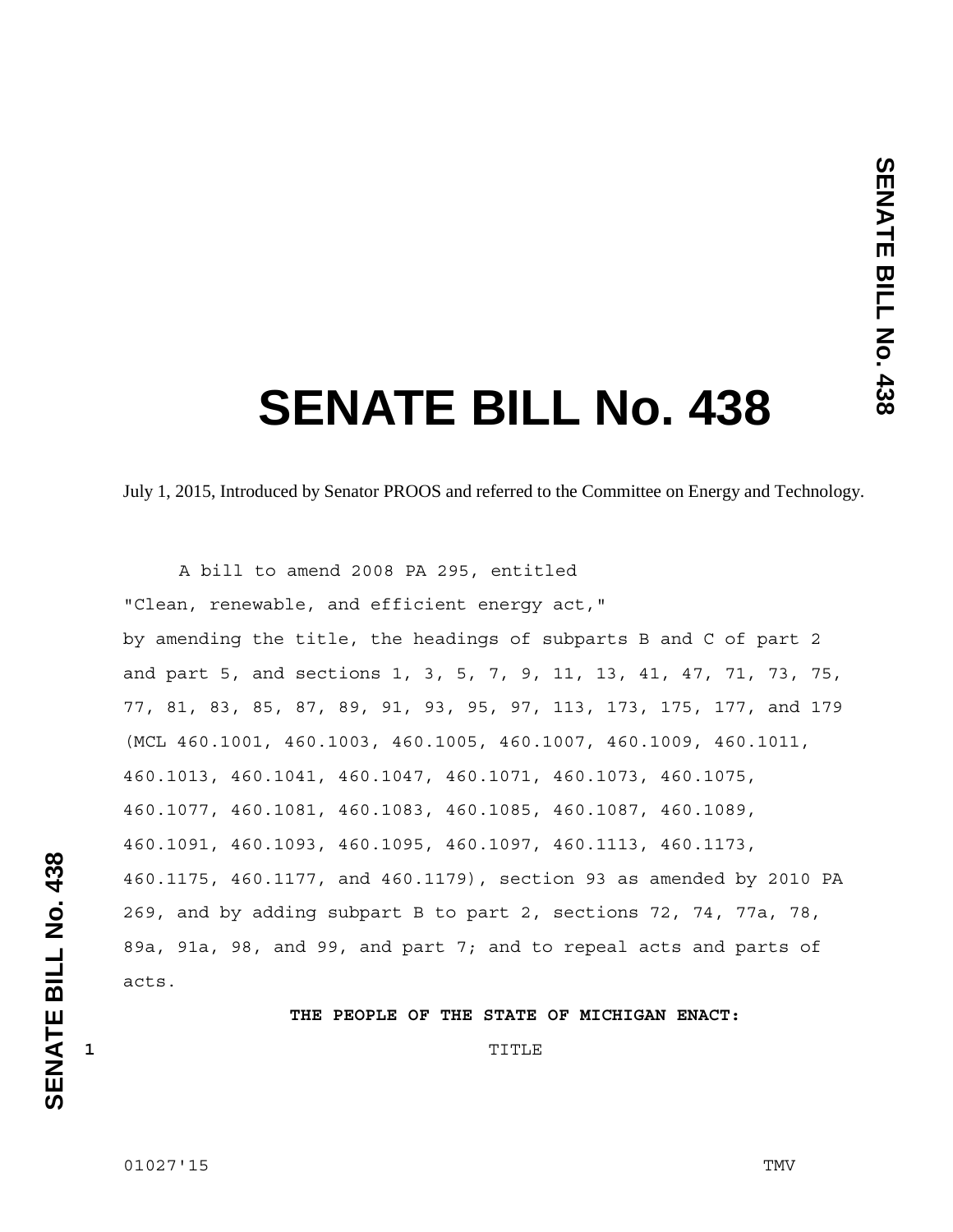# SENATE BILL No. 438

July 1, 2015, Introduced by Senator PROOS and referred to the Committee on Energy and Technology.

A bill to amend 2008 PA 295, entitled

"Clean, renewable, and efficient energy act,"

by amending the title, the headings of subparts B and C of part 2 and part 5, and sections 1, 3, 5, 7, 9, 11, 13, 41, 47, 71, 73, 75, 77, 81, 83, 85, 87, 89, 91, 93, 95, 97, 113, 173, 175, 177, and 179 (MCL 460.1001, 460.1003, 460.1005, 460.1007, 460.1009, 460.1011, 460.1013, 460.1041, 460.1047, 460.1071, 460.1073, 460.1075, 460.1077, 460.1081, 460.1083, 460.1085, 460.1087, 460.1089, 460.1091, 460.1093, 460.1095, 460.1097, 460.1113, 460.1173, 460.1175, 460.1177, and 460.1179), section 93 as amended by 2010 PA 269, and by adding subpart B to part 2, sections 72, 74, 77a, 78, 89a, 91a, 98, and 99, and part 7; and to repeal acts and parts of acts.

**THE PEOPLE OF THE STATE OF MICHIGAN ENACT:**

TITLE

01027'15 TMV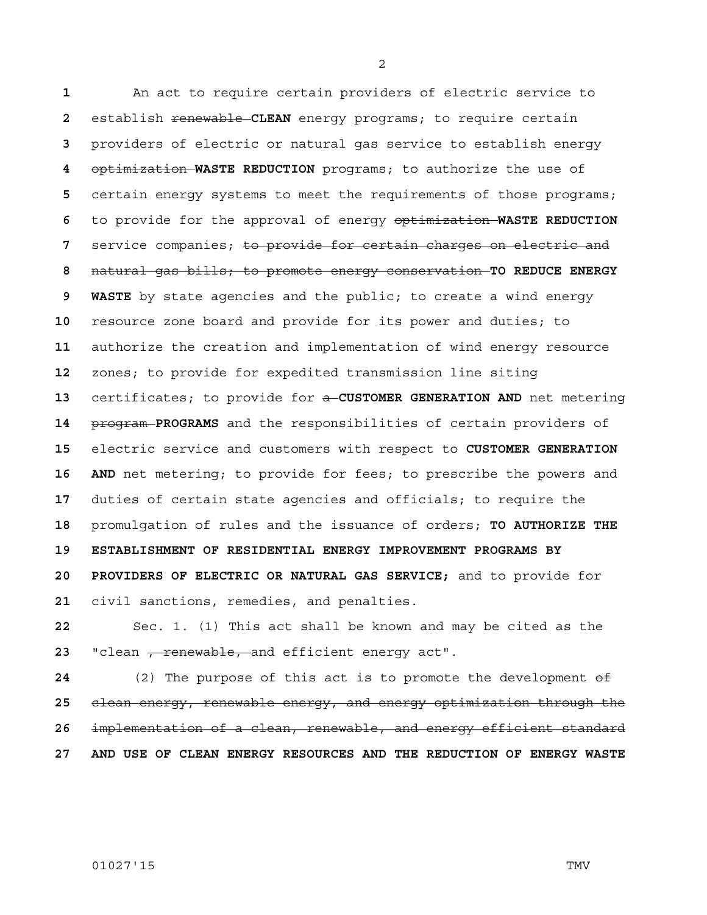An act to require certain providers of electric service to establish ~~renewable~~ **CLEAN** energy programs; to require certain providers of electric or natural gas service to establish energy ~~optimization~~ **WASTE REDUCTION** programs; to authorize the use of certain energy systems to meet the requirements of those programs; to provide for the approval of energy ~~optimization~~ **WASTE REDUCTION** service companies; ~~to provide for certain charges on electric and natural gas bills; to promote energy conservation~~ **TO REDUCE ENERGY WASTE** by state agencies and the public; to create a wind energy resource zone board and provide for its power and duties; to authorize the creation and implementation of wind energy resource zones; to provide for expedited transmission line siting certificates; to provide for ~~a~~ **CUSTOMER GENERATION AND** net metering ~~program~~ **PROGRAMS** and the responsibilities of certain providers of electric service and customers with respect to **CUSTOMER GENERATION AND** net metering; to provide for fees; to prescribe the powers and duties of certain state agencies and officials; to require the promulgation of rules and the issuance of orders; **TO AUTHORIZE THE ESTABLISHMENT OF RESIDENTIAL ENERGY IMPROVEMENT PROGRAMS BY PROVIDERS OF ELECTRIC OR NATURAL GAS SERVICE;** and to provide for civil sanctions, remedies, and penalties.

Sec. 1. (1) This act shall be known and may be cited as the "clean ~~, renewable,~~ and efficient energy act".

(2) The purpose of this act is to promote the development ~~of clean energy, renewable energy, and energy optimization through the implementation of a clean, renewable, and energy efficient standard~~ **AND USE OF CLEAN ENERGY RESOURCES AND THE REDUCTION OF ENERGY WASTE**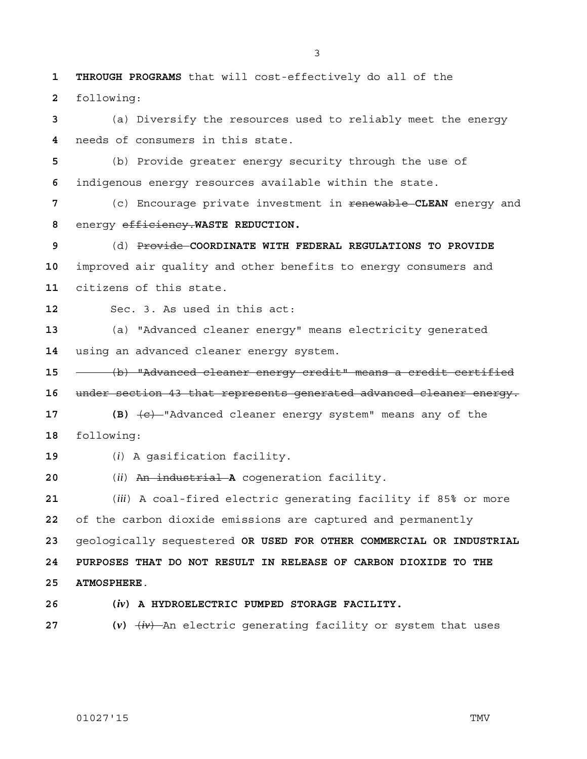**THROUGH PROGRAMS** that will cost-effectively do all of the following:

(a) Diversify the resources used to reliably meet the energy needs of consumers in this state.

(b) Provide greater energy security through the use of indigenous energy resources available within the state.

(c) Encourage private investment in ~~renewable~~ **CLEAN** energy and energy ~~efficiency.~~**WASTE REDUCTION.**

(d) ~~Provide~~ **COORDINATE WITH FEDERAL REGULATIONS TO PROVIDE** improved air quality and other benefits to energy consumers and citizens of this state.

Sec. 3. As used in this act:

(a) "Advanced cleaner energy" means electricity generated using an advanced cleaner energy system.

~~(b) "Advanced cleaner energy credit" means a credit certified under section 43 that represents generated advanced cleaner energy.~~

**(B)** ~~(c)~~ "Advanced cleaner energy system" means any of the following:

(*i*) A gasification facility.

(*ii*) ~~An industrial~~ **A** cogeneration facility.

(*iii*) A coal-fired electric generating facility if 85% or more of the carbon dioxide emissions are captured and permanently geologically sequestered **OR USED FOR OTHER COMMERCIAL OR INDUSTRIAL PURPOSES THAT DO NOT RESULT IN RELEASE OF CARBON DIOXIDE TO THE ATMOSPHERE**.

**(*iv*) A HYDROELECTRIC PUMPED STORAGE FACILITY.**

**(*v*)** ~~(*iv*)~~ An electric generating facility or system that uses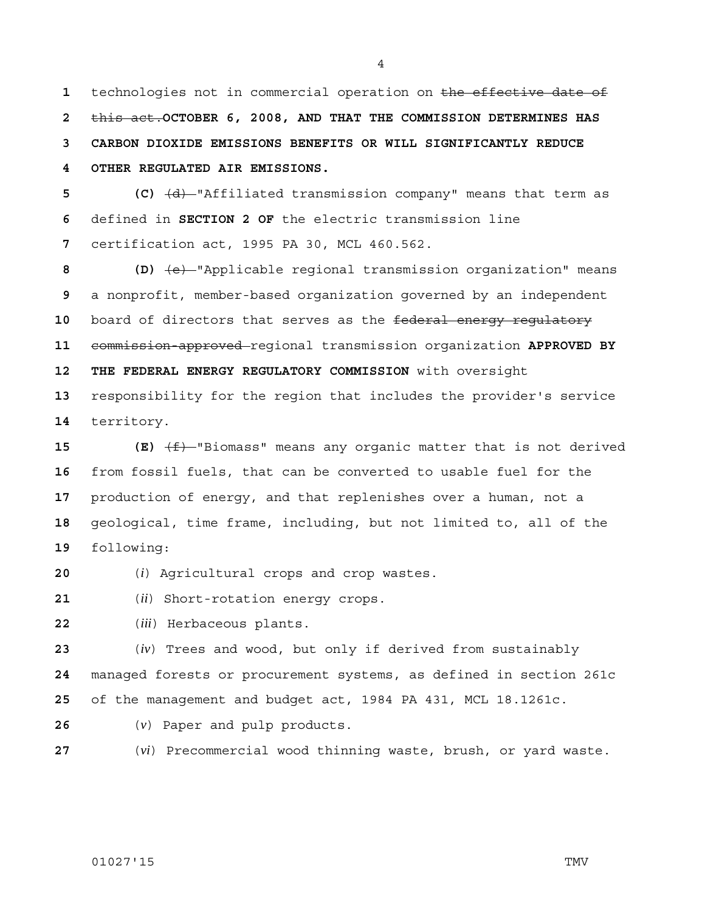technologies not in commercial operation on ~~the effective date of this act.~~**OCTOBER 6, 2008, AND THAT THE COMMISSION DETERMINES HAS CARBON DIOXIDE EMISSIONS BENEFITS OR WILL SIGNIFICANTLY REDUCE OTHER REGULATED AIR EMISSIONS.**

**(C)** ~~(d)~~ "Affiliated transmission company" means that term as defined in **SECTION 2 OF** the electric transmission line certification act, 1995 PA 30, MCL 460.562.

**(D)** ~~(e)~~ "Applicable regional transmission organization" means a nonprofit, member-based organization governed by an independent board of directors that serves as the ~~federal energy regulatory commission-approved~~ regional transmission organization **APPROVED BY THE FEDERAL ENERGY REGULATORY COMMISSION** with oversight responsibility for the region that includes the provider's service territory.

**(E)** ~~(f)~~ "Biomass" means any organic matter that is not derived from fossil fuels, that can be converted to usable fuel for the production of energy, and that replenishes over a human, not a geological, time frame, including, but not limited to, all of the following:

(*i*) Agricultural crops and crop wastes.

(*ii*) Short-rotation energy crops.

(*iii*) Herbaceous plants.

(*iv*) Trees and wood, but only if derived from sustainably managed forests or procurement systems, as defined in section 261c of the management and budget act, 1984 PA 431, MCL 18.1261c.

(*v*) Paper and pulp products.

(*vi*) Precommercial wood thinning waste, brush, or yard waste.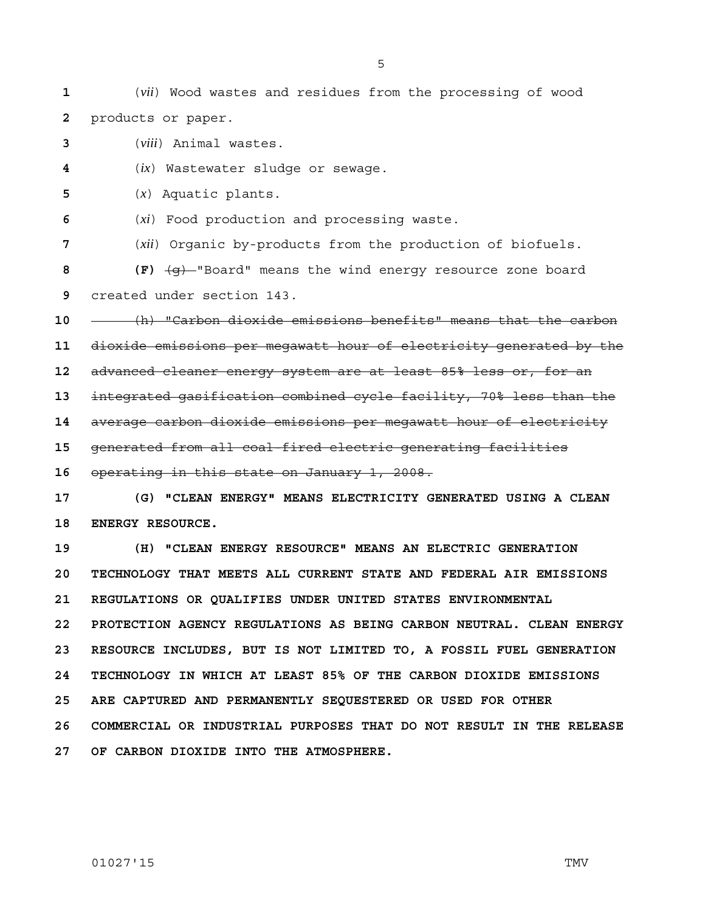(*vii*) Wood wastes and residues from the processing of wood products or paper.

(*viii*) Animal wastes.

(*ix*) Wastewater sludge or sewage.

(*x*) Aquatic plants.

(*xi*) Food production and processing waste.

(*xii*) Organic by-products from the production of biofuels.

**(F)** ~~(g)~~ "Board" means the wind energy resource zone board created under section 143.

~~(h) "Carbon dioxide emissions benefits" means that the carbon dioxide emissions per megawatt hour of electricity generated by the advanced cleaner energy system are at least 85% less or, for an integrated gasification combined cycle facility, 70% less than the average carbon dioxide emissions per megawatt hour of electricity generated from all coal-fired electric generating facilities operating in this state on January 1, 2008.~~

**(G) "CLEAN ENERGY" MEANS ELECTRICITY GENERATED USING A CLEAN ENERGY RESOURCE.**

**(H) "CLEAN ENERGY RESOURCE" MEANS AN ELECTRIC GENERATION TECHNOLOGY THAT MEETS ALL CURRENT STATE AND FEDERAL AIR EMISSIONS REGULATIONS OR QUALIFIES UNDER UNITED STATES ENVIRONMENTAL PROTECTION AGENCY REGULATIONS AS BEING CARBON NEUTRAL. CLEAN ENERGY RESOURCE INCLUDES, BUT IS NOT LIMITED TO, A FOSSIL FUEL GENERATION TECHNOLOGY IN WHICH AT LEAST 85% OF THE CARBON DIOXIDE EMISSIONS ARE CAPTURED AND PERMANENTLY SEQUESTERED OR USED FOR OTHER COMMERCIAL OR INDUSTRIAL PURPOSES THAT DO NOT RESULT IN THE RELEASE OF CARBON DIOXIDE INTO THE ATMOSPHERE.**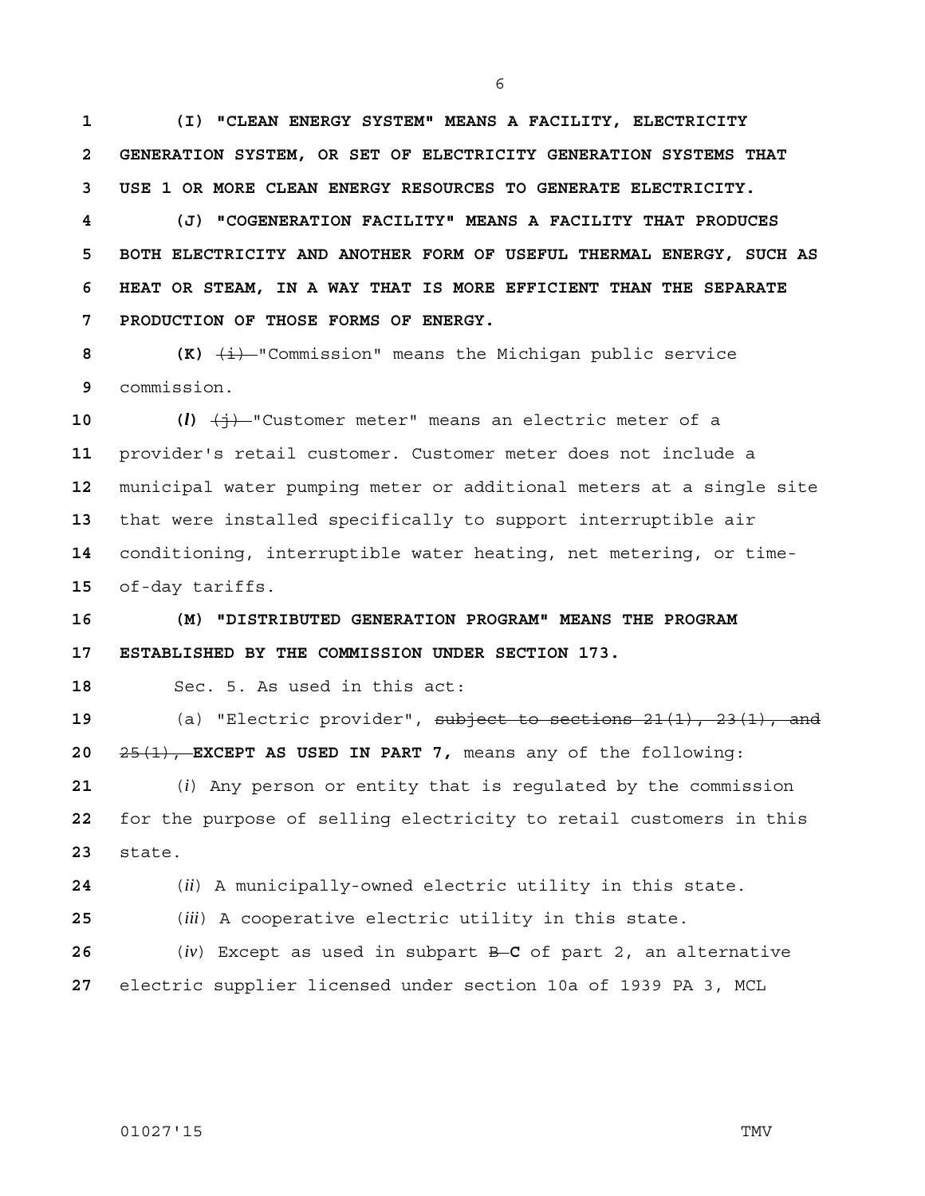**(I) "CLEAN ENERGY SYSTEM" MEANS A FACILITY, ELECTRICITY GENERATION SYSTEM, OR SET OF ELECTRICITY GENERATION SYSTEMS THAT USE 1 OR MORE CLEAN ENERGY RESOURCES TO GENERATE ELECTRICITY.**

**(J) "COGENERATION FACILITY" MEANS A FACILITY THAT PRODUCES BOTH ELECTRICITY AND ANOTHER FORM OF USEFUL THERMAL ENERGY, SUCH AS HEAT OR STEAM, IN A WAY THAT IS MORE EFFICIENT THAN THE SEPARATE PRODUCTION OF THOSE FORMS OF ENERGY.**

**(K)** ~~(i)~~ "Commission" means the Michigan public service commission.

**(*l*)** ~~(j)~~ "Customer meter" means an electric meter of a provider's retail customer. Customer meter does not include a municipal water pumping meter or additional meters at a single site that were installed specifically to support interruptible air conditioning, interruptible water heating, net metering, or time-of-day tariffs.

**(M) "DISTRIBUTED GENERATION PROGRAM" MEANS THE PROGRAM ESTABLISHED BY THE COMMISSION UNDER SECTION 173.**

Sec. 5. As used in this act:

(a) "Electric provider", ~~subject to sections 21(1), 23(1), and 25(1),~~ **EXCEPT AS USED IN PART 7,** means any of the following:

(*i*) Any person or entity that is regulated by the commission for the purpose of selling electricity to retail customers in this state.

(*ii*) A municipally-owned electric utility in this state.

(*iii*) A cooperative electric utility in this state.

(*iv*) Except as used in subpart ~~B~~ **C** of part 2, an alternative electric supplier licensed under section 10a of 1939 PA 3, MCL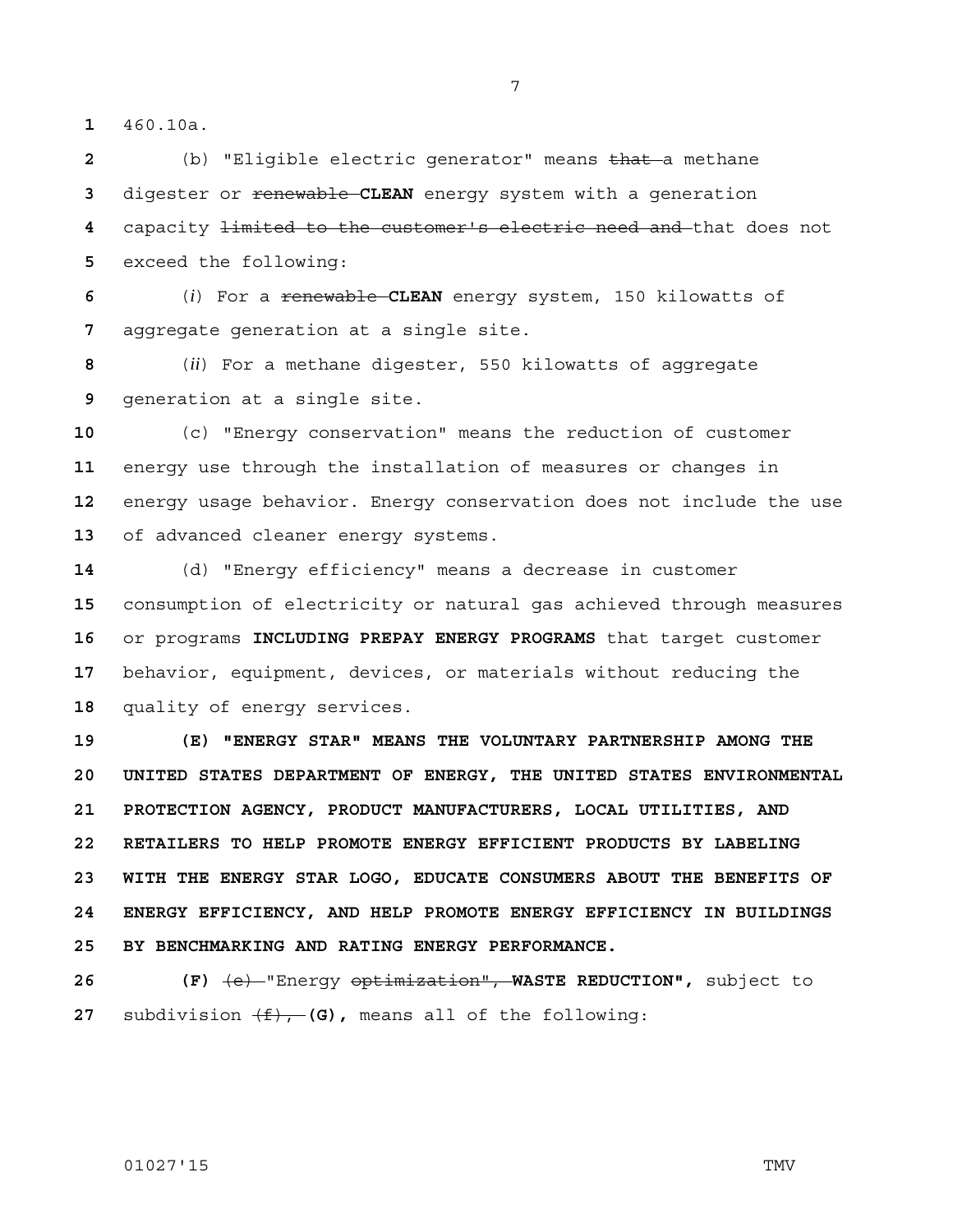460.10a.

(b) "Eligible electric generator" means ~~that~~ a methane digester or ~~renewable~~ **CLEAN** energy system with a generation capacity ~~limited to the customer's electric need and~~ that does not exceed the following:

(*i*) For a ~~renewable~~ **CLEAN** energy system, 150 kilowatts of aggregate generation at a single site.

(*ii*) For a methane digester, 550 kilowatts of aggregate generation at a single site.

(c) "Energy conservation" means the reduction of customer energy use through the installation of measures or changes in energy usage behavior. Energy conservation does not include the use of advanced cleaner energy systems.

(d) "Energy efficiency" means a decrease in customer consumption of electricity or natural gas achieved through measures or programs **INCLUDING PREPAY ENERGY PROGRAMS** that target customer behavior, equipment, devices, or materials without reducing the quality of energy services.

**(E) "ENERGY STAR" MEANS THE VOLUNTARY PARTNERSHIP AMONG THE UNITED STATES DEPARTMENT OF ENERGY, THE UNITED STATES ENVIRONMENTAL PROTECTION AGENCY, PRODUCT MANUFACTURERS, LOCAL UTILITIES, AND RETAILERS TO HELP PROMOTE ENERGY EFFICIENT PRODUCTS BY LABELING WITH THE ENERGY STAR LOGO, EDUCATE CONSUMERS ABOUT THE BENEFITS OF ENERGY EFFICIENCY, AND HELP PROMOTE ENERGY EFFICIENCY IN BUILDINGS BY BENCHMARKING AND RATING ENERGY PERFORMANCE.**

**(F)** ~~(e)~~ "Energy ~~optimization",~~ **WASTE REDUCTION",** subject to subdivision ~~(f),~~ **(G),** means all of the following: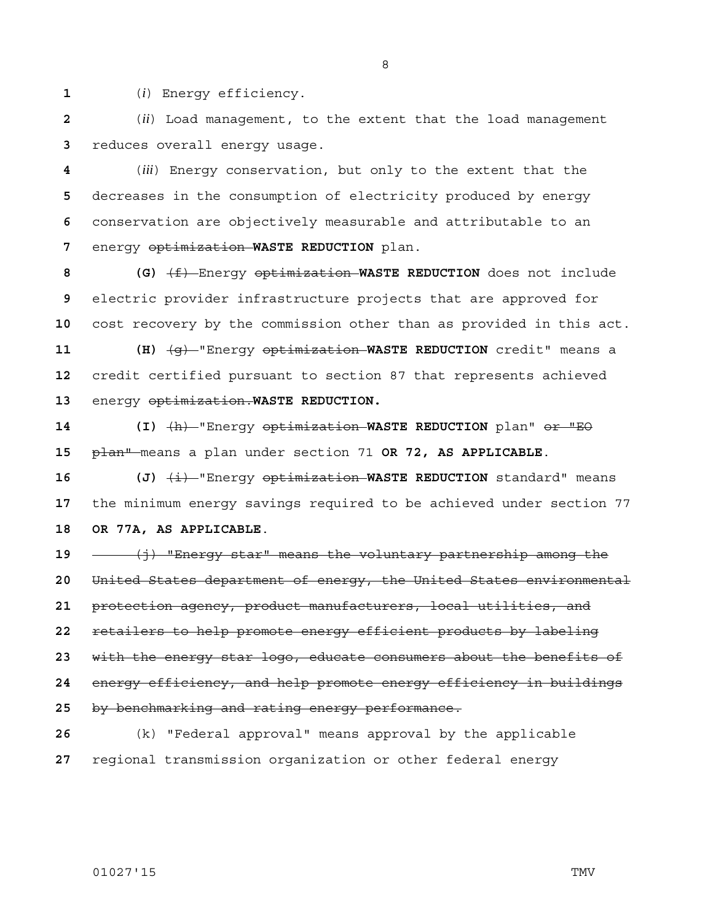(*i*) Energy efficiency.

(*ii*) Load management, to the extent that the load management reduces overall energy usage.

(*iii*) Energy conservation, but only to the extent that the decreases in the consumption of electricity produced by energy conservation are objectively measurable and attributable to an energy ~~optimization~~ **WASTE REDUCTION** plan.

**(G)** ~~(f)~~ Energy ~~optimization~~ **WASTE REDUCTION** does not include electric provider infrastructure projects that are approved for cost recovery by the commission other than as provided in this act.

**(H)** ~~(g)~~ "Energy ~~optimization~~ **WASTE REDUCTION** credit" means a credit certified pursuant to section 87 that represents achieved energy ~~optimization.~~**WASTE REDUCTION.**

**(I)** ~~(h)~~ "Energy ~~optimization~~ **WASTE REDUCTION** plan" ~~or "EO plan"~~ means a plan under section 71 **OR 72, AS APPLICABLE**.

**(J)** ~~(i)~~ "Energy ~~optimization~~ **WASTE REDUCTION** standard" means the minimum energy savings required to be achieved under section 77 **OR 77A, AS APPLICABLE**.

~~(j) "Energy star" means the voluntary partnership among the United States department of energy, the United States environmental protection agency, product manufacturers, local utilities, and retailers to help promote energy efficient products by labeling with the energy star logo, educate consumers about the benefits of energy efficiency, and help promote energy efficiency in buildings by benchmarking and rating energy performance.~~

(k) "Federal approval" means approval by the applicable regional transmission organization or other federal energy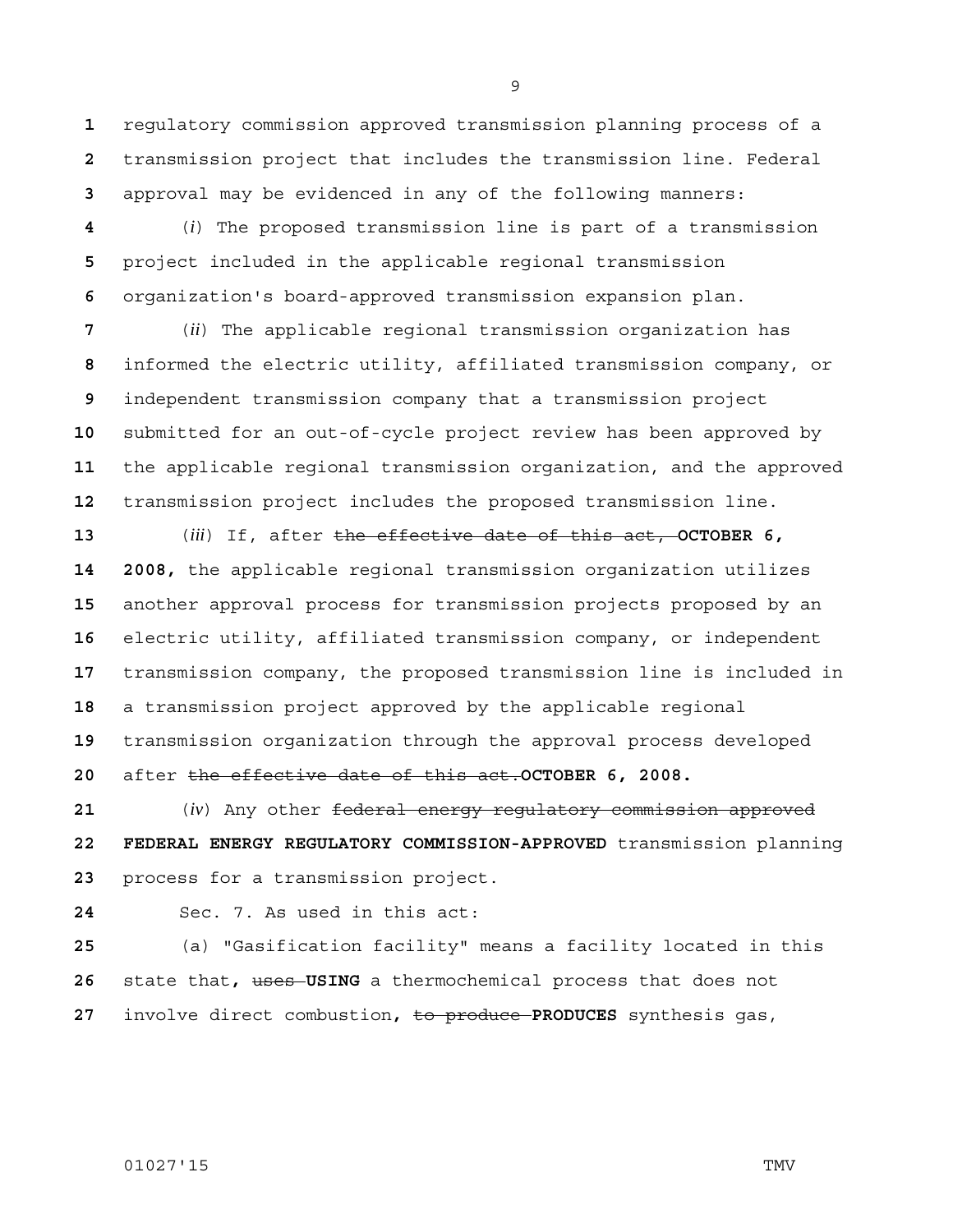regulatory commission approved transmission planning process of a transmission project that includes the transmission line. Federal approval may be evidenced in any of the following manners:

(*i*) The proposed transmission line is part of a transmission project included in the applicable regional transmission organization's board-approved transmission expansion plan.

(*ii*) The applicable regional transmission organization has informed the electric utility, affiliated transmission company, or independent transmission company that a transmission project submitted for an out-of-cycle project review has been approved by the applicable regional transmission organization, and the approved transmission project includes the proposed transmission line.

(*iii*) If, after ~~the effective date of this act,~~ **OCTOBER 6, 2008,** the applicable regional transmission organization utilizes another approval process for transmission projects proposed by an electric utility, affiliated transmission company, or independent transmission company, the proposed transmission line is included in a transmission project approved by the applicable regional transmission organization through the approval process developed after ~~the effective date of this act.~~**OCTOBER 6, 2008.**

(*iv*) Any other ~~federal energy regulatory commission approved~~ **FEDERAL ENERGY REGULATORY COMMISSION-APPROVED** transmission planning process for a transmission project.

Sec. 7. As used in this act:

(a) "Gasification facility" means a facility located in this state that**,** ~~uses~~ **USING** a thermochemical process that does not involve direct combustion**,** ~~to produce~~ **PRODUCES** synthesis gas,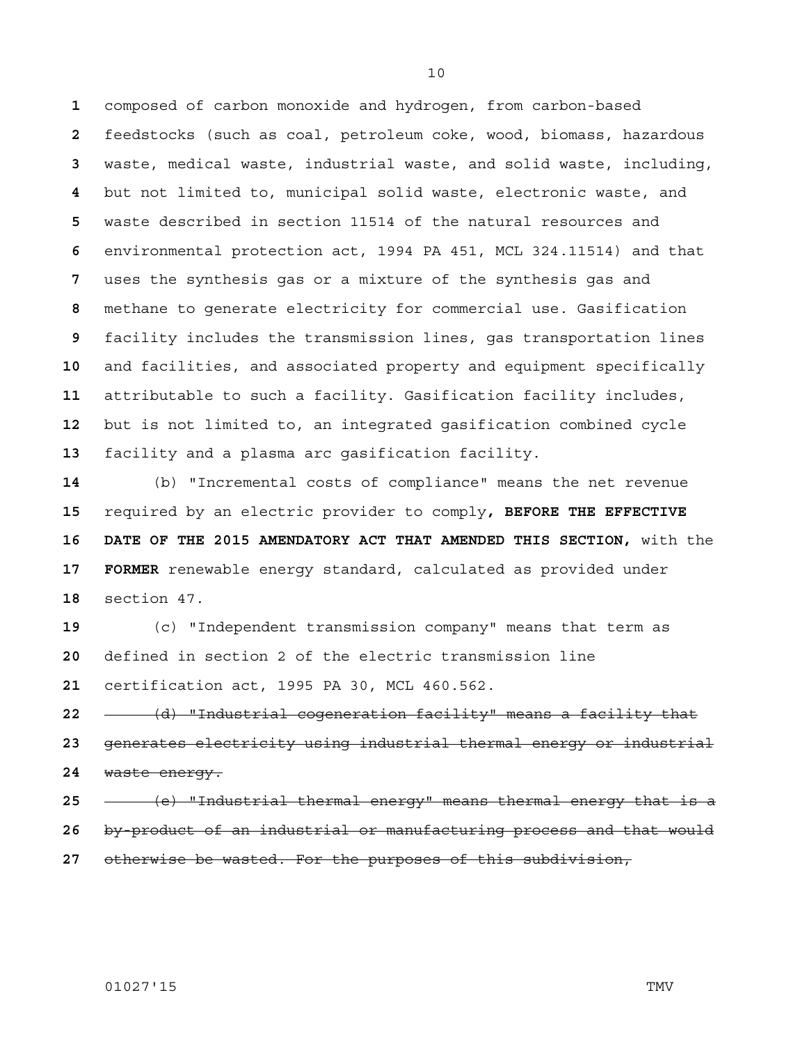composed of carbon monoxide and hydrogen, from carbon-based feedstocks (such as coal, petroleum coke, wood, biomass, hazardous waste, medical waste, industrial waste, and solid waste, including, but not limited to, municipal solid waste, electronic waste, and waste described in section 11514 of the natural resources and environmental protection act, 1994 PA 451, MCL 324.11514) and that uses the synthesis gas or a mixture of the synthesis gas and methane to generate electricity for commercial use. Gasification facility includes the transmission lines, gas transportation lines and facilities, and associated property and equipment specifically attributable to such a facility. Gasification facility includes, but is not limited to, an integrated gasification combined cycle facility and a plasma arc gasification facility.

(b) "Incremental costs of compliance" means the net revenue required by an electric provider to comply**, BEFORE THE EFFECTIVE DATE OF THE 2015 AMENDATORY ACT THAT AMENDED THIS SECTION,** with the **FORMER** renewable energy standard, calculated as provided under section 47.

(c) "Independent transmission company" means that term as defined in section 2 of the electric transmission line certification act, 1995 PA 30, MCL 460.562.

~~(d) "Industrial cogeneration facility" means a facility that generates electricity using industrial thermal energy or industrial waste energy.~~

~~(e) "Industrial thermal energy" means thermal energy that is a by-product of an industrial or manufacturing process and that would otherwise be wasted. For the purposes of this subdivision,~~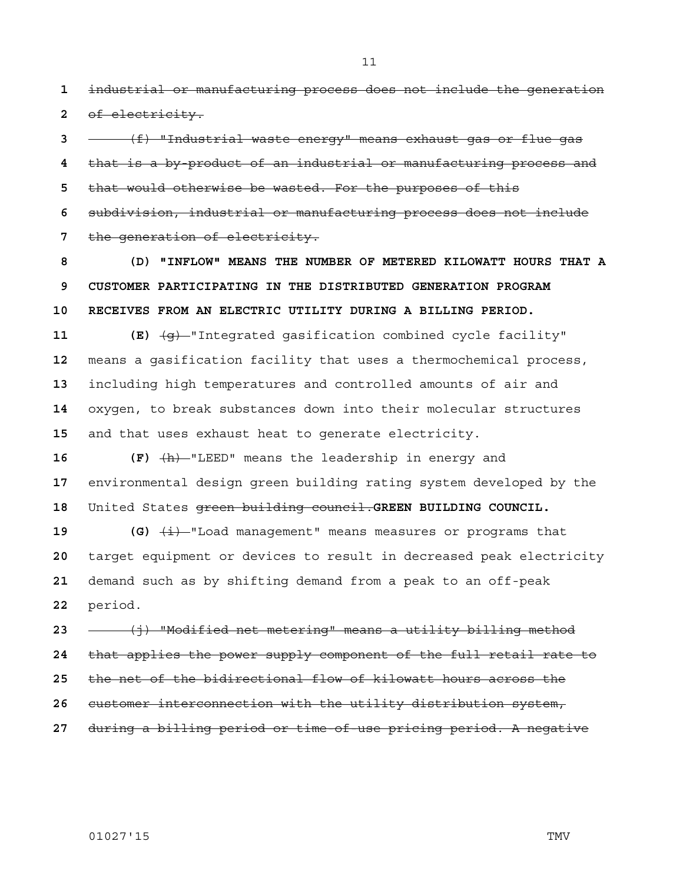~~industrial or manufacturing process does not include the generation of electricity.~~

~~(f) "Industrial waste energy" means exhaust gas or flue gas that is a by-product of an industrial or manufacturing process and that would otherwise be wasted. For the purposes of this subdivision, industrial or manufacturing process does not include the generation of electricity.~~

**(D) "INFLOW" MEANS THE NUMBER OF METERED KILOWATT HOURS THAT A CUSTOMER PARTICIPATING IN THE DISTRIBUTED GENERATION PROGRAM RECEIVES FROM AN ELECTRIC UTILITY DURING A BILLING PERIOD.**

**(E)** ~~(g)~~ "Integrated gasification combined cycle facility" means a gasification facility that uses a thermochemical process, including high temperatures and controlled amounts of air and oxygen, to break substances down into their molecular structures and that uses exhaust heat to generate electricity.

**(F)** ~~(h)~~ "LEED" means the leadership in energy and environmental design green building rating system developed by the United States ~~green building council.~~**GREEN BUILDING COUNCIL.**

**(G)** ~~(i)~~ "Load management" means measures or programs that target equipment or devices to result in decreased peak electricity demand such as by shifting demand from a peak to an off-peak period.

~~(j) "Modified net metering" means a utility billing method that applies the power supply component of the full retail rate to the net of the bidirectional flow of kilowatt hours across the customer interconnection with the utility distribution system, during a billing period or time of use pricing period. A negative~~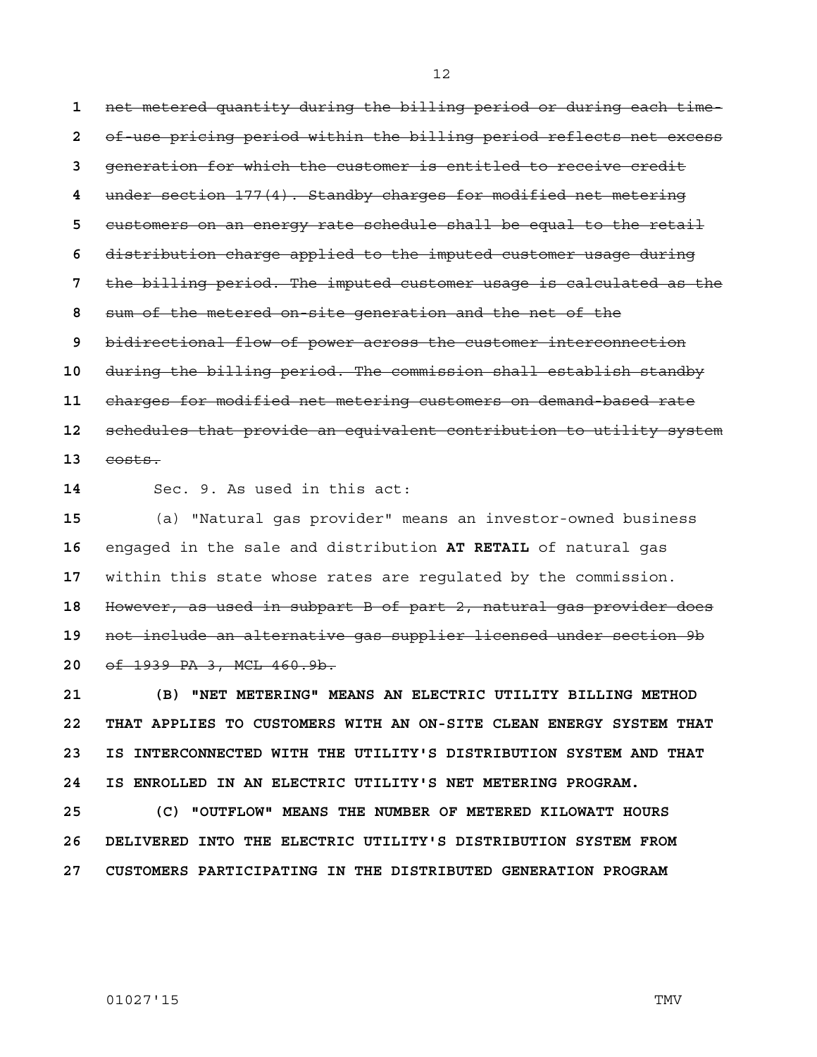~~net metered quantity during the billing period or during each time-of-use pricing period within the billing period reflects net excess generation for which the customer is entitled to receive credit under section 177(4). Standby charges for modified net metering customers on an energy rate schedule shall be equal to the retail distribution charge applied to the imputed customer usage during the billing period. The imputed customer usage is calculated as the sum of the metered on-site generation and the net of the bidirectional flow of power across the customer interconnection during the billing period. The commission shall establish standby charges for modified net metering customers on demand-based rate schedules that provide an equivalent contribution to utility system costs.~~

Sec. 9. As used in this act:

(a) "Natural gas provider" means an investor-owned business engaged in the sale and distribution **AT RETAIL** of natural gas within this state whose rates are regulated by the commission. ~~However, as used in subpart B of part 2, natural gas provider does not include an alternative gas supplier licensed under section 9b of 1939 PA 3, MCL 460.9b.~~

**(B) "NET METERING" MEANS AN ELECTRIC UTILITY BILLING METHOD THAT APPLIES TO CUSTOMERS WITH AN ON-SITE CLEAN ENERGY SYSTEM THAT IS INTERCONNECTED WITH THE UTILITY'S DISTRIBUTION SYSTEM AND THAT IS ENROLLED IN AN ELECTRIC UTILITY'S NET METERING PROGRAM.**

**(C) "OUTFLOW" MEANS THE NUMBER OF METERED KILOWATT HOURS DELIVERED INTO THE ELECTRIC UTILITY'S DISTRIBUTION SYSTEM FROM CUSTOMERS PARTICIPATING IN THE DISTRIBUTED GENERATION PROGRAM**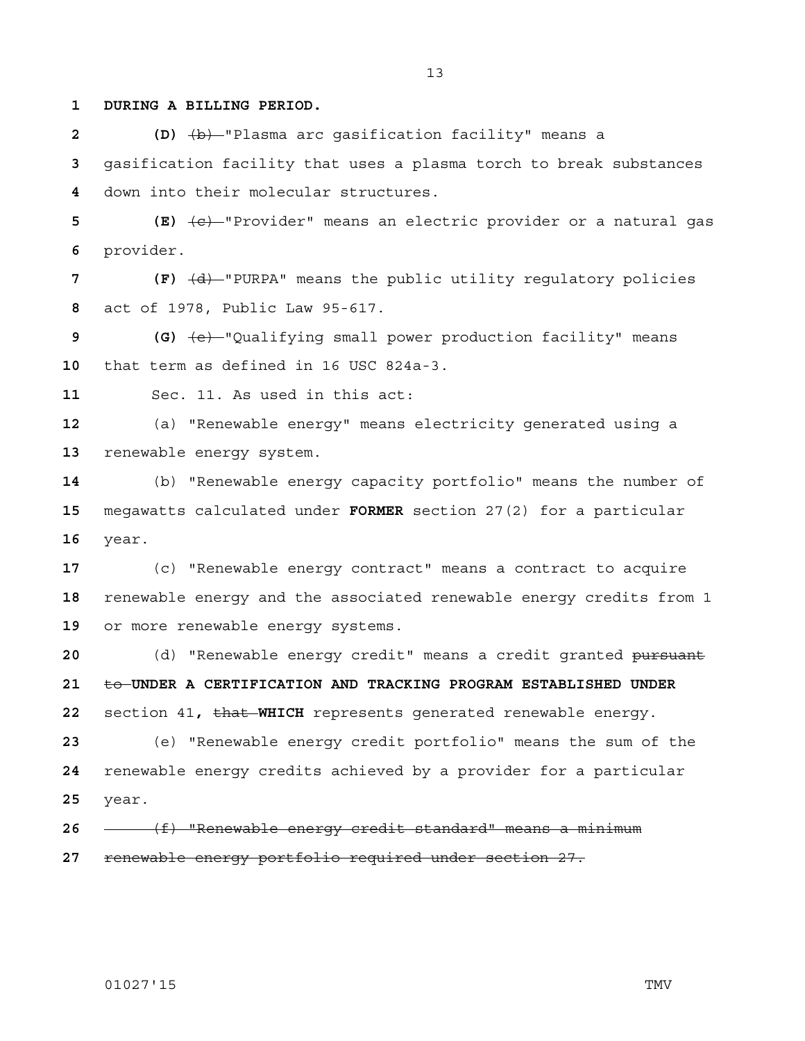**DURING A BILLING PERIOD.**

**(D)** ~~(b)~~ "Plasma arc gasification facility" means a gasification facility that uses a plasma torch to break substances down into their molecular structures.

**(E)** ~~(c)~~ "Provider" means an electric provider or a natural gas provider.

**(F)** ~~(d)~~ "PURPA" means the public utility regulatory policies act of 1978, Public Law 95-617.

**(G)** ~~(e)~~ "Qualifying small power production facility" means that term as defined in 16 USC 824a-3.

Sec. 11. As used in this act:

(a) "Renewable energy" means electricity generated using a renewable energy system.

(b) "Renewable energy capacity portfolio" means the number of megawatts calculated under **FORMER** section 27(2) for a particular year.

(c) "Renewable energy contract" means a contract to acquire renewable energy and the associated renewable energy credits from 1 or more renewable energy systems.

(d) "Renewable energy credit" means a credit granted ~~pursuant to~~ **UNDER A CERTIFICATION AND TRACKING PROGRAM ESTABLISHED UNDER** section 41**,** ~~that~~ **WHICH** represents generated renewable energy.

(e) "Renewable energy credit portfolio" means the sum of the renewable energy credits achieved by a provider for a particular year.

~~(f) "Renewable energy credit standard" means a minimum renewable energy portfolio required under section 27.~~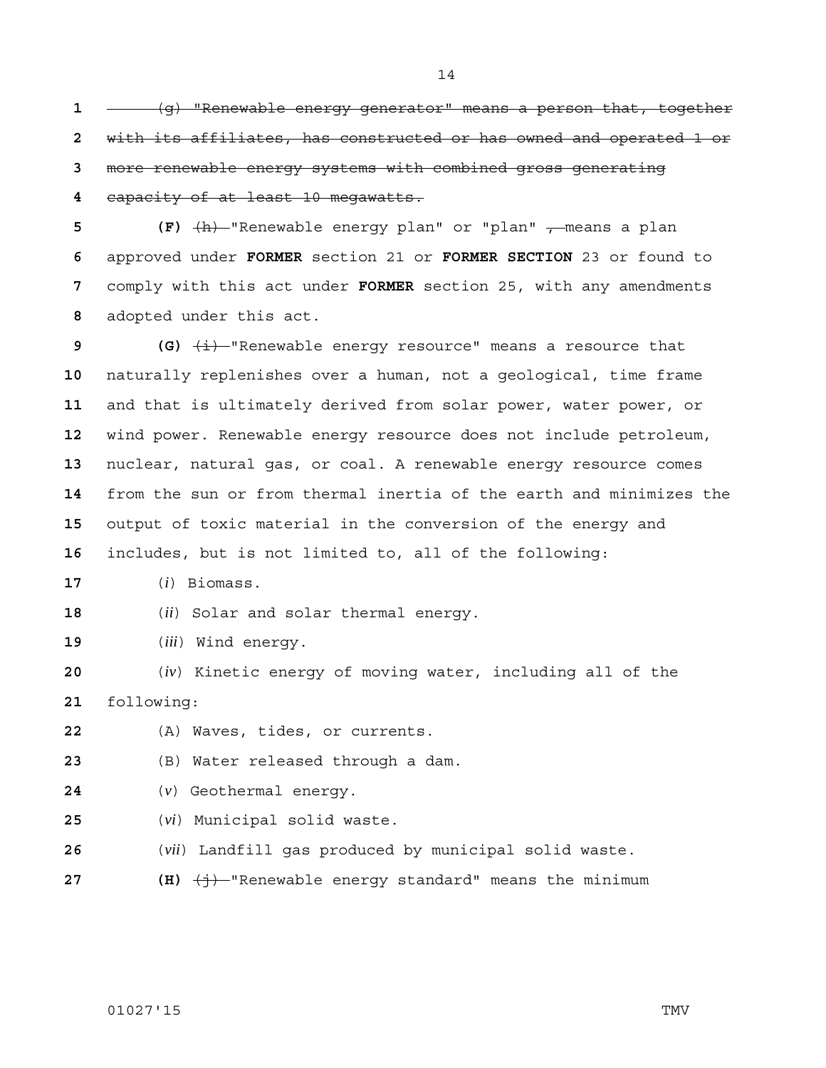~~(g) "Renewable energy generator" means a person that, together with its affiliates, has constructed or has owned and operated 1 or more renewable energy systems with combined gross generating capacity of at least 10 megawatts.~~

**(F)** ~~(h)~~ "Renewable energy plan" or "plan" ~~,~~ means a plan approved under **FORMER** section 21 or **FORMER SECTION** 23 or found to comply with this act under **FORMER** section 25, with any amendments adopted under this act.

**(G)** ~~(i)~~ "Renewable energy resource" means a resource that naturally replenishes over a human, not a geological, time frame and that is ultimately derived from solar power, water power, or wind power. Renewable energy resource does not include petroleum, nuclear, natural gas, or coal. A renewable energy resource comes from the sun or from thermal inertia of the earth and minimizes the output of toxic material in the conversion of the energy and includes, but is not limited to, all of the following:

(*i*) Biomass.

(*ii*) Solar and solar thermal energy.

(*iii*) Wind energy.

(*iv*) Kinetic energy of moving water, including all of the following:

(A) Waves, tides, or currents.

(B) Water released through a dam.

(*v*) Geothermal energy.

(*vi*) Municipal solid waste.

(*vii*) Landfill gas produced by municipal solid waste.

**(H)** ~~(j)~~ "Renewable energy standard" means the minimum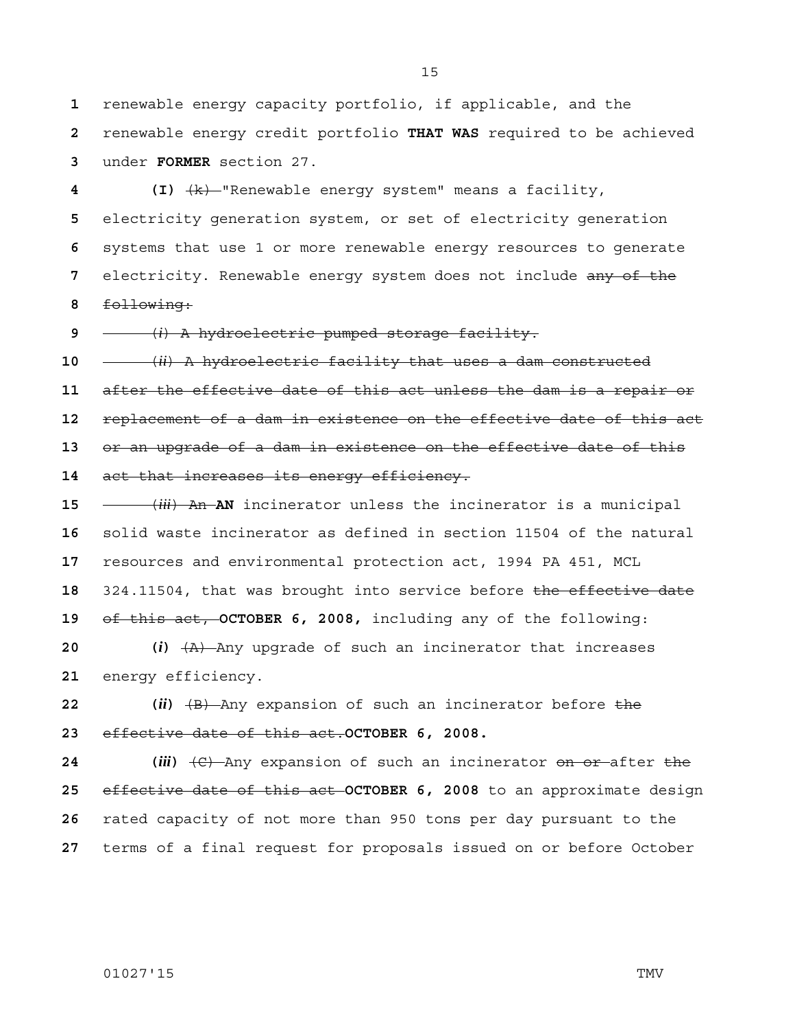renewable energy capacity portfolio, if applicable, and the renewable energy credit portfolio **THAT WAS** required to be achieved under **FORMER** section 27.

**(I)** ~~(k)~~ "Renewable energy system" means a facility, electricity generation system, or set of electricity generation systems that use 1 or more renewable energy resources to generate electricity. Renewable energy system does not include ~~any of the following:~~

~~(*i*) A hydroelectric pumped storage facility.~~

~~(*ii*) A hydroelectric facility that uses a dam constructed after the effective date of this act unless the dam is a repair or replacement of a dam in existence on the effective date of this act or an upgrade of a dam in existence on the effective date of this act that increases its energy efficiency.~~

~~(*iii*) An~~ **AN** incinerator unless the incinerator is a municipal solid waste incinerator as defined in section 11504 of the natural resources and environmental protection act, 1994 PA 451, MCL 324.11504, that was brought into service before ~~the effective date of this act,~~ **OCTOBER 6, 2008,** including any of the following:

**(*i*)** ~~(A)~~ Any upgrade of such an incinerator that increases energy efficiency.

**(*ii*)** ~~(B)~~ Any expansion of such an incinerator before ~~the effective date of this act.~~**OCTOBER 6, 2008.**

**(*iii*)** ~~(C)~~ Any expansion of such an incinerator ~~on or~~ after ~~the effective date of this act~~ **OCTOBER 6, 2008** to an approximate design rated capacity of not more than 950 tons per day pursuant to the terms of a final request for proposals issued on or before October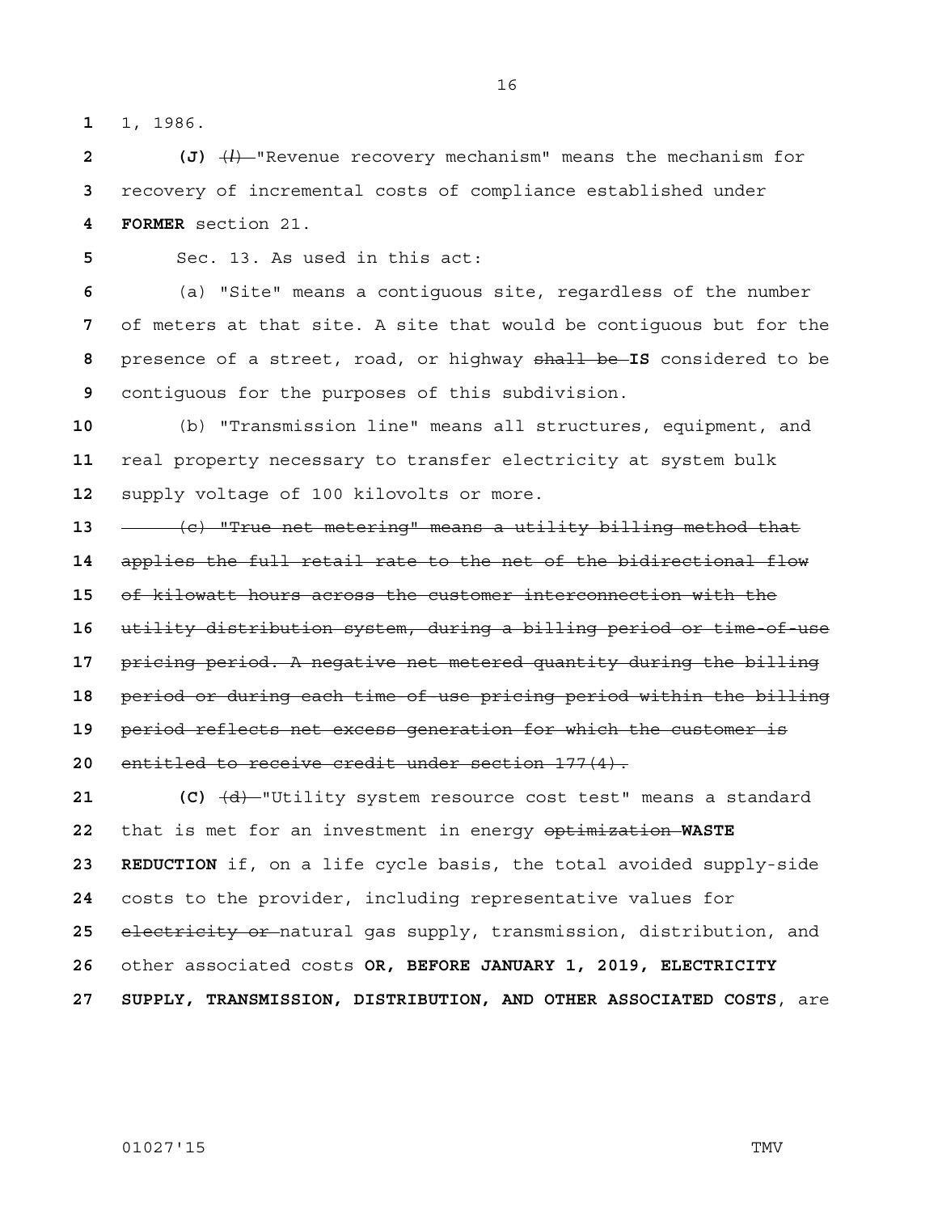1, 1986.

**(J)** ~~(*l*)~~ "Revenue recovery mechanism" means the mechanism for recovery of incremental costs of compliance established under **FORMER** section 21.

Sec. 13. As used in this act:

(a) "Site" means a contiguous site, regardless of the number of meters at that site. A site that would be contiguous but for the presence of a street, road, or highway ~~shall be~~ **IS** considered to be contiguous for the purposes of this subdivision.

(b) "Transmission line" means all structures, equipment, and real property necessary to transfer electricity at system bulk supply voltage of 100 kilovolts or more.

~~(c) "True net metering" means a utility billing method that applies the full retail rate to the net of the bidirectional flow of kilowatt hours across the customer interconnection with the utility distribution system, during a billing period or time-of-use pricing period. A negative net metered quantity during the billing period or during each time of use pricing period within the billing period reflects net excess generation for which the customer is entitled to receive credit under section 177(4).~~

**(C)** ~~(d)~~ "Utility system resource cost test" means a standard that is met for an investment in energy ~~optimization~~ **WASTE REDUCTION** if, on a life cycle basis, the total avoided supply-side costs to the provider, including representative values for ~~electricity or~~ natural gas supply, transmission, distribution, and other associated costs **OR, BEFORE JANUARY 1, 2019, ELECTRICITY SUPPLY, TRANSMISSION, DISTRIBUTION, AND OTHER ASSOCIATED COSTS**, are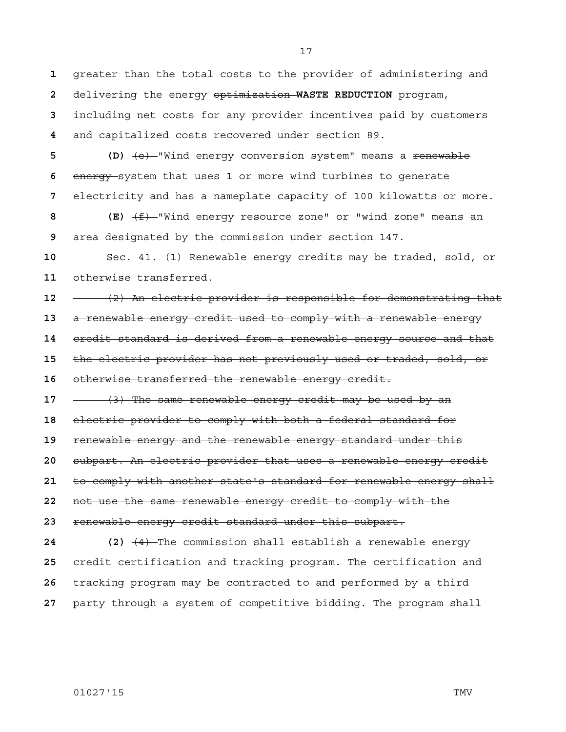greater than the total costs to the provider of administering and delivering the energy ~~optimization~~ **WASTE REDUCTION** program, including net costs for any provider incentives paid by customers and capitalized costs recovered under section 89.

**(D)** ~~(e)~~ "Wind energy conversion system" means a ~~renewable energy~~ system that uses 1 or more wind turbines to generate electricity and has a nameplate capacity of 100 kilowatts or more.

**(E)** ~~(f)~~ "Wind energy resource zone" or "wind zone" means an area designated by the commission under section 147.

Sec. 41. (1) Renewable energy credits may be traded, sold, or otherwise transferred.

~~(2) An electric provider is responsible for demonstrating that a renewable energy credit used to comply with a renewable energy credit standard is derived from a renewable energy source and that the electric provider has not previously used or traded, sold, or otherwise transferred the renewable energy credit.~~

~~(3) The same renewable energy credit may be used by an electric provider to comply with both a federal standard for renewable energy and the renewable energy standard under this subpart. An electric provider that uses a renewable energy credit to comply with another state's standard for renewable energy shall not use the same renewable energy credit to comply with the renewable energy credit standard under this subpart.~~

**(2)** ~~(4)~~ The commission shall establish a renewable energy credit certification and tracking program. The certification and tracking program may be contracted to and performed by a third party through a system of competitive bidding. The program shall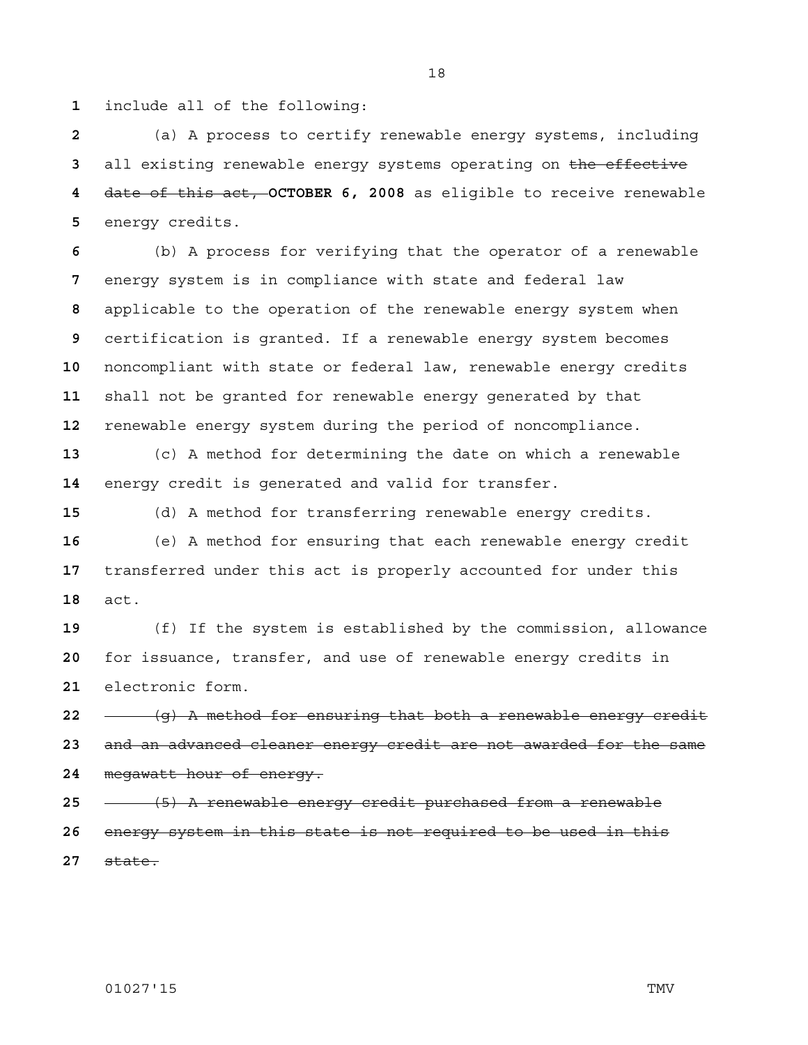include all of the following:

(a) A process to certify renewable energy systems, including all existing renewable energy systems operating on ~~the effective date of this act,~~ **OCTOBER 6, 2008** as eligible to receive renewable energy credits.

(b) A process for verifying that the operator of a renewable energy system is in compliance with state and federal law applicable to the operation of the renewable energy system when certification is granted. If a renewable energy system becomes noncompliant with state or federal law, renewable energy credits shall not be granted for renewable energy generated by that renewable energy system during the period of noncompliance.

(c) A method for determining the date on which a renewable energy credit is generated and valid for transfer.

(d) A method for transferring renewable energy credits.

(e) A method for ensuring that each renewable energy credit transferred under this act is properly accounted for under this act.

(f) If the system is established by the commission, allowance for issuance, transfer, and use of renewable energy credits in electronic form.

~~(g) A method for ensuring that both a renewable energy credit and an advanced cleaner energy credit are not awarded for the same megawatt hour of energy.~~

~~(5) A renewable energy credit purchased from a renewable energy system in this state is not required to be used in this state.~~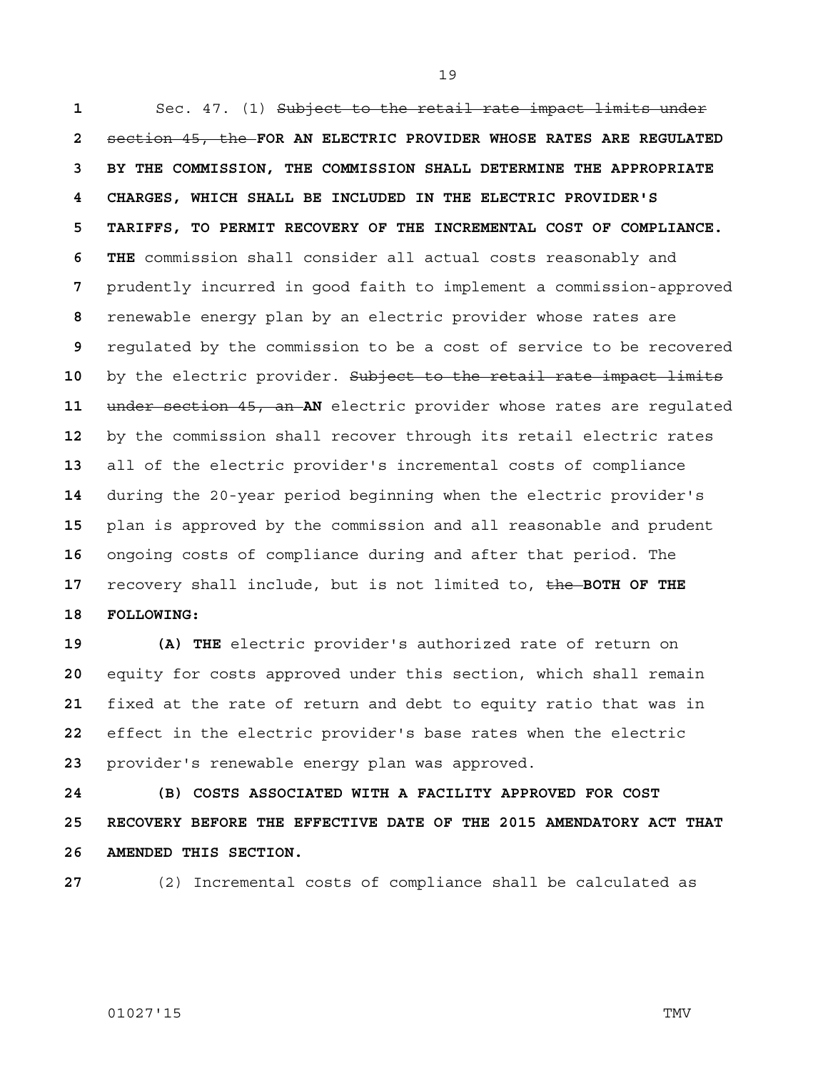Sec. 47. (1) ~~Subject to the retail rate impact limits under section 45, the~~ **FOR AN ELECTRIC PROVIDER WHOSE RATES ARE REGULATED BY THE COMMISSION, THE COMMISSION SHALL DETERMINE THE APPROPRIATE CHARGES, WHICH SHALL BE INCLUDED IN THE ELECTRIC PROVIDER'S TARIFFS, TO PERMIT RECOVERY OF THE INCREMENTAL COST OF COMPLIANCE. THE** commission shall consider all actual costs reasonably and prudently incurred in good faith to implement a commission-approved renewable energy plan by an electric provider whose rates are regulated by the commission to be a cost of service to be recovered by the electric provider. ~~Subject to the retail rate impact limits under section 45, an~~ **AN** electric provider whose rates are regulated by the commission shall recover through its retail electric rates all of the electric provider's incremental costs of compliance during the 20-year period beginning when the electric provider's plan is approved by the commission and all reasonable and prudent ongoing costs of compliance during and after that period. The recovery shall include, but is not limited to, ~~the~~ **BOTH OF THE FOLLOWING:**

**(A) THE** electric provider's authorized rate of return on equity for costs approved under this section, which shall remain fixed at the rate of return and debt to equity ratio that was in effect in the electric provider's base rates when the electric provider's renewable energy plan was approved.

**(B) COSTS ASSOCIATED WITH A FACILITY APPROVED FOR COST RECOVERY BEFORE THE EFFECTIVE DATE OF THE 2015 AMENDATORY ACT THAT AMENDED THIS SECTION.**

(2) Incremental costs of compliance shall be calculated as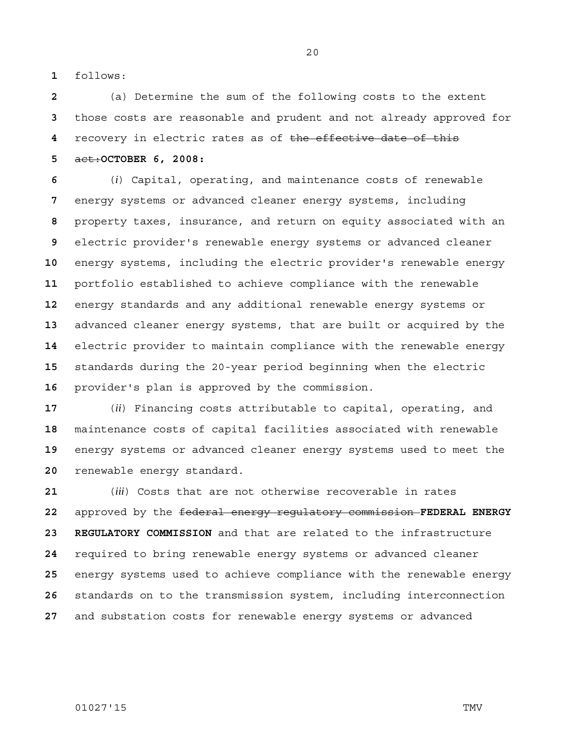follows:

(a) Determine the sum of the following costs to the extent those costs are reasonable and prudent and not already approved for recovery in electric rates as of ~~the effective date of this act:~~**OCTOBER 6, 2008:**

(*i*) Capital, operating, and maintenance costs of renewable energy systems or advanced cleaner energy systems, including property taxes, insurance, and return on equity associated with an electric provider's renewable energy systems or advanced cleaner energy systems, including the electric provider's renewable energy portfolio established to achieve compliance with the renewable energy standards and any additional renewable energy systems or advanced cleaner energy systems, that are built or acquired by the electric provider to maintain compliance with the renewable energy standards during the 20-year period beginning when the electric provider's plan is approved by the commission.

(*ii*) Financing costs attributable to capital, operating, and maintenance costs of capital facilities associated with renewable energy systems or advanced cleaner energy systems used to meet the renewable energy standard.

(*iii*) Costs that are not otherwise recoverable in rates approved by the ~~federal energy regulatory commission~~ **FEDERAL ENERGY REGULATORY COMMISSION** and that are related to the infrastructure required to bring renewable energy systems or advanced cleaner energy systems used to achieve compliance with the renewable energy standards on to the transmission system, including interconnection and substation costs for renewable energy systems or advanced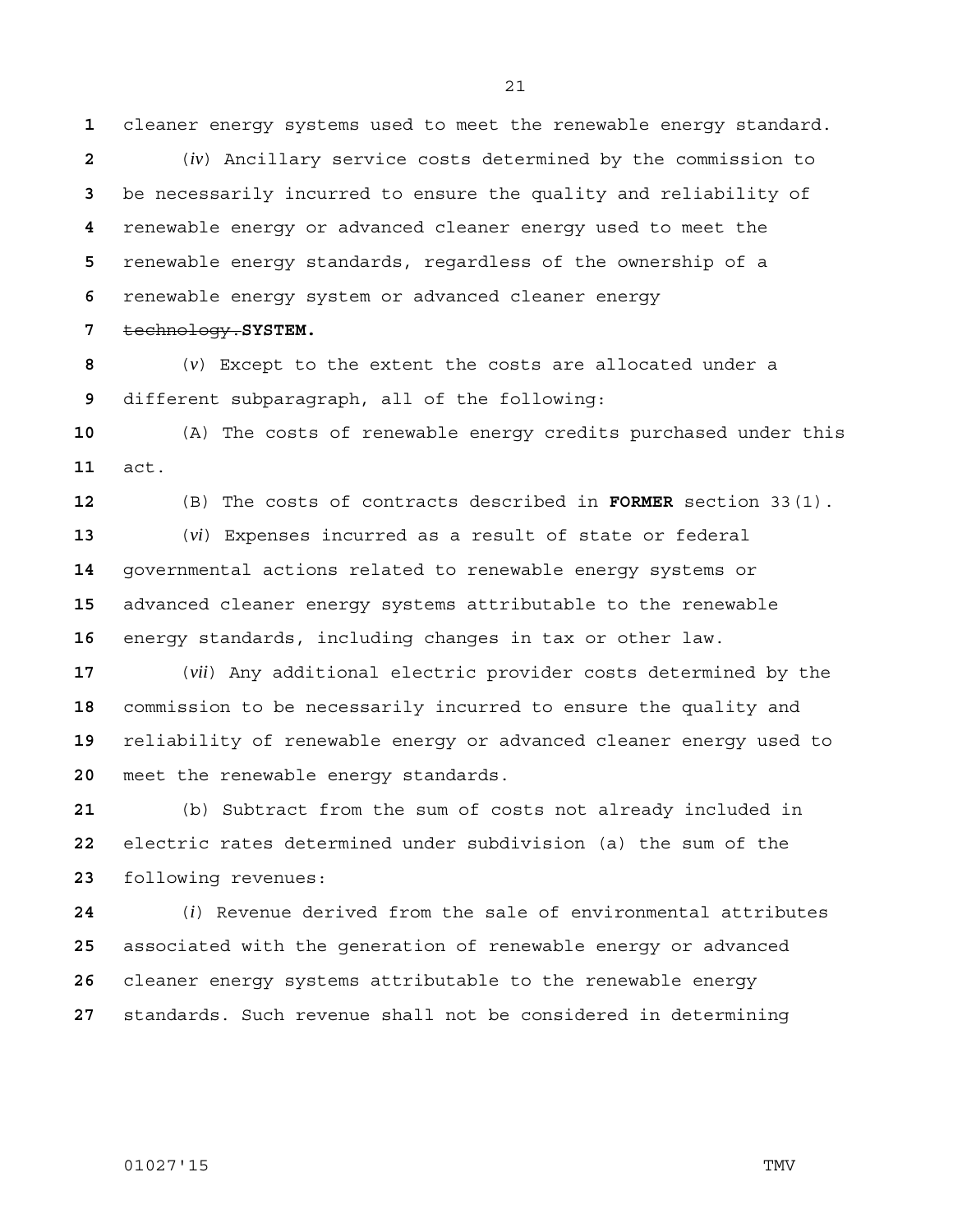cleaner energy systems used to meet the renewable energy standard.

(*iv*) Ancillary service costs determined by the commission to be necessarily incurred to ensure the quality and reliability of renewable energy or advanced cleaner energy used to meet the renewable energy standards, regardless of the ownership of a renewable energy system or advanced cleaner energy ~~technology.~~**SYSTEM.**

(*v*) Except to the extent the costs are allocated under a different subparagraph, all of the following:

(A) The costs of renewable energy credits purchased under this act.

(B) The costs of contracts described in **FORMER** section 33(1).

(*vi*) Expenses incurred as a result of state or federal governmental actions related to renewable energy systems or advanced cleaner energy systems attributable to the renewable energy standards, including changes in tax or other law.

(*vii*) Any additional electric provider costs determined by the commission to be necessarily incurred to ensure the quality and reliability of renewable energy or advanced cleaner energy used to meet the renewable energy standards.

(b) Subtract from the sum of costs not already included in electric rates determined under subdivision (a) the sum of the following revenues:

(*i*) Revenue derived from the sale of environmental attributes associated with the generation of renewable energy or advanced cleaner energy systems attributable to the renewable energy standards. Such revenue shall not be considered in determining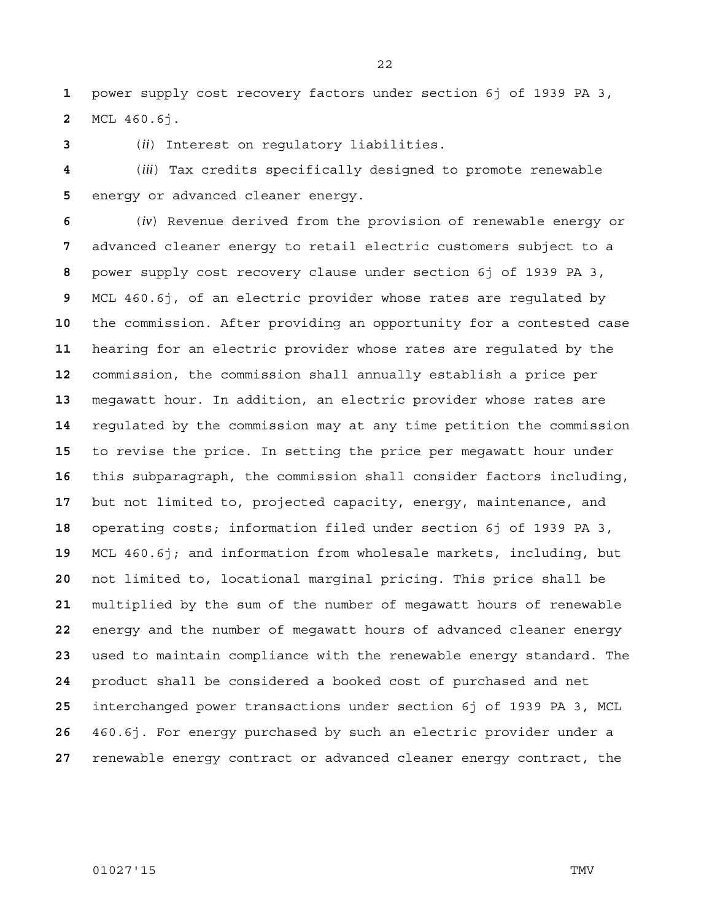power supply cost recovery factors under section 6j of 1939 PA 3, MCL 460.6j.

(*ii*) Interest on regulatory liabilities.

(*iii*) Tax credits specifically designed to promote renewable energy or advanced cleaner energy.

(*iv*) Revenue derived from the provision of renewable energy or advanced cleaner energy to retail electric customers subject to a power supply cost recovery clause under section 6j of 1939 PA 3, MCL 460.6j, of an electric provider whose rates are regulated by the commission. After providing an opportunity for a contested case hearing for an electric provider whose rates are regulated by the commission, the commission shall annually establish a price per megawatt hour. In addition, an electric provider whose rates are regulated by the commission may at any time petition the commission to revise the price. In setting the price per megawatt hour under this subparagraph, the commission shall consider factors including, but not limited to, projected capacity, energy, maintenance, and operating costs; information filed under section 6j of 1939 PA 3, MCL 460.6j; and information from wholesale markets, including, but not limited to, locational marginal pricing. This price shall be multiplied by the sum of the number of megawatt hours of renewable energy and the number of megawatt hours of advanced cleaner energy used to maintain compliance with the renewable energy standard. The product shall be considered a booked cost of purchased and net interchanged power transactions under section 6j of 1939 PA 3, MCL 460.6j. For energy purchased by such an electric provider under a renewable energy contract or advanced cleaner energy contract, the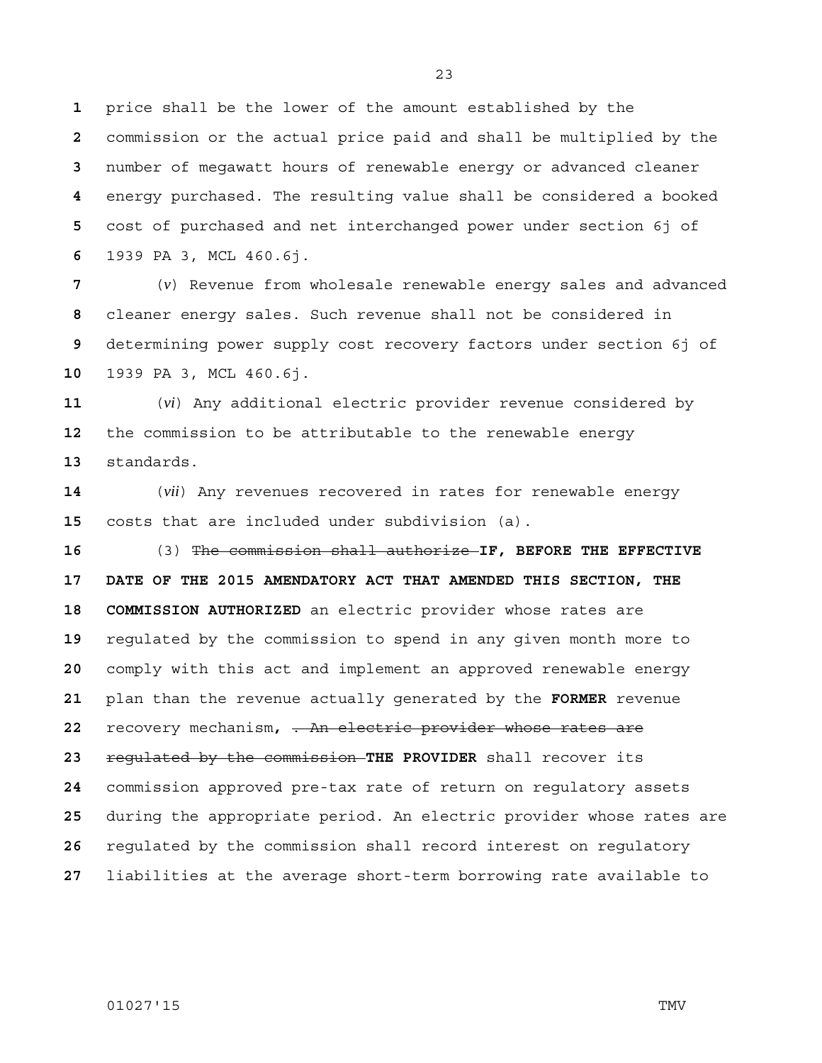price shall be the lower of the amount established by the commission or the actual price paid and shall be multiplied by the number of megawatt hours of renewable energy or advanced cleaner energy purchased. The resulting value shall be considered a booked cost of purchased and net interchanged power under section 6j of 1939 PA 3, MCL 460.6j.

(*v*) Revenue from wholesale renewable energy sales and advanced cleaner energy sales. Such revenue shall not be considered in determining power supply cost recovery factors under section 6j of 1939 PA 3, MCL 460.6j.

(*vi*) Any additional electric provider revenue considered by the commission to be attributable to the renewable energy standards.

(*vii*) Any revenues recovered in rates for renewable energy costs that are included under subdivision (a).

(3) ~~The commission shall authorize~~ **IF, BEFORE THE EFFECTIVE DATE OF THE 2015 AMENDATORY ACT THAT AMENDED THIS SECTION, THE COMMISSION AUTHORIZED** an electric provider whose rates are regulated by the commission to spend in any given month more to comply with this act and implement an approved renewable energy plan than the revenue actually generated by the **FORMER** revenue recovery mechanism**,** ~~. An electric provider whose rates are regulated by the commission~~ **THE PROVIDER** shall recover its commission approved pre-tax rate of return on regulatory assets during the appropriate period. An electric provider whose rates are regulated by the commission shall record interest on regulatory liabilities at the average short-term borrowing rate available to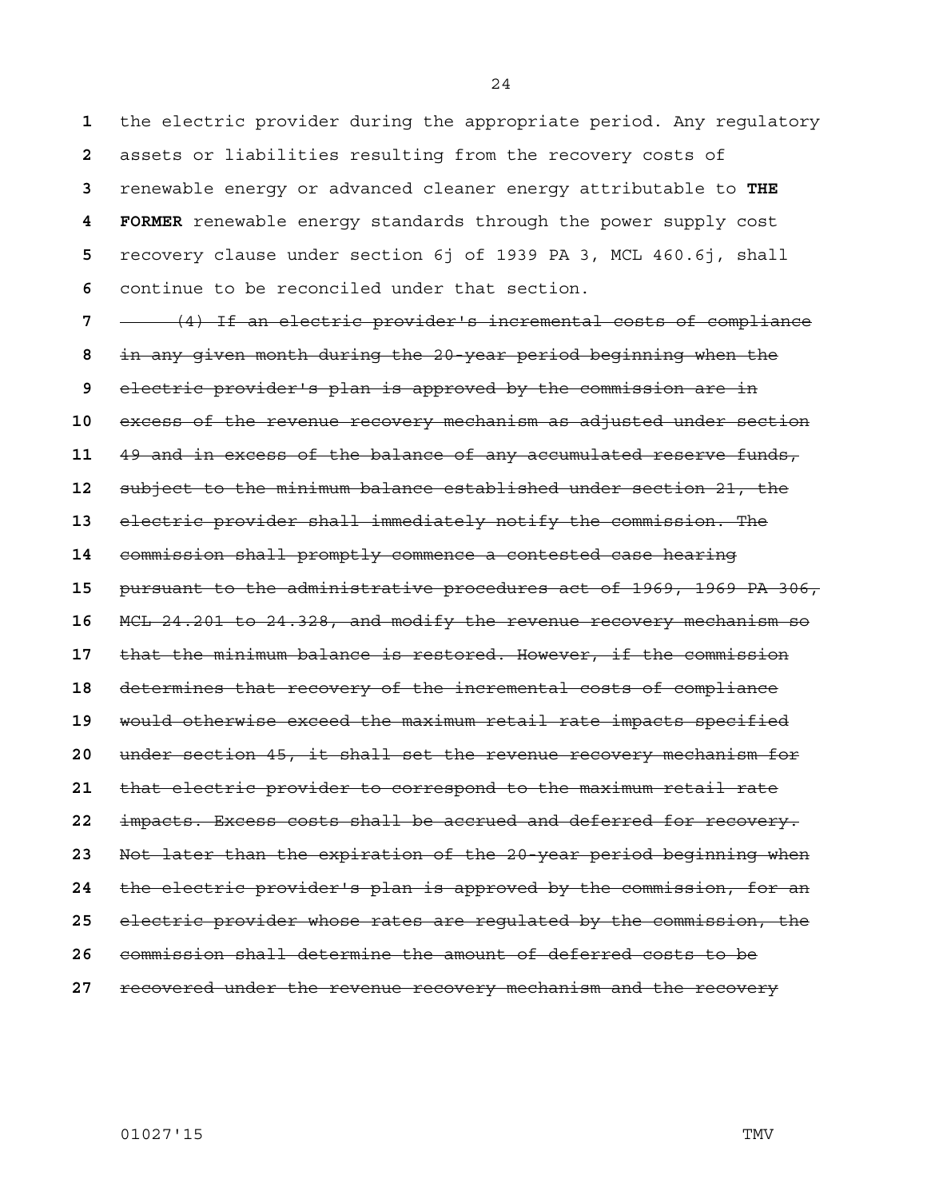the electric provider during the appropriate period. Any regulatory assets or liabilities resulting from the recovery costs of renewable energy or advanced cleaner energy attributable to **THE FORMER** renewable energy standards through the power supply cost recovery clause under section 6j of 1939 PA 3, MCL 460.6j, shall continue to be reconciled under that section.

~~(4) If an electric provider's incremental costs of compliance in any given month during the 20-year period beginning when the electric provider's plan is approved by the commission are in excess of the revenue recovery mechanism as adjusted under section 49 and in excess of the balance of any accumulated reserve funds, subject to the minimum balance established under section 21, the electric provider shall immediately notify the commission. The commission shall promptly commence a contested case hearing pursuant to the administrative procedures act of 1969, 1969 PA 306, MCL 24.201 to 24.328, and modify the revenue recovery mechanism so that the minimum balance is restored. However, if the commission determines that recovery of the incremental costs of compliance would otherwise exceed the maximum retail rate impacts specified under section 45, it shall set the revenue recovery mechanism for that electric provider to correspond to the maximum retail rate impacts. Excess costs shall be accrued and deferred for recovery. Not later than the expiration of the 20-year period beginning when the electric provider's plan is approved by the commission, for an electric provider whose rates are regulated by the commission, the commission shall determine the amount of deferred costs to be recovered under the revenue recovery mechanism and the recovery~~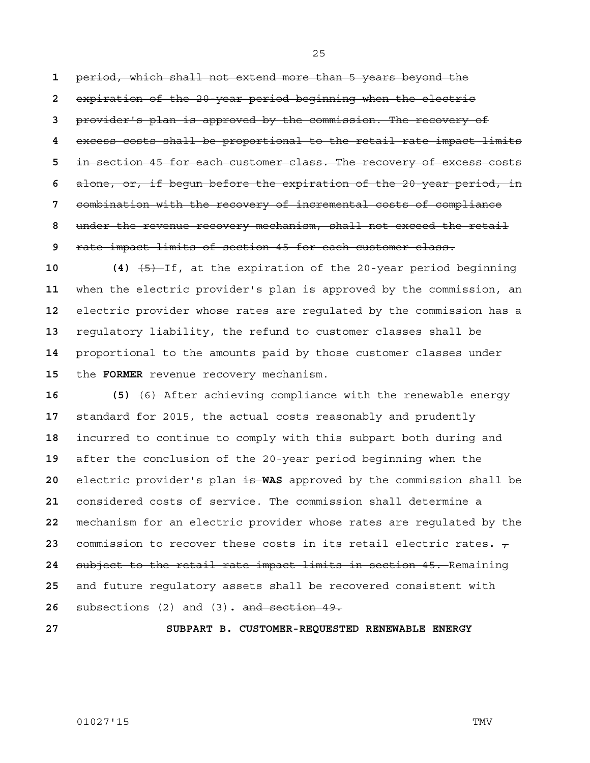~~period, which shall not extend more than 5 years beyond the expiration of the 20-year period beginning when the electric provider's plan is approved by the commission. The recovery of excess costs shall be proportional to the retail rate impact limits in section 45 for each customer class. The recovery of excess costs alone, or, if begun before the expiration of the 20-year period, in combination with the recovery of incremental costs of compliance under the revenue recovery mechanism, shall not exceed the retail rate impact limits of section 45 for each customer class.~~

**(4)** ~~(5)~~ If, at the expiration of the 20-year period beginning when the electric provider's plan is approved by the commission, an electric provider whose rates are regulated by the commission has a regulatory liability, the refund to customer classes shall be proportional to the amounts paid by those customer classes under the **FORMER** revenue recovery mechanism.

**(5)** ~~(6)~~ After achieving compliance with the renewable energy standard for 2015, the actual costs reasonably and prudently incurred to continue to comply with this subpart both during and after the conclusion of the 20-year period beginning when the electric provider's plan ~~is~~ **WAS** approved by the commission shall be considered costs of service. The commission shall determine a mechanism for an electric provider whose rates are regulated by the commission to recover these costs in its retail electric rates**.** ~~, subject to the retail rate impact limits in section 45.~~ Remaining and future regulatory assets shall be recovered consistent with subsections (2) and (3)**.** ~~and section 49.~~

**SUBPART B. CUSTOMER-REQUESTED RENEWABLE ENERGY**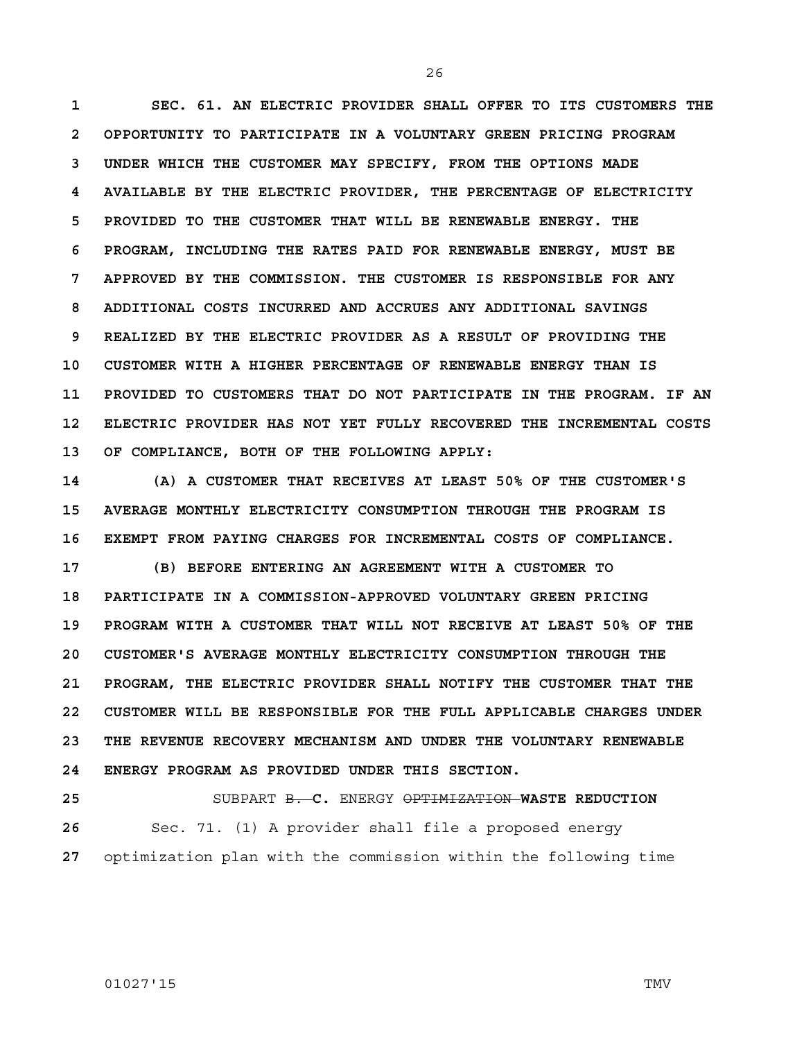**SEC. 61. AN ELECTRIC PROVIDER SHALL OFFER TO ITS CUSTOMERS THE OPPORTUNITY TO PARTICIPATE IN A VOLUNTARY GREEN PRICING PROGRAM UNDER WHICH THE CUSTOMER MAY SPECIFY, FROM THE OPTIONS MADE AVAILABLE BY THE ELECTRIC PROVIDER, THE PERCENTAGE OF ELECTRICITY PROVIDED TO THE CUSTOMER THAT WILL BE RENEWABLE ENERGY. THE PROGRAM, INCLUDING THE RATES PAID FOR RENEWABLE ENERGY, MUST BE APPROVED BY THE COMMISSION. THE CUSTOMER IS RESPONSIBLE FOR ANY ADDITIONAL COSTS INCURRED AND ACCRUES ANY ADDITIONAL SAVINGS REALIZED BY THE ELECTRIC PROVIDER AS A RESULT OF PROVIDING THE CUSTOMER WITH A HIGHER PERCENTAGE OF RENEWABLE ENERGY THAN IS PROVIDED TO CUSTOMERS THAT DO NOT PARTICIPATE IN THE PROGRAM. IF AN ELECTRIC PROVIDER HAS NOT YET FULLY RECOVERED THE INCREMENTAL COSTS OF COMPLIANCE, BOTH OF THE FOLLOWING APPLY:**

**(A) A CUSTOMER THAT RECEIVES AT LEAST 50% OF THE CUSTOMER'S AVERAGE MONTHLY ELECTRICITY CONSUMPTION THROUGH THE PROGRAM IS EXEMPT FROM PAYING CHARGES FOR INCREMENTAL COSTS OF COMPLIANCE.**

**(B) BEFORE ENTERING AN AGREEMENT WITH A CUSTOMER TO PARTICIPATE IN A COMMISSION-APPROVED VOLUNTARY GREEN PRICING PROGRAM WITH A CUSTOMER THAT WILL NOT RECEIVE AT LEAST 50% OF THE CUSTOMER'S AVERAGE MONTHLY ELECTRICITY CONSUMPTION THROUGH THE PROGRAM, THE ELECTRIC PROVIDER SHALL NOTIFY THE CUSTOMER THAT THE CUSTOMER WILL BE RESPONSIBLE FOR THE FULL APPLICABLE CHARGES UNDER THE REVENUE RECOVERY MECHANISM AND UNDER THE VOLUNTARY RENEWABLE ENERGY PROGRAM AS PROVIDED UNDER THIS SECTION.**

SUBPART ~~B.~~ **C.** ENERGY ~~OPTIMIZATION~~ **WASTE REDUCTION**

Sec. 71. (1) A provider shall file a proposed energy optimization plan with the commission within the following time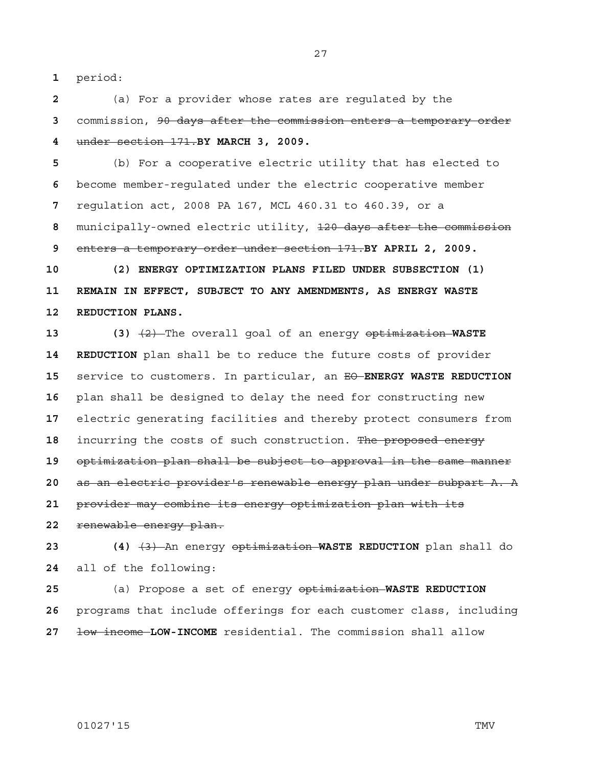period:

(a) For a provider whose rates are regulated by the commission, ~~90 days after the commission enters a temporary order under section 171.~~**BY MARCH 3, 2009.**

(b) For a cooperative electric utility that has elected to become member-regulated under the electric cooperative member regulation act, 2008 PA 167, MCL 460.31 to 460.39, or a municipally-owned electric utility, ~~120 days after the commission enters a temporary order under section 171.~~**BY APRIL 2, 2009.**

**(2) ENERGY OPTIMIZATION PLANS FILED UNDER SUBSECTION (1) REMAIN IN EFFECT, SUBJECT TO ANY AMENDMENTS, AS ENERGY WASTE REDUCTION PLANS.**

**(3)** ~~(2)~~ The overall goal of an energy ~~optimization~~ **WASTE REDUCTION** plan shall be to reduce the future costs of provider service to customers. In particular, an ~~EO~~ **ENERGY WASTE REDUCTION** plan shall be designed to delay the need for constructing new electric generating facilities and thereby protect consumers from incurring the costs of such construction. ~~The proposed energy optimization plan shall be subject to approval in the same manner as an electric provider's renewable energy plan under subpart A. A provider may combine its energy optimization plan with its renewable energy plan.~~

**(4)** ~~(3)~~ An energy ~~optimization~~ **WASTE REDUCTION** plan shall do all of the following:

(a) Propose a set of energy ~~optimization~~ **WASTE REDUCTION** programs that include offerings for each customer class, including ~~low income~~ **LOW-INCOME** residential. The commission shall allow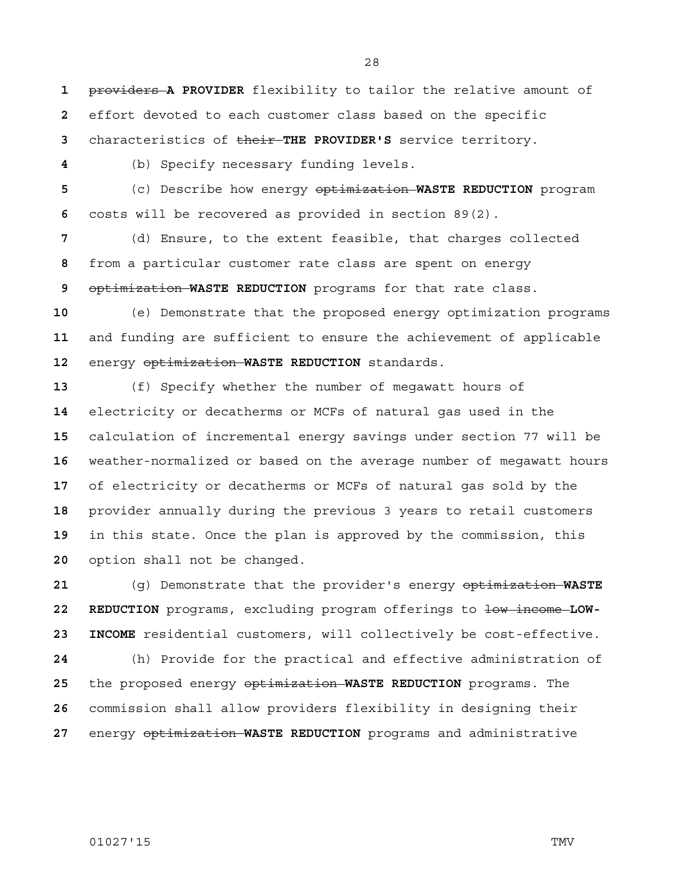~~providers~~ **A PROVIDER** flexibility to tailor the relative amount of effort devoted to each customer class based on the specific characteristics of ~~their~~ **THE PROVIDER'S** service territory.

(b) Specify necessary funding levels.

(c) Describe how energy ~~optimization~~ **WASTE REDUCTION** program costs will be recovered as provided in section 89(2).

(d) Ensure, to the extent feasible, that charges collected from a particular customer rate class are spent on energy ~~optimization~~ **WASTE REDUCTION** programs for that rate class.

(e) Demonstrate that the proposed energy optimization programs and funding are sufficient to ensure the achievement of applicable energy ~~optimization~~ **WASTE REDUCTION** standards.

(f) Specify whether the number of megawatt hours of electricity or decatherms or MCFs of natural gas used in the calculation of incremental energy savings under section 77 will be weather-normalized or based on the average number of megawatt hours of electricity or decatherms or MCFs of natural gas sold by the provider annually during the previous 3 years to retail customers in this state. Once the plan is approved by the commission, this option shall not be changed.

(g) Demonstrate that the provider's energy ~~optimization~~ **WASTE REDUCTION** programs, excluding program offerings to ~~low income~~ **LOW-INCOME** residential customers, will collectively be cost-effective.

(h) Provide for the practical and effective administration of the proposed energy ~~optimization~~ **WASTE REDUCTION** programs. The commission shall allow providers flexibility in designing their energy ~~optimization~~ **WASTE REDUCTION** programs and administrative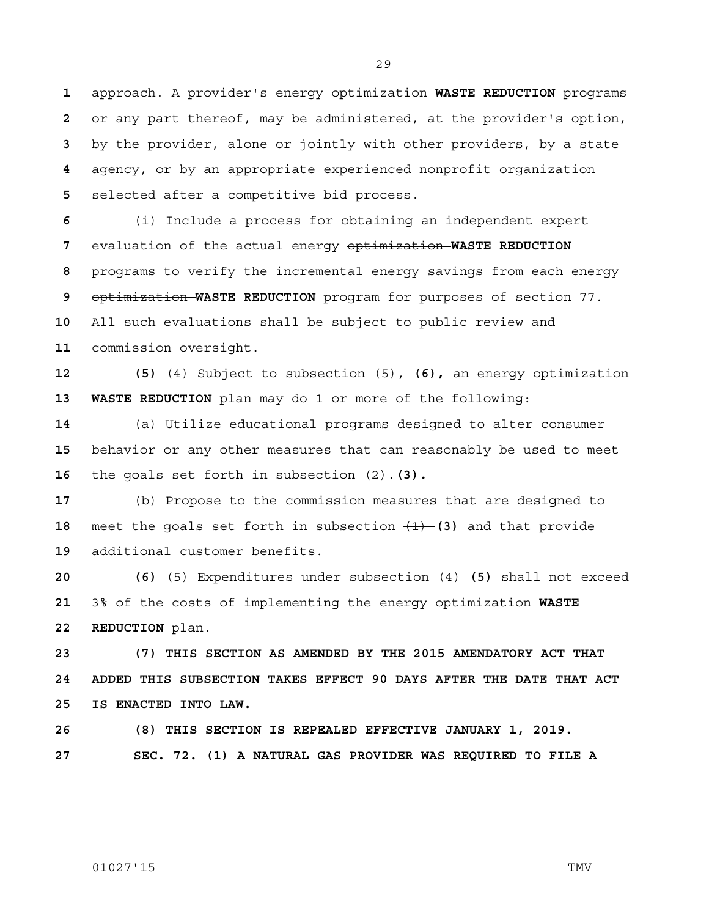approach. A provider's energy ~~optimization~~ **WASTE REDUCTION** programs or any part thereof, may be administered, at the provider's option, by the provider, alone or jointly with other providers, by a state agency, or by an appropriate experienced nonprofit organization selected after a competitive bid process.

(i) Include a process for obtaining an independent expert evaluation of the actual energy ~~optimization~~ **WASTE REDUCTION** programs to verify the incremental energy savings from each energy ~~optimization~~ **WASTE REDUCTION** program for purposes of section 77. All such evaluations shall be subject to public review and commission oversight.

**(5)** ~~(4)~~ Subject to subsection ~~(5),~~ **(6),** an energy ~~optimization~~ **WASTE REDUCTION** plan may do 1 or more of the following:

(a) Utilize educational programs designed to alter consumer behavior or any other measures that can reasonably be used to meet the goals set forth in subsection ~~(2).~~ **(3).**

(b) Propose to the commission measures that are designed to meet the goals set forth in subsection ~~(1)~~ **(3)** and that provide additional customer benefits.

**(6)** ~~(5)~~ Expenditures under subsection ~~(4)~~ **(5)** shall not exceed 3% of the costs of implementing the energy ~~optimization~~ **WASTE REDUCTION** plan.

**(7) THIS SECTION AS AMENDED BY THE 2015 AMENDATORY ACT THAT ADDED THIS SUBSECTION TAKES EFFECT 90 DAYS AFTER THE DATE THAT ACT IS ENACTED INTO LAW.**

**(8) THIS SECTION IS REPEALED EFFECTIVE JANUARY 1, 2019.**

**SEC. 72. (1) A NATURAL GAS PROVIDER WAS REQUIRED TO FILE A**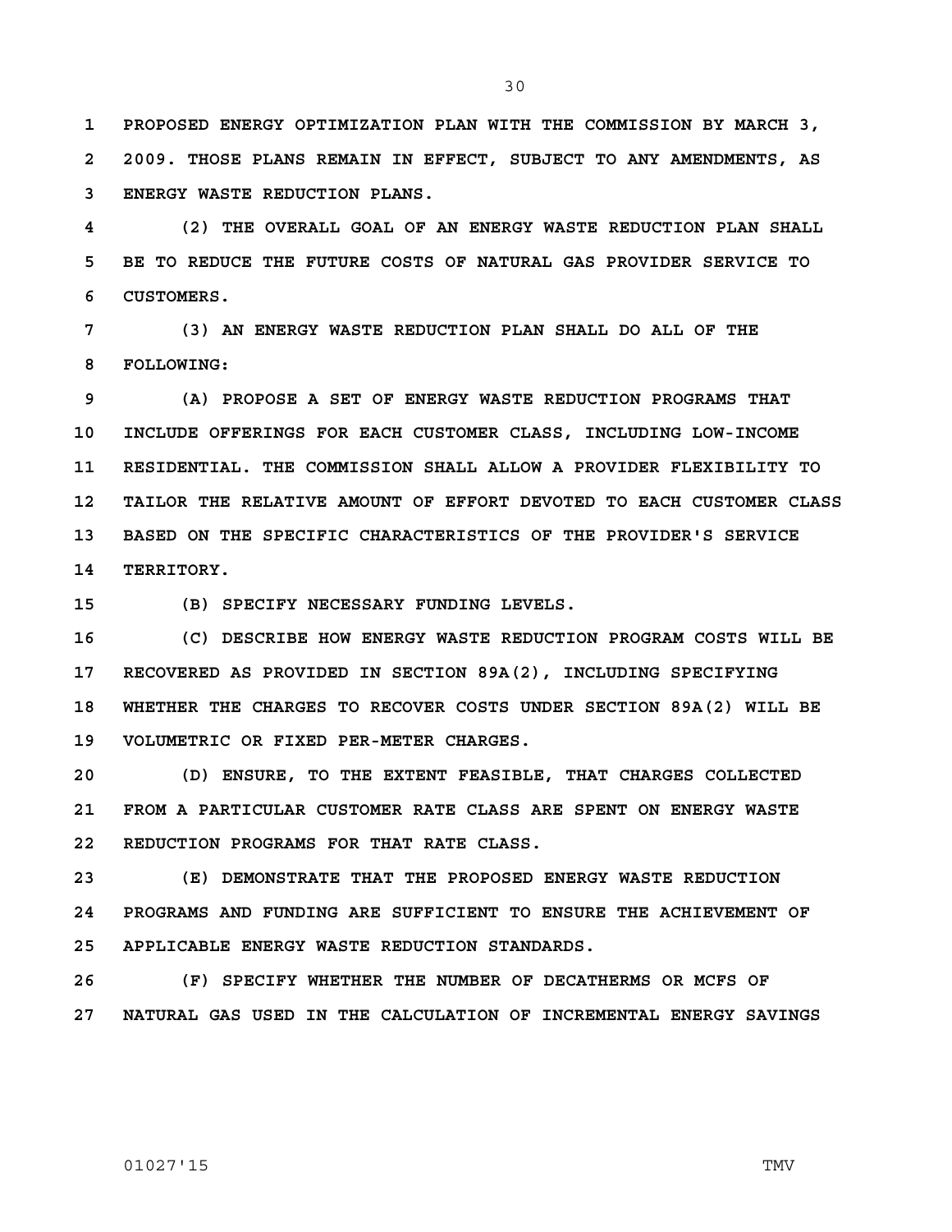PROPOSED ENERGY OPTIMIZATION PLAN WITH THE COMMISSION BY MARCH 3, 2009. THOSE PLANS REMAIN IN EFFECT, SUBJECT TO ANY AMENDMENTS, AS ENERGY WASTE REDUCTION PLANS.

(2) THE OVERALL GOAL OF AN ENERGY WASTE REDUCTION PLAN SHALL BE TO REDUCE THE FUTURE COSTS OF NATURAL GAS PROVIDER SERVICE TO CUSTOMERS.

(3) AN ENERGY WASTE REDUCTION PLAN SHALL DO ALL OF THE FOLLOWING:

(A) PROPOSE A SET OF ENERGY WASTE REDUCTION PROGRAMS THAT INCLUDE OFFERINGS FOR EACH CUSTOMER CLASS, INCLUDING LOW-INCOME RESIDENTIAL. THE COMMISSION SHALL ALLOW A PROVIDER FLEXIBILITY TO TAILOR THE RELATIVE AMOUNT OF EFFORT DEVOTED TO EACH CUSTOMER CLASS BASED ON THE SPECIFIC CHARACTERISTICS OF THE PROVIDER'S SERVICE TERRITORY.

(B) SPECIFY NECESSARY FUNDING LEVELS.

(C) DESCRIBE HOW ENERGY WASTE REDUCTION PROGRAM COSTS WILL BE RECOVERED AS PROVIDED IN SECTION 89A(2), INCLUDING SPECIFYING WHETHER THE CHARGES TO RECOVER COSTS UNDER SECTION 89A(2) WILL BE VOLUMETRIC OR FIXED PER-METER CHARGES.

(D) ENSURE, TO THE EXTENT FEASIBLE, THAT CHARGES COLLECTED FROM A PARTICULAR CUSTOMER RATE CLASS ARE SPENT ON ENERGY WASTE REDUCTION PROGRAMS FOR THAT RATE CLASS.

(E) DEMONSTRATE THAT THE PROPOSED ENERGY WASTE REDUCTION PROGRAMS AND FUNDING ARE SUFFICIENT TO ENSURE THE ACHIEVEMENT OF APPLICABLE ENERGY WASTE REDUCTION STANDARDS.

(F) SPECIFY WHETHER THE NUMBER OF DECATHERMS OR MCFS OF NATURAL GAS USED IN THE CALCULATION OF INCREMENTAL ENERGY SAVINGS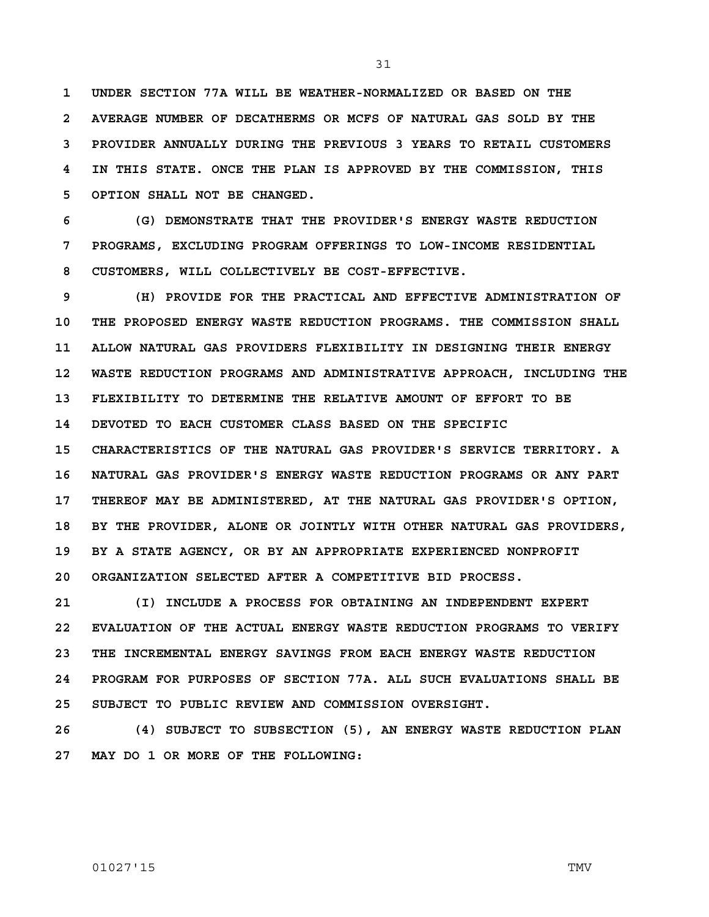**UNDER SECTION 77A WILL BE WEATHER-NORMALIZED OR BASED ON THE AVERAGE NUMBER OF DECATHERMS OR MCFS OF NATURAL GAS SOLD BY THE PROVIDER ANNUALLY DURING THE PREVIOUS 3 YEARS TO RETAIL CUSTOMERS IN THIS STATE. ONCE THE PLAN IS APPROVED BY THE COMMISSION, THIS OPTION SHALL NOT BE CHANGED.**

**(G) DEMONSTRATE THAT THE PROVIDER'S ENERGY WASTE REDUCTION PROGRAMS, EXCLUDING PROGRAM OFFERINGS TO LOW-INCOME RESIDENTIAL CUSTOMERS, WILL COLLECTIVELY BE COST-EFFECTIVE.**

**(H) PROVIDE FOR THE PRACTICAL AND EFFECTIVE ADMINISTRATION OF THE PROPOSED ENERGY WASTE REDUCTION PROGRAMS. THE COMMISSION SHALL ALLOW NATURAL GAS PROVIDERS FLEXIBILITY IN DESIGNING THEIR ENERGY WASTE REDUCTION PROGRAMS AND ADMINISTRATIVE APPROACH, INCLUDING THE FLEXIBILITY TO DETERMINE THE RELATIVE AMOUNT OF EFFORT TO BE DEVOTED TO EACH CUSTOMER CLASS BASED ON THE SPECIFIC CHARACTERISTICS OF THE NATURAL GAS PROVIDER'S SERVICE TERRITORY. A NATURAL GAS PROVIDER'S ENERGY WASTE REDUCTION PROGRAMS OR ANY PART THEREOF MAY BE ADMINISTERED, AT THE NATURAL GAS PROVIDER'S OPTION, BY THE PROVIDER, ALONE OR JOINTLY WITH OTHER NATURAL GAS PROVIDERS, BY A STATE AGENCY, OR BY AN APPROPRIATE EXPERIENCED NONPROFIT ORGANIZATION SELECTED AFTER A COMPETITIVE BID PROCESS.**

**(I) INCLUDE A PROCESS FOR OBTAINING AN INDEPENDENT EXPERT EVALUATION OF THE ACTUAL ENERGY WASTE REDUCTION PROGRAMS TO VERIFY THE INCREMENTAL ENERGY SAVINGS FROM EACH ENERGY WASTE REDUCTION PROGRAM FOR PURPOSES OF SECTION 77A. ALL SUCH EVALUATIONS SHALL BE SUBJECT TO PUBLIC REVIEW AND COMMISSION OVERSIGHT.**

**(4) SUBJECT TO SUBSECTION (5), AN ENERGY WASTE REDUCTION PLAN MAY DO 1 OR MORE OF THE FOLLOWING:**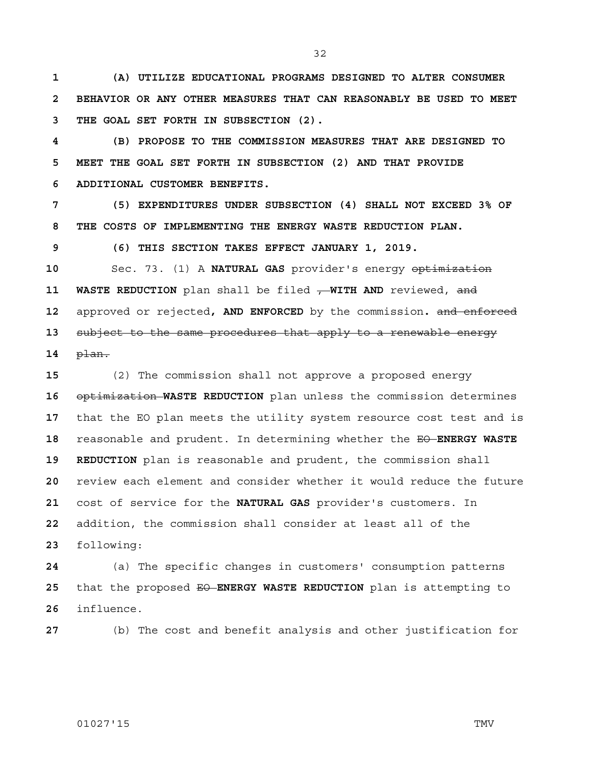**(A) UTILIZE EDUCATIONAL PROGRAMS DESIGNED TO ALTER CONSUMER BEHAVIOR OR ANY OTHER MEASURES THAT CAN REASONABLY BE USED TO MEET THE GOAL SET FORTH IN SUBSECTION (2).**

**(B) PROPOSE TO THE COMMISSION MEASURES THAT ARE DESIGNED TO MEET THE GOAL SET FORTH IN SUBSECTION (2) AND THAT PROVIDE ADDITIONAL CUSTOMER BENEFITS.**

**(5) EXPENDITURES UNDER SUBSECTION (4) SHALL NOT EXCEED 3% OF THE COSTS OF IMPLEMENTING THE ENERGY WASTE REDUCTION PLAN.**

**(6) THIS SECTION TAKES EFFECT JANUARY 1, 2019.**

Sec. 73. (1) A **NATURAL GAS** provider's energy ~~optimization~~ **WASTE REDUCTION** plan shall be filed ~~,~~ **WITH AND** reviewed, ~~and~~ approved or rejected**, AND ENFORCED** by the commission**.** ~~and enforced subject to the same procedures that apply to a renewable energy plan.~~

(2) The commission shall not approve a proposed energy ~~optimization~~ **WASTE REDUCTION** plan unless the commission determines that the EO plan meets the utility system resource cost test and is reasonable and prudent. In determining whether the ~~EO~~ **ENERGY WASTE REDUCTION** plan is reasonable and prudent, the commission shall review each element and consider whether it would reduce the future cost of service for the **NATURAL GAS** provider's customers. In addition, the commission shall consider at least all of the following:

(a) The specific changes in customers' consumption patterns that the proposed ~~EO~~ **ENERGY WASTE REDUCTION** plan is attempting to influence.

(b) The cost and benefit analysis and other justification for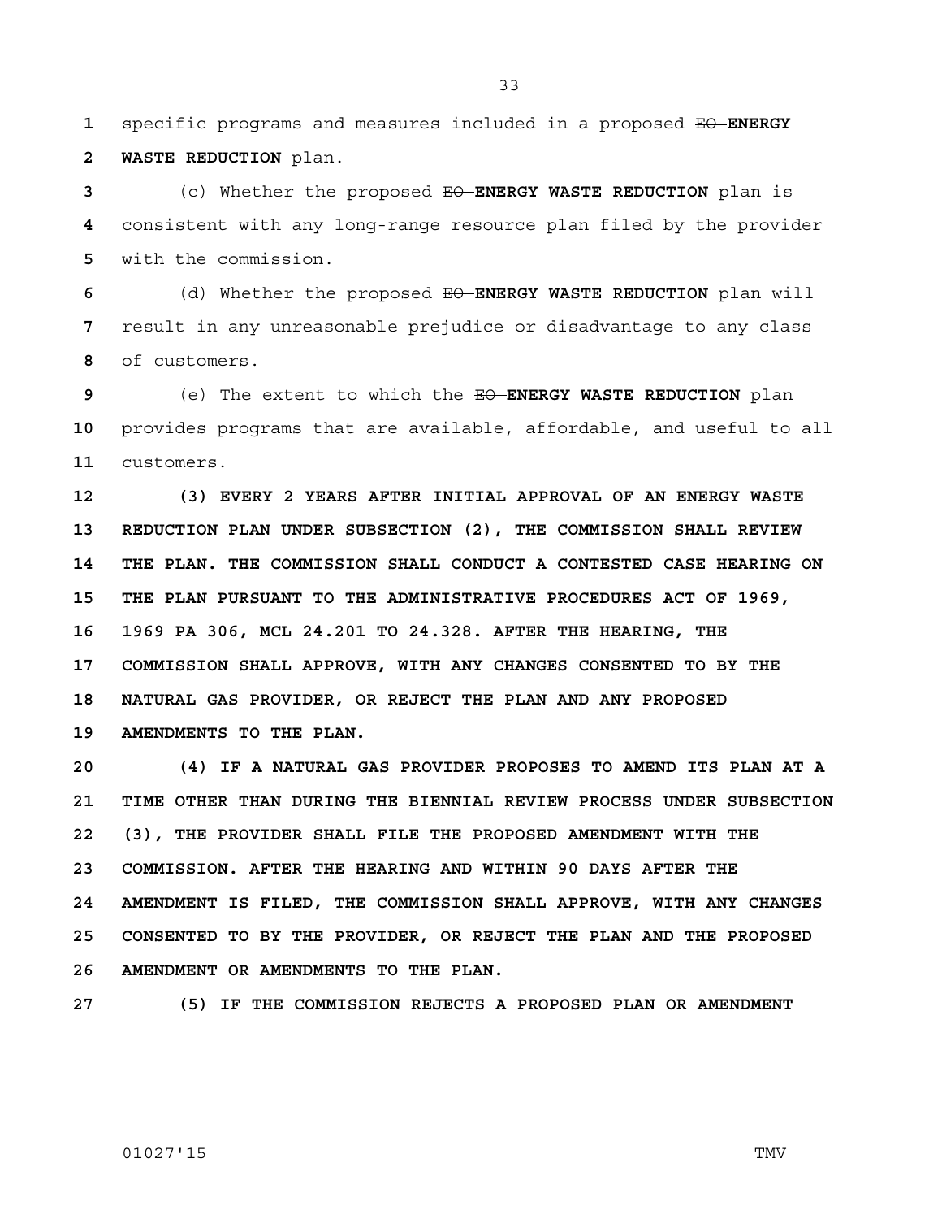specific programs and measures included in a proposed ~~EO~~ **ENERGY WASTE REDUCTION** plan.

(c) Whether the proposed ~~EO~~ **ENERGY WASTE REDUCTION** plan is consistent with any long-range resource plan filed by the provider with the commission.

(d) Whether the proposed ~~EO~~ **ENERGY WASTE REDUCTION** plan will result in any unreasonable prejudice or disadvantage to any class of customers.

(e) The extent to which the ~~EO~~ **ENERGY WASTE REDUCTION** plan provides programs that are available, affordable, and useful to all customers.

**(3) EVERY 2 YEARS AFTER INITIAL APPROVAL OF AN ENERGY WASTE REDUCTION PLAN UNDER SUBSECTION (2), THE COMMISSION SHALL REVIEW THE PLAN. THE COMMISSION SHALL CONDUCT A CONTESTED CASE HEARING ON THE PLAN PURSUANT TO THE ADMINISTRATIVE PROCEDURES ACT OF 1969, 1969 PA 306, MCL 24.201 TO 24.328. AFTER THE HEARING, THE COMMISSION SHALL APPROVE, WITH ANY CHANGES CONSENTED TO BY THE NATURAL GAS PROVIDER, OR REJECT THE PLAN AND ANY PROPOSED AMENDMENTS TO THE PLAN.**

**(4) IF A NATURAL GAS PROVIDER PROPOSES TO AMEND ITS PLAN AT A TIME OTHER THAN DURING THE BIENNIAL REVIEW PROCESS UNDER SUBSECTION (3), THE PROVIDER SHALL FILE THE PROPOSED AMENDMENT WITH THE COMMISSION. AFTER THE HEARING AND WITHIN 90 DAYS AFTER THE AMENDMENT IS FILED, THE COMMISSION SHALL APPROVE, WITH ANY CHANGES CONSENTED TO BY THE PROVIDER, OR REJECT THE PLAN AND THE PROPOSED AMENDMENT OR AMENDMENTS TO THE PLAN.**

**(5) IF THE COMMISSION REJECTS A PROPOSED PLAN OR AMENDMENT**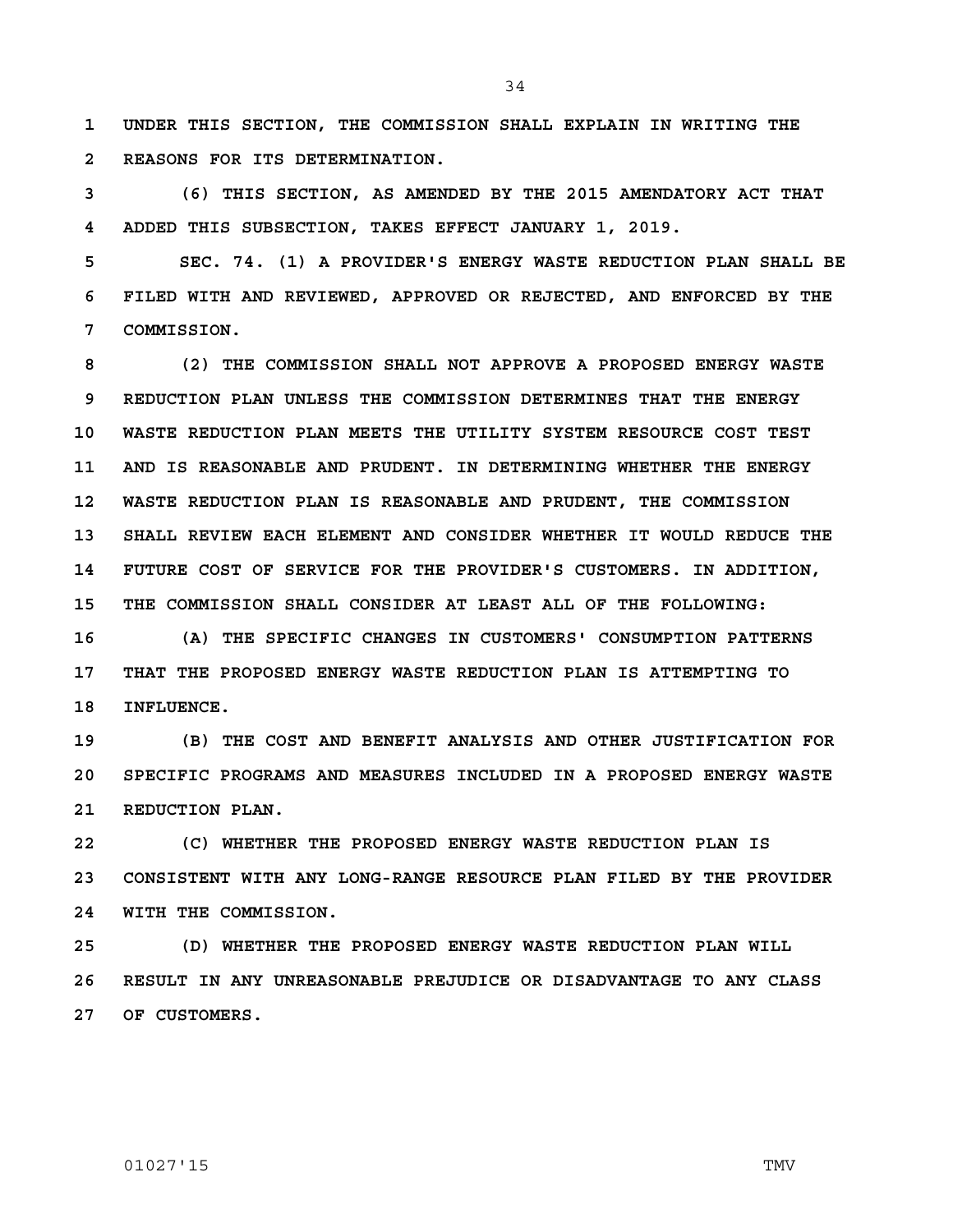UNDER THIS SECTION, THE COMMISSION SHALL EXPLAIN IN WRITING THE REASONS FOR ITS DETERMINATION.

(6) THIS SECTION, AS AMENDED BY THE 2015 AMENDATORY ACT THAT ADDED THIS SUBSECTION, TAKES EFFECT JANUARY 1, 2019.

SEC. 74. (1) A PROVIDER'S ENERGY WASTE REDUCTION PLAN SHALL BE FILED WITH AND REVIEWED, APPROVED OR REJECTED, AND ENFORCED BY THE COMMISSION.

(2) THE COMMISSION SHALL NOT APPROVE A PROPOSED ENERGY WASTE REDUCTION PLAN UNLESS THE COMMISSION DETERMINES THAT THE ENERGY WASTE REDUCTION PLAN MEETS THE UTILITY SYSTEM RESOURCE COST TEST AND IS REASONABLE AND PRUDENT. IN DETERMINING WHETHER THE ENERGY WASTE REDUCTION PLAN IS REASONABLE AND PRUDENT, THE COMMISSION SHALL REVIEW EACH ELEMENT AND CONSIDER WHETHER IT WOULD REDUCE THE FUTURE COST OF SERVICE FOR THE PROVIDER'S CUSTOMERS. IN ADDITION, THE COMMISSION SHALL CONSIDER AT LEAST ALL OF THE FOLLOWING:

(A) THE SPECIFIC CHANGES IN CUSTOMERS' CONSUMPTION PATTERNS THAT THE PROPOSED ENERGY WASTE REDUCTION PLAN IS ATTEMPTING TO INFLUENCE.

(B) THE COST AND BENEFIT ANALYSIS AND OTHER JUSTIFICATION FOR SPECIFIC PROGRAMS AND MEASURES INCLUDED IN A PROPOSED ENERGY WASTE REDUCTION PLAN.

(C) WHETHER THE PROPOSED ENERGY WASTE REDUCTION PLAN IS CONSISTENT WITH ANY LONG-RANGE RESOURCE PLAN FILED BY THE PROVIDER WITH THE COMMISSION.

(D) WHETHER THE PROPOSED ENERGY WASTE REDUCTION PLAN WILL RESULT IN ANY UNREASONABLE PREJUDICE OR DISADVANTAGE TO ANY CLASS OF CUSTOMERS.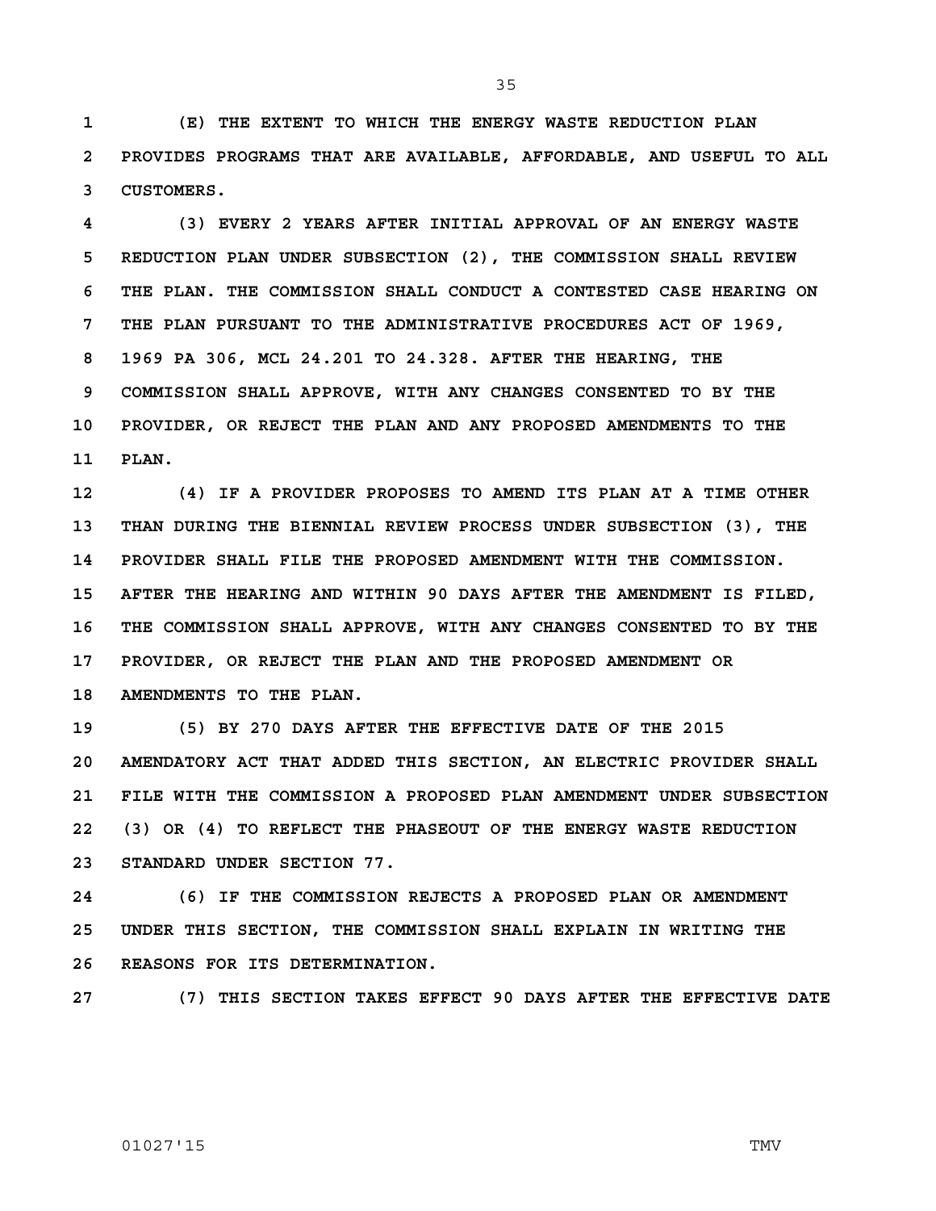(E) THE EXTENT TO WHICH THE ENERGY WASTE REDUCTION PLAN PROVIDES PROGRAMS THAT ARE AVAILABLE, AFFORDABLE, AND USEFUL TO ALL CUSTOMERS.

(3) EVERY 2 YEARS AFTER INITIAL APPROVAL OF AN ENERGY WASTE REDUCTION PLAN UNDER SUBSECTION (2), THE COMMISSION SHALL REVIEW THE PLAN. THE COMMISSION SHALL CONDUCT A CONTESTED CASE HEARING ON THE PLAN PURSUANT TO THE ADMINISTRATIVE PROCEDURES ACT OF 1969, 1969 PA 306, MCL 24.201 TO 24.328. AFTER THE HEARING, THE COMMISSION SHALL APPROVE, WITH ANY CHANGES CONSENTED TO BY THE PROVIDER, OR REJECT THE PLAN AND ANY PROPOSED AMENDMENTS TO THE PLAN.

(4) IF A PROVIDER PROPOSES TO AMEND ITS PLAN AT A TIME OTHER THAN DURING THE BIENNIAL REVIEW PROCESS UNDER SUBSECTION (3), THE PROVIDER SHALL FILE THE PROPOSED AMENDMENT WITH THE COMMISSION. AFTER THE HEARING AND WITHIN 90 DAYS AFTER THE AMENDMENT IS FILED, THE COMMISSION SHALL APPROVE, WITH ANY CHANGES CONSENTED TO BY THE PROVIDER, OR REJECT THE PLAN AND THE PROPOSED AMENDMENT OR AMENDMENTS TO THE PLAN.

(5) BY 270 DAYS AFTER THE EFFECTIVE DATE OF THE 2015 AMENDATORY ACT THAT ADDED THIS SECTION, AN ELECTRIC PROVIDER SHALL FILE WITH THE COMMISSION A PROPOSED PLAN AMENDMENT UNDER SUBSECTION (3) OR (4) TO REFLECT THE PHASEOUT OF THE ENERGY WASTE REDUCTION STANDARD UNDER SECTION 77.

(6) IF THE COMMISSION REJECTS A PROPOSED PLAN OR AMENDMENT UNDER THIS SECTION, THE COMMISSION SHALL EXPLAIN IN WRITING THE REASONS FOR ITS DETERMINATION.

(7) THIS SECTION TAKES EFFECT 90 DAYS AFTER THE EFFECTIVE DATE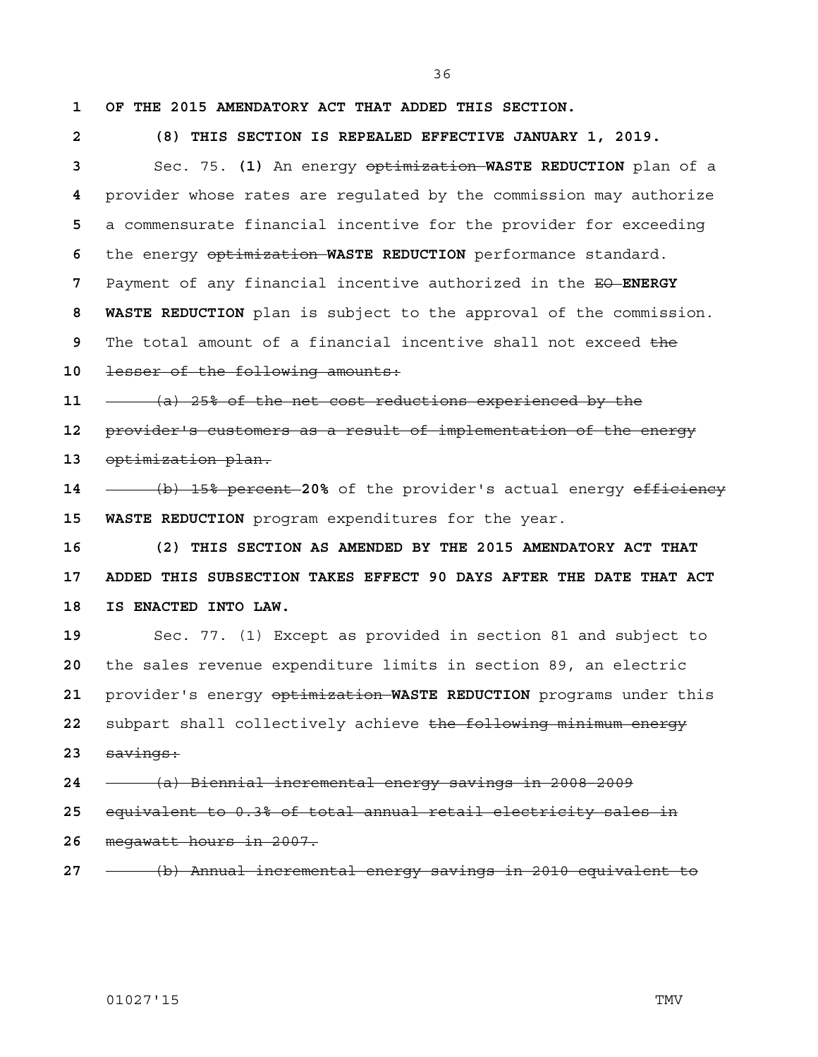**OF THE 2015 AMENDATORY ACT THAT ADDED THIS SECTION.**

**(8) THIS SECTION IS REPEALED EFFECTIVE JANUARY 1, 2019.**

Sec. 75. **(1)** An energy ~~optimization~~ **WASTE REDUCTION** plan of a provider whose rates are regulated by the commission may authorize a commensurate financial incentive for the provider for exceeding the energy ~~optimization~~ **WASTE REDUCTION** performance standard. Payment of any financial incentive authorized in the ~~EO~~ **ENERGY WASTE REDUCTION** plan is subject to the approval of the commission. The total amount of a financial incentive shall not exceed ~~the lesser of the following amounts:~~

~~(a) 25% of the net cost reductions experienced by the provider's customers as a result of implementation of the energy optimization plan.~~

~~(b) 15% percent~~ **20%** of the provider's actual energy ~~efficiency~~ **WASTE REDUCTION** program expenditures for the year.

**(2) THIS SECTION AS AMENDED BY THE 2015 AMENDATORY ACT THAT ADDED THIS SUBSECTION TAKES EFFECT 90 DAYS AFTER THE DATE THAT ACT IS ENACTED INTO LAW.**

Sec. 77. (1) Except as provided in section 81 and subject to the sales revenue expenditure limits in section 89, an electric provider's energy ~~optimization~~ **WASTE REDUCTION** programs under this subpart shall collectively achieve ~~the following minimum energy savings:~~

~~(a) Biennial incremental energy savings in 2008-2009 equivalent to 0.3% of total annual retail electricity sales in megawatt hours in 2007.~~

~~(b) Annual incremental energy savings in 2010 equivalent to~~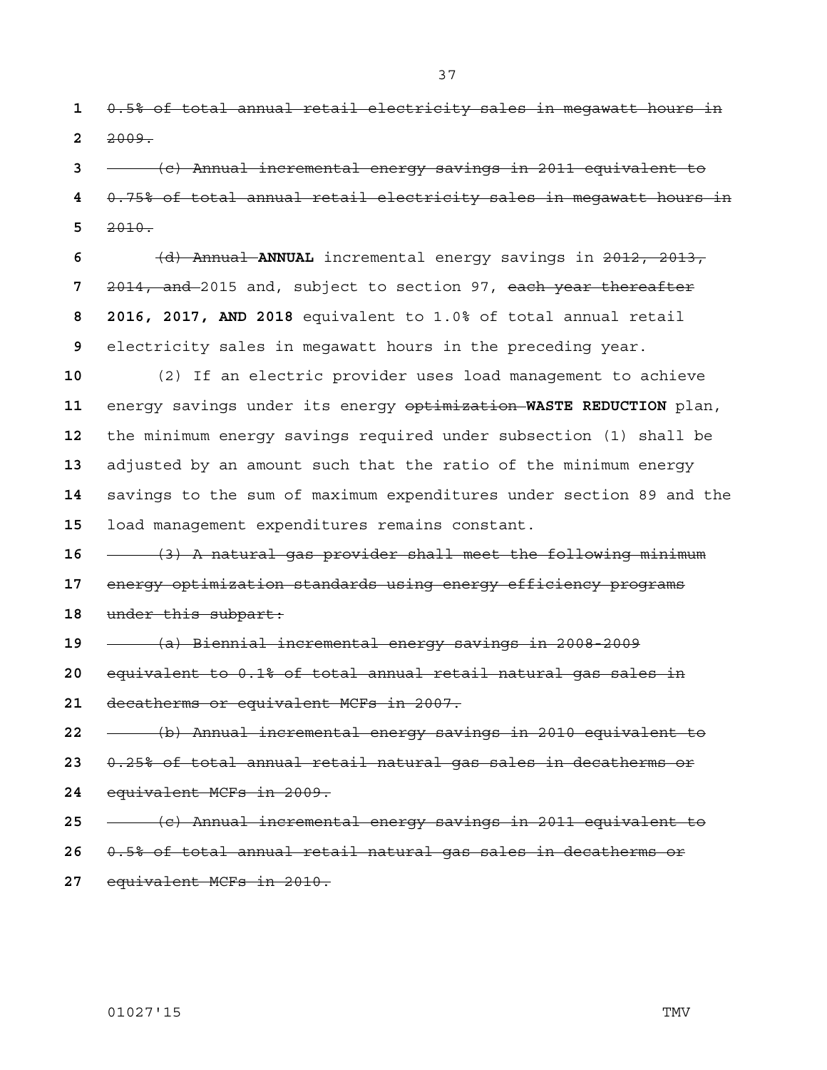~~0.5% of total annual retail electricity sales in megawatt hours in 2009.~~

~~(c) Annual incremental energy savings in 2011 equivalent to 0.75% of total annual retail electricity sales in megawatt hours in 2010.~~

~~(d) Annual~~ **ANNUAL** incremental energy savings in ~~2012, 2013, 2014, and~~ 2015 and, subject to section 97, ~~each year thereafter~~ **2016, 2017, AND 2018** equivalent to 1.0% of total annual retail electricity sales in megawatt hours in the preceding year.

(2) If an electric provider uses load management to achieve energy savings under its energy ~~optimization~~ **WASTE REDUCTION** plan, the minimum energy savings required under subsection (1) shall be adjusted by an amount such that the ratio of the minimum energy savings to the sum of maximum expenditures under section 89 and the load management expenditures remains constant.

~~(3) A natural gas provider shall meet the following minimum energy optimization standards using energy efficiency programs under this subpart:~~

~~(a) Biennial incremental energy savings in 2008-2009 equivalent to 0.1% of total annual retail natural gas sales in decatherms or equivalent MCFs in 2007.~~

~~(b) Annual incremental energy savings in 2010 equivalent to 0.25% of total annual retail natural gas sales in decatherms or equivalent MCFs in 2009.~~

~~(c) Annual incremental energy savings in 2011 equivalent to 0.5% of total annual retail natural gas sales in decatherms or equivalent MCFs in 2010.~~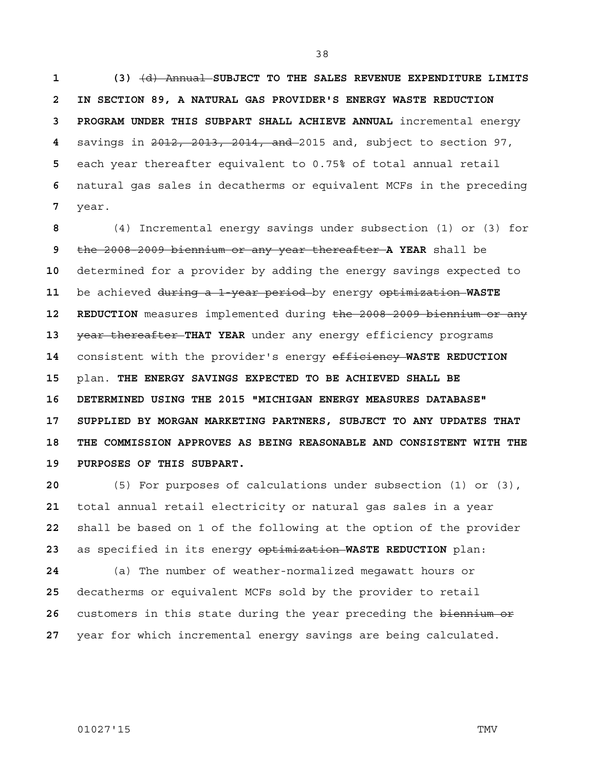**(3)** ~~(d) Annual~~ **SUBJECT TO THE SALES REVENUE EXPENDITURE LIMITS IN SECTION 89, A NATURAL GAS PROVIDER'S ENERGY WASTE REDUCTION PROGRAM UNDER THIS SUBPART SHALL ACHIEVE ANNUAL** incremental energy savings in ~~2012, 2013, 2014, and~~ 2015 and, subject to section 97, each year thereafter equivalent to 0.75% of total annual retail natural gas sales in decatherms or equivalent MCFs in the preceding year.

(4) Incremental energy savings under subsection (1) or (3) for ~~the 2008-2009 biennium or any year thereafter~~ **A YEAR** shall be determined for a provider by adding the energy savings expected to be achieved ~~during a 1-year period~~ by energy ~~optimization~~ **WASTE REDUCTION** measures implemented during ~~the 2008-2009 biennium or any year thereafter~~ **THAT YEAR** under any energy efficiency programs consistent with the provider's energy ~~efficiency~~ **WASTE REDUCTION** plan. **THE ENERGY SAVINGS EXPECTED TO BE ACHIEVED SHALL BE DETERMINED USING THE 2015 "MICHIGAN ENERGY MEASURES DATABASE" SUPPLIED BY MORGAN MARKETING PARTNERS, SUBJECT TO ANY UPDATES THAT THE COMMISSION APPROVES AS BEING REASONABLE AND CONSISTENT WITH THE PURPOSES OF THIS SUBPART.**

(5) For purposes of calculations under subsection (1) or (3), total annual retail electricity or natural gas sales in a year shall be based on 1 of the following at the option of the provider as specified in its energy ~~optimization~~ **WASTE REDUCTION** plan:

(a) The number of weather-normalized megawatt hours or decatherms or equivalent MCFs sold by the provider to retail customers in this state during the year preceding the ~~biennium or~~ year for which incremental energy savings are being calculated.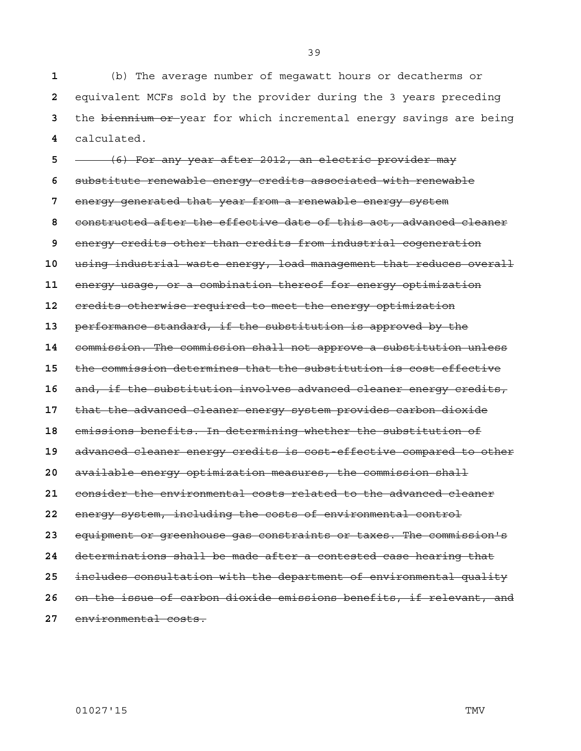(b) The average number of megawatt hours or decatherms or equivalent MCFs sold by the provider during the 3 years preceding the ~~biennium or~~ year for which incremental energy savings are being calculated.

~~(6) For any year after 2012, an electric provider may substitute renewable energy credits associated with renewable energy generated that year from a renewable energy system constructed after the effective date of this act, advanced cleaner energy credits other than credits from industrial cogeneration using industrial waste energy, load management that reduces overall energy usage, or a combination thereof for energy optimization credits otherwise required to meet the energy optimization performance standard, if the substitution is approved by the commission. The commission shall not approve a substitution unless the commission determines that the substitution is cost-effective and, if the substitution involves advanced cleaner energy credits, that the advanced cleaner energy system provides carbon dioxide emissions benefits. In determining whether the substitution of advanced cleaner energy credits is cost-effective compared to other available energy optimization measures, the commission shall consider the environmental costs related to the advanced cleaner energy system, including the costs of environmental control equipment or greenhouse gas constraints or taxes. The commission's determinations shall be made after a contested case hearing that includes consultation with the department of environmental quality on the issue of carbon dioxide emissions benefits, if relevant, and environmental costs.~~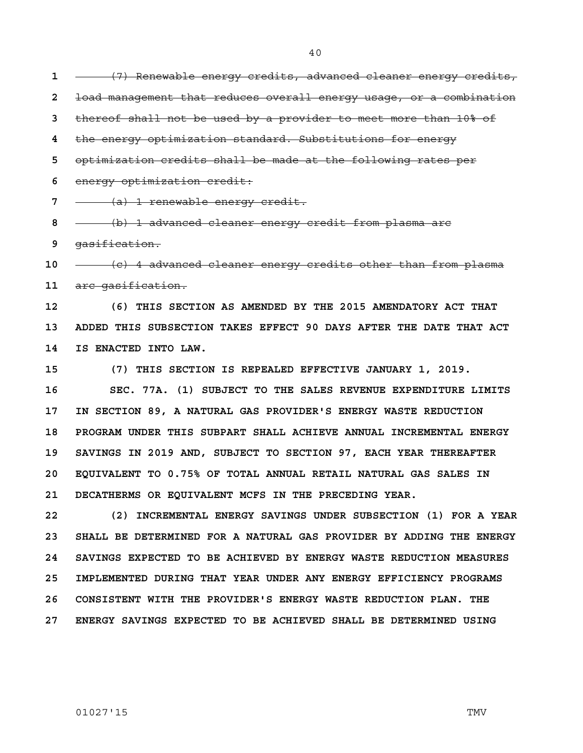~~(7) Renewable energy credits, advanced cleaner energy credits, load management that reduces overall energy usage, or a combination thereof shall not be used by a provider to meet more than 10% of the energy optimization standard. Substitutions for energy optimization credits shall be made at the following rates per energy optimization credit:~~

~~(a) 1 renewable energy credit.~~

~~(b) 1 advanced cleaner energy credit from plasma arc gasification.~~

~~(c) 4 advanced cleaner energy credits other than from plasma arc gasification.~~

**(6) THIS SECTION AS AMENDED BY THE 2015 AMENDATORY ACT THAT ADDED THIS SUBSECTION TAKES EFFECT 90 DAYS AFTER THE DATE THAT ACT IS ENACTED INTO LAW.**

**(7) THIS SECTION IS REPEALED EFFECTIVE JANUARY 1, 2019.**

**SEC. 77A. (1) SUBJECT TO THE SALES REVENUE EXPENDITURE LIMITS IN SECTION 89, A NATURAL GAS PROVIDER'S ENERGY WASTE REDUCTION PROGRAM UNDER THIS SUBPART SHALL ACHIEVE ANNUAL INCREMENTAL ENERGY SAVINGS IN 2019 AND, SUBJECT TO SECTION 97, EACH YEAR THEREAFTER EQUIVALENT TO 0.75% OF TOTAL ANNUAL RETAIL NATURAL GAS SALES IN DECATHERMS OR EQUIVALENT MCFS IN THE PRECEDING YEAR.**

**(2) INCREMENTAL ENERGY SAVINGS UNDER SUBSECTION (1) FOR A YEAR SHALL BE DETERMINED FOR A NATURAL GAS PROVIDER BY ADDING THE ENERGY SAVINGS EXPECTED TO BE ACHIEVED BY ENERGY WASTE REDUCTION MEASURES IMPLEMENTED DURING THAT YEAR UNDER ANY ENERGY EFFICIENCY PROGRAMS CONSISTENT WITH THE PROVIDER'S ENERGY WASTE REDUCTION PLAN. THE ENERGY SAVINGS EXPECTED TO BE ACHIEVED SHALL BE DETERMINED USING**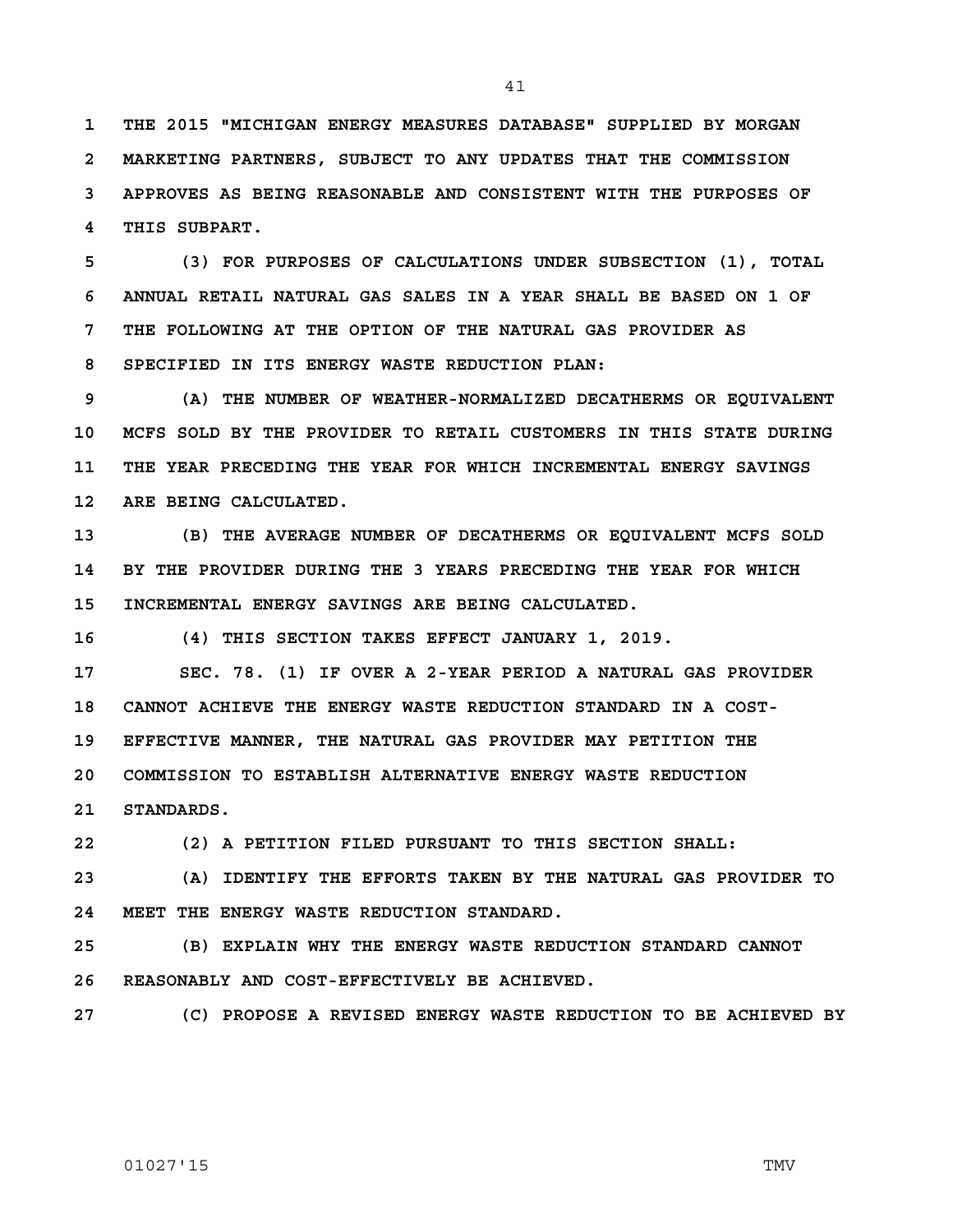THE 2015 "MICHIGAN ENERGY MEASURES DATABASE" SUPPLIED BY MORGAN MARKETING PARTNERS, SUBJECT TO ANY UPDATES THAT THE COMMISSION APPROVES AS BEING REASONABLE AND CONSISTENT WITH THE PURPOSES OF THIS SUBPART.

(3) FOR PURPOSES OF CALCULATIONS UNDER SUBSECTION (1), TOTAL ANNUAL RETAIL NATURAL GAS SALES IN A YEAR SHALL BE BASED ON 1 OF THE FOLLOWING AT THE OPTION OF THE NATURAL GAS PROVIDER AS SPECIFIED IN ITS ENERGY WASTE REDUCTION PLAN:

(A) THE NUMBER OF WEATHER-NORMALIZED DECATHERMS OR EQUIVALENT MCFS SOLD BY THE PROVIDER TO RETAIL CUSTOMERS IN THIS STATE DURING THE YEAR PRECEDING THE YEAR FOR WHICH INCREMENTAL ENERGY SAVINGS ARE BEING CALCULATED.

(B) THE AVERAGE NUMBER OF DECATHERMS OR EQUIVALENT MCFS SOLD BY THE PROVIDER DURING THE 3 YEARS PRECEDING THE YEAR FOR WHICH INCREMENTAL ENERGY SAVINGS ARE BEING CALCULATED.

(4) THIS SECTION TAKES EFFECT JANUARY 1, 2019.

SEC. 78. (1) IF OVER A 2-YEAR PERIOD A NATURAL GAS PROVIDER CANNOT ACHIEVE THE ENERGY WASTE REDUCTION STANDARD IN A COST-EFFECTIVE MANNER, THE NATURAL GAS PROVIDER MAY PETITION THE COMMISSION TO ESTABLISH ALTERNATIVE ENERGY WASTE REDUCTION STANDARDS.

(2) A PETITION FILED PURSUANT TO THIS SECTION SHALL:

(A) IDENTIFY THE EFFORTS TAKEN BY THE NATURAL GAS PROVIDER TO MEET THE ENERGY WASTE REDUCTION STANDARD.

(B) EXPLAIN WHY THE ENERGY WASTE REDUCTION STANDARD CANNOT REASONABLY AND COST-EFFECTIVELY BE ACHIEVED.

(C) PROPOSE A REVISED ENERGY WASTE REDUCTION TO BE ACHIEVED BY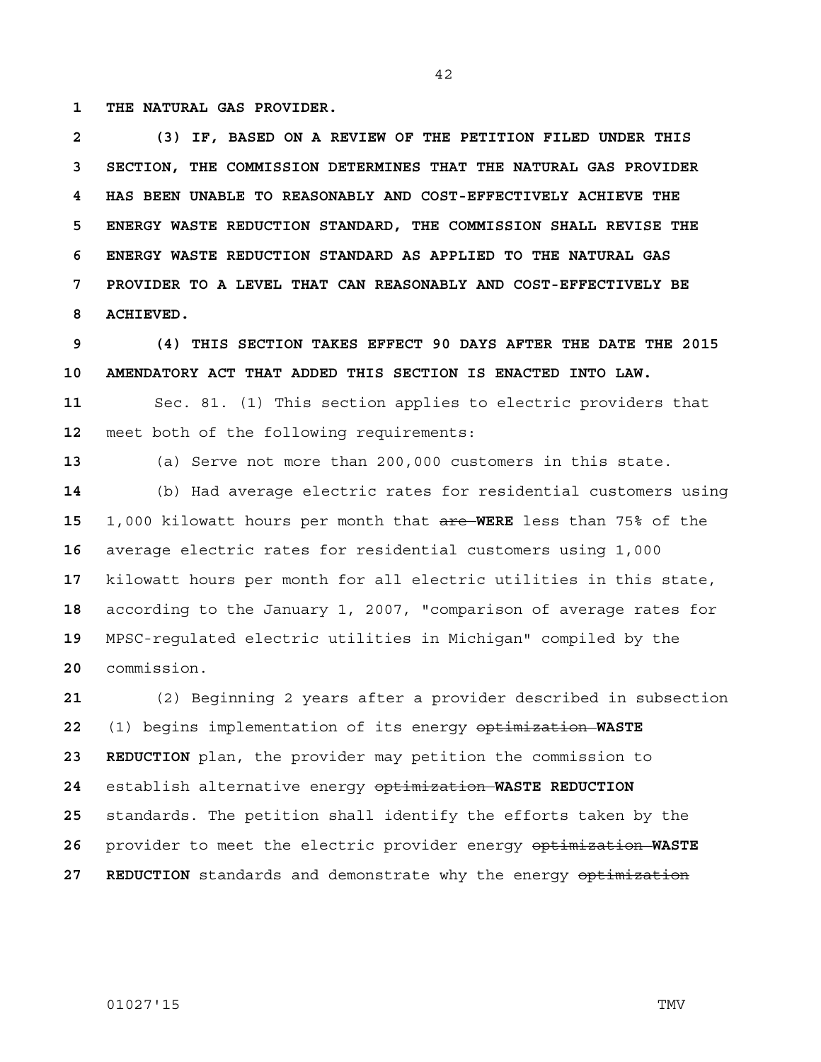**THE NATURAL GAS PROVIDER.**

**(3) IF, BASED ON A REVIEW OF THE PETITION FILED UNDER THIS SECTION, THE COMMISSION DETERMINES THAT THE NATURAL GAS PROVIDER HAS BEEN UNABLE TO REASONABLY AND COST-EFFECTIVELY ACHIEVE THE ENERGY WASTE REDUCTION STANDARD, THE COMMISSION SHALL REVISE THE ENERGY WASTE REDUCTION STANDARD AS APPLIED TO THE NATURAL GAS PROVIDER TO A LEVEL THAT CAN REASONABLY AND COST-EFFECTIVELY BE ACHIEVED.**

**(4) THIS SECTION TAKES EFFECT 90 DAYS AFTER THE DATE THE 2015 AMENDATORY ACT THAT ADDED THIS SECTION IS ENACTED INTO LAW.**

Sec. 81. (1) This section applies to electric providers that meet both of the following requirements:

(a) Serve not more than 200,000 customers in this state.

(b) Had average electric rates for residential customers using 1,000 kilowatt hours per month that ~~are~~ **WERE** less than 75% of the average electric rates for residential customers using 1,000 kilowatt hours per month for all electric utilities in this state, according to the January 1, 2007, "comparison of average rates for MPSC-regulated electric utilities in Michigan" compiled by the commission.

(2) Beginning 2 years after a provider described in subsection (1) begins implementation of its energy ~~optimization~~ **WASTE REDUCTION** plan, the provider may petition the commission to establish alternative energy ~~optimization~~ **WASTE REDUCTION** standards. The petition shall identify the efforts taken by the provider to meet the electric provider energy ~~optimization~~ **WASTE REDUCTION** standards and demonstrate why the energy ~~optimization~~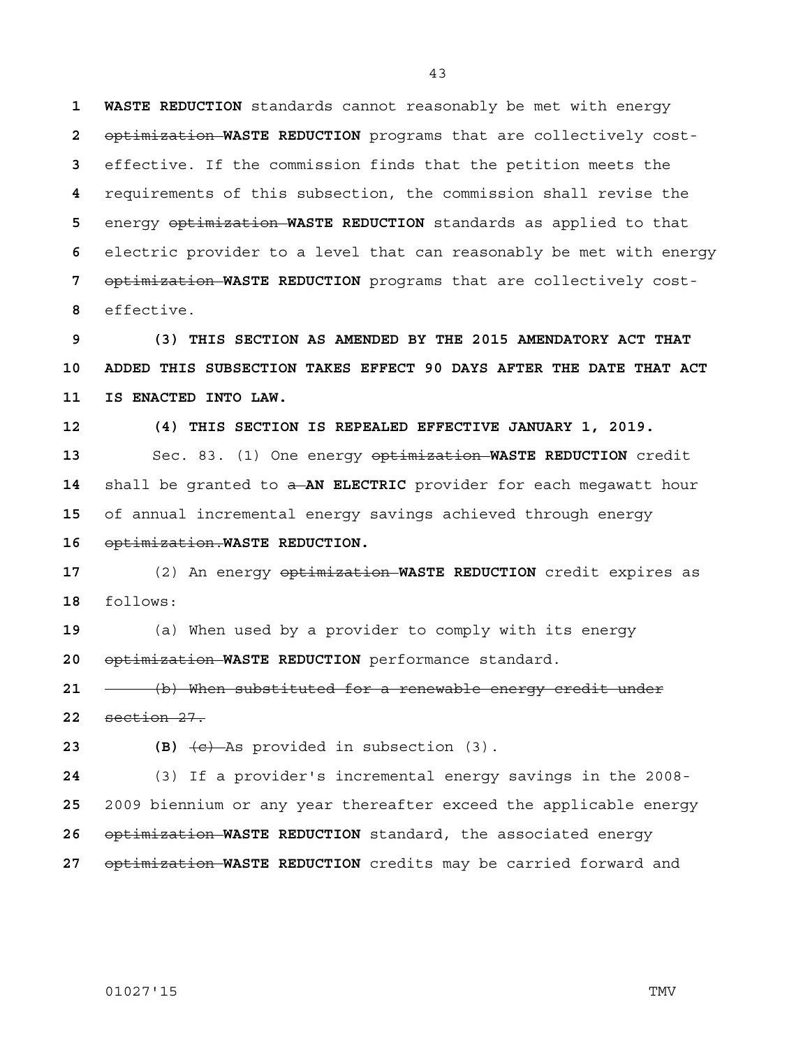WASTE REDUCTION standards cannot reasonably be met with energy ~~optimization~~ **WASTE REDUCTION** programs that are collectively cost-effective. If the commission finds that the petition meets the requirements of this subsection, the commission shall revise the energy ~~optimization~~ **WASTE REDUCTION** standards as applied to that electric provider to a level that can reasonably be met with energy ~~optimization~~ **WASTE REDUCTION** programs that are collectively cost-effective.

**(3) THIS SECTION AS AMENDED BY THE 2015 AMENDATORY ACT THAT ADDED THIS SUBSECTION TAKES EFFECT 90 DAYS AFTER THE DATE THAT ACT IS ENACTED INTO LAW.**

**(4) THIS SECTION IS REPEALED EFFECTIVE JANUARY 1, 2019.**

Sec. 83. (1) One energy ~~optimization~~ **WASTE REDUCTION** credit shall be granted to ~~a~~ **AN ELECTRIC** provider for each megawatt hour of annual incremental energy savings achieved through energy ~~optimization.~~**WASTE REDUCTION.**

(2) An energy ~~optimization~~ **WASTE REDUCTION** credit expires as follows:

(a) When used by a provider to comply with its energy ~~optimization~~ **WASTE REDUCTION** performance standard.

~~(b) When substituted for a renewable energy credit under section 27.~~

**(B)** ~~(c)~~ As provided in subsection (3).

(3) If a provider's incremental energy savings in the 2008-2009 biennium or any year thereafter exceed the applicable energy ~~optimization~~ **WASTE REDUCTION** standard, the associated energy ~~optimization~~ **WASTE REDUCTION** credits may be carried forward and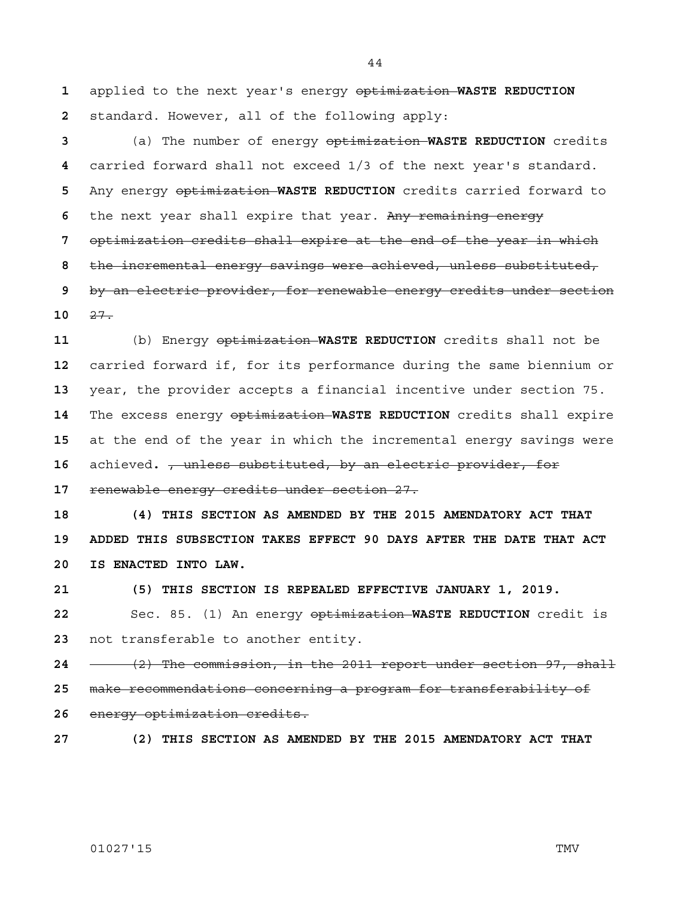applied to the next year's energy ~~optimization~~ **WASTE REDUCTION** standard. However, all of the following apply:

(a) The number of energy ~~optimization~~ **WASTE REDUCTION** credits carried forward shall not exceed 1/3 of the next year's standard. Any energy ~~optimization~~ **WASTE REDUCTION** credits carried forward to the next year shall expire that year. ~~Any remaining energy optimization credits shall expire at the end of the year in which the incremental energy savings were achieved, unless substituted, by an electric provider, for renewable energy credits under section 27.~~

(b) Energy ~~optimization~~ **WASTE REDUCTION** credits shall not be carried forward if, for its performance during the same biennium or year, the provider accepts a financial incentive under section 75. The excess energy ~~optimization~~ **WASTE REDUCTION** credits shall expire at the end of the year in which the incremental energy savings were achieved**.** ~~, unless substituted, by an electric provider, for renewable energy credits under section 27.~~

**(4) THIS SECTION AS AMENDED BY THE 2015 AMENDATORY ACT THAT ADDED THIS SUBSECTION TAKES EFFECT 90 DAYS AFTER THE DATE THAT ACT IS ENACTED INTO LAW.**

**(5) THIS SECTION IS REPEALED EFFECTIVE JANUARY 1, 2019.**

Sec. 85. (1) An energy ~~optimization~~ **WASTE REDUCTION** credit is not transferable to another entity.

~~(2) The commission, in the 2011 report under section 97, shall make recommendations concerning a program for transferability of energy optimization credits.~~

**(2) THIS SECTION AS AMENDED BY THE 2015 AMENDATORY ACT THAT**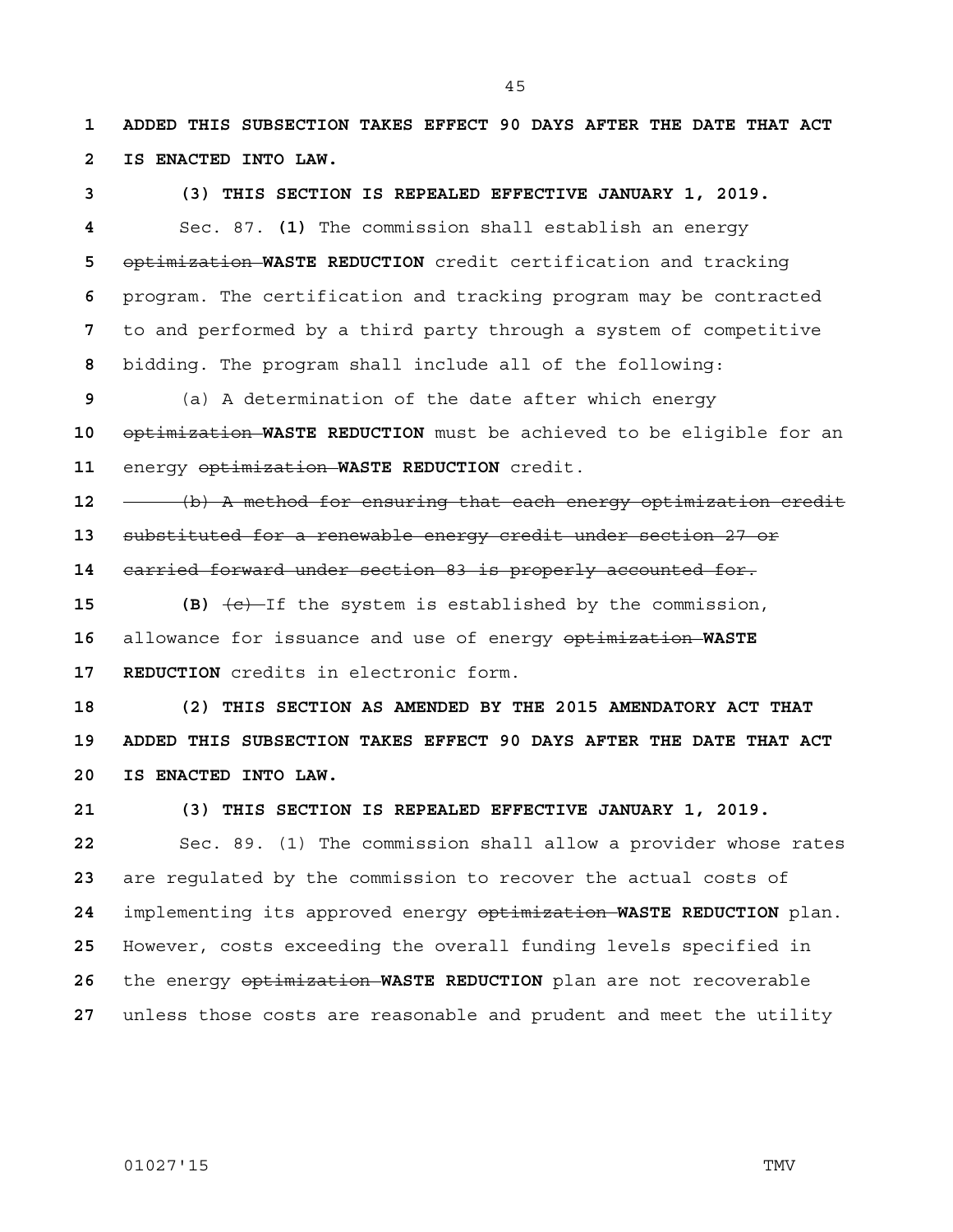**ADDED THIS SUBSECTION TAKES EFFECT 90 DAYS AFTER THE DATE THAT ACT IS ENACTED INTO LAW.**

**(3) THIS SECTION IS REPEALED EFFECTIVE JANUARY 1, 2019.**

Sec. 87. **(1)** The commission shall establish an energy ~~optimization~~ **WASTE REDUCTION** credit certification and tracking program. The certification and tracking program may be contracted to and performed by a third party through a system of competitive bidding. The program shall include all of the following:

(a) A determination of the date after which energy ~~optimization~~ **WASTE REDUCTION** must be achieved to be eligible for an energy ~~optimization~~ **WASTE REDUCTION** credit.

~~(b) A method for ensuring that each energy optimization credit substituted for a renewable energy credit under section 27 or carried forward under section 83 is properly accounted for.~~

**(B)** ~~(c)~~ If the system is established by the commission, allowance for issuance and use of energy ~~optimization~~ **WASTE REDUCTION** credits in electronic form.

**(2) THIS SECTION AS AMENDED BY THE 2015 AMENDATORY ACT THAT ADDED THIS SUBSECTION TAKES EFFECT 90 DAYS AFTER THE DATE THAT ACT IS ENACTED INTO LAW.**

**(3) THIS SECTION IS REPEALED EFFECTIVE JANUARY 1, 2019.**

Sec. 89. (1) The commission shall allow a provider whose rates are regulated by the commission to recover the actual costs of implementing its approved energy ~~optimization~~ **WASTE REDUCTION** plan. However, costs exceeding the overall funding levels specified in the energy ~~optimization~~ **WASTE REDUCTION** plan are not recoverable unless those costs are reasonable and prudent and meet the utility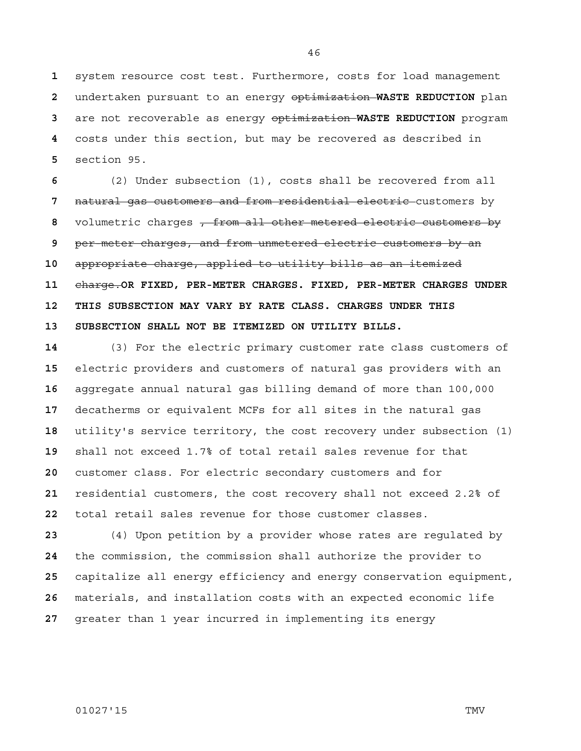system resource cost test. Furthermore, costs for load management undertaken pursuant to an energy ~~optimization~~ **WASTE REDUCTION** plan are not recoverable as energy ~~optimization~~ **WASTE REDUCTION** program costs under this section, but may be recovered as described in section 95.

(2) Under subsection (1), costs shall be recovered from all ~~natural gas customers and from residential electric~~ customers by volumetric charges ~~, from all other metered electric customers by per-meter charges, and from unmetered electric customers by an appropriate charge, applied to utility bills as an itemized charge.~~ **OR FIXED, PER-METER CHARGES. FIXED, PER-METER CHARGES UNDER THIS SUBSECTION MAY VARY BY RATE CLASS. CHARGES UNDER THIS SUBSECTION SHALL NOT BE ITEMIZED ON UTILITY BILLS.**

(3) For the electric primary customer rate class customers of electric providers and customers of natural gas providers with an aggregate annual natural gas billing demand of more than 100,000 decatherms or equivalent MCFs for all sites in the natural gas utility's service territory, the cost recovery under subsection (1) shall not exceed 1.7% of total retail sales revenue for that customer class. For electric secondary customers and for residential customers, the cost recovery shall not exceed 2.2% of total retail sales revenue for those customer classes.

(4) Upon petition by a provider whose rates are regulated by the commission, the commission shall authorize the provider to capitalize all energy efficiency and energy conservation equipment, materials, and installation costs with an expected economic life greater than 1 year incurred in implementing its energy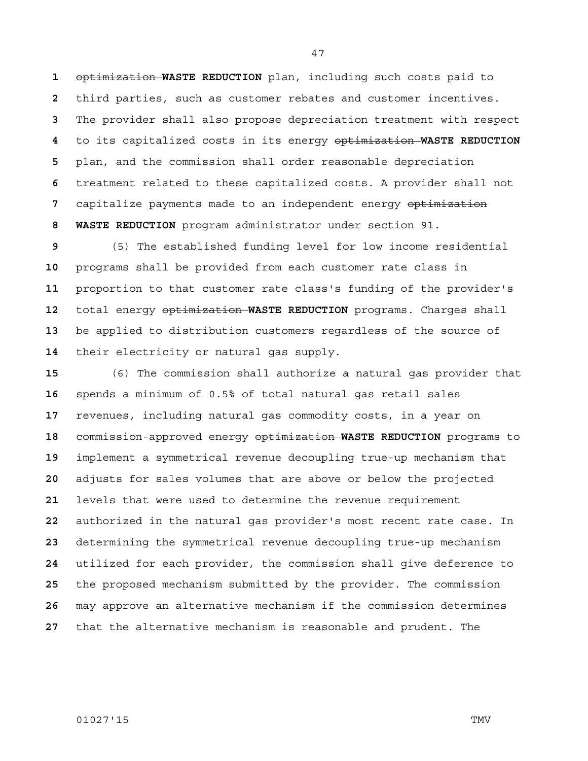~~optimization~~ **WASTE REDUCTION** plan, including such costs paid to third parties, such as customer rebates and customer incentives. The provider shall also propose depreciation treatment with respect to its capitalized costs in its energy ~~optimization~~ **WASTE REDUCTION** plan, and the commission shall order reasonable depreciation treatment related to these capitalized costs. A provider shall not capitalize payments made to an independent energy ~~optimization~~ **WASTE REDUCTION** program administrator under section 91.

(5) The established funding level for low income residential programs shall be provided from each customer rate class in proportion to that customer rate class's funding of the provider's total energy ~~optimization~~ **WASTE REDUCTION** programs. Charges shall be applied to distribution customers regardless of the source of their electricity or natural gas supply.

(6) The commission shall authorize a natural gas provider that spends a minimum of 0.5% of total natural gas retail sales revenues, including natural gas commodity costs, in a year on commission-approved energy ~~optimization~~ **WASTE REDUCTION** programs to implement a symmetrical revenue decoupling true-up mechanism that adjusts for sales volumes that are above or below the projected levels that were used to determine the revenue requirement authorized in the natural gas provider's most recent rate case. In determining the symmetrical revenue decoupling true-up mechanism utilized for each provider, the commission shall give deference to the proposed mechanism submitted by the provider. The commission may approve an alternative mechanism if the commission determines that the alternative mechanism is reasonable and prudent. The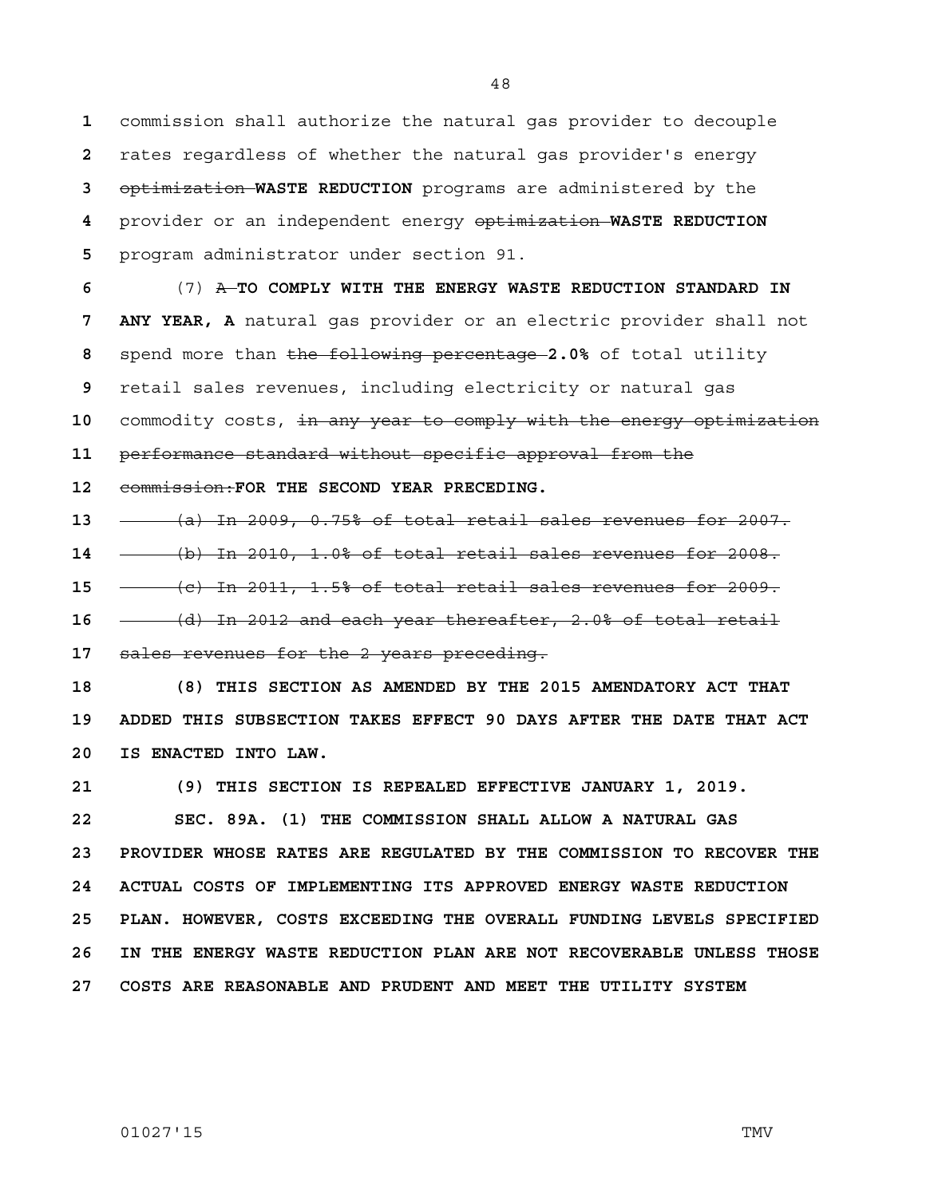commission shall authorize the natural gas provider to decouple rates regardless of whether the natural gas provider's energy ~~optimization~~ **WASTE REDUCTION** programs are administered by the provider or an independent energy ~~optimization~~ **WASTE REDUCTION** program administrator under section 91.

(7) ~~A~~ **TO COMPLY WITH THE ENERGY WASTE REDUCTION STANDARD IN ANY YEAR, A** natural gas provider or an electric provider shall not spend more than ~~the following percentage~~ **2.0%** of total utility retail sales revenues, including electricity or natural gas commodity costs, ~~in any year to comply with the energy optimization performance standard without specific approval from the commission:~~ **FOR THE SECOND YEAR PRECEDING.**

~~(a) In 2009, 0.75% of total retail sales revenues for 2007.~~

~~(b) In 2010, 1.0% of total retail sales revenues for 2008.~~

~~(c) In 2011, 1.5% of total retail sales revenues for 2009.~~

~~(d) In 2012 and each year thereafter, 2.0% of total retail sales revenues for the 2 years preceding.~~

**(8) THIS SECTION AS AMENDED BY THE 2015 AMENDATORY ACT THAT ADDED THIS SUBSECTION TAKES EFFECT 90 DAYS AFTER THE DATE THAT ACT IS ENACTED INTO LAW.**

**(9) THIS SECTION IS REPEALED EFFECTIVE JANUARY 1, 2019.**

**SEC. 89A. (1) THE COMMISSION SHALL ALLOW A NATURAL GAS PROVIDER WHOSE RATES ARE REGULATED BY THE COMMISSION TO RECOVER THE ACTUAL COSTS OF IMPLEMENTING ITS APPROVED ENERGY WASTE REDUCTION PLAN. HOWEVER, COSTS EXCEEDING THE OVERALL FUNDING LEVELS SPECIFIED IN THE ENERGY WASTE REDUCTION PLAN ARE NOT RECOVERABLE UNLESS THOSE COSTS ARE REASONABLE AND PRUDENT AND MEET THE UTILITY SYSTEM**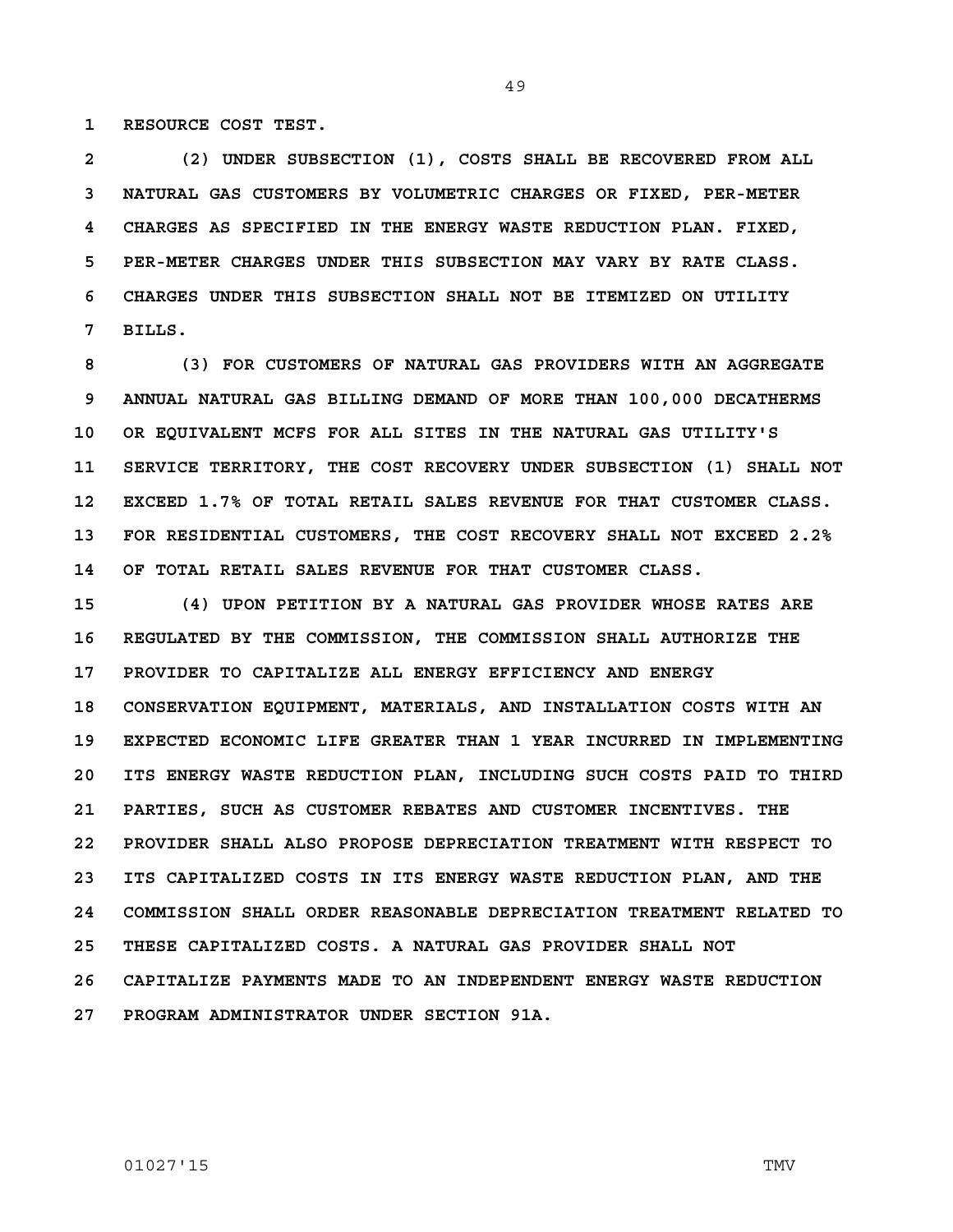RESOURCE COST TEST.

(2) UNDER SUBSECTION (1), COSTS SHALL BE RECOVERED FROM ALL NATURAL GAS CUSTOMERS BY VOLUMETRIC CHARGES OR FIXED, PER-METER CHARGES AS SPECIFIED IN THE ENERGY WASTE REDUCTION PLAN. FIXED, PER-METER CHARGES UNDER THIS SUBSECTION MAY VARY BY RATE CLASS. CHARGES UNDER THIS SUBSECTION SHALL NOT BE ITEMIZED ON UTILITY BILLS.

(3) FOR CUSTOMERS OF NATURAL GAS PROVIDERS WITH AN AGGREGATE ANNUAL NATURAL GAS BILLING DEMAND OF MORE THAN 100,000 DECATHERMS OR EQUIVALENT MCFS FOR ALL SITES IN THE NATURAL GAS UTILITY'S SERVICE TERRITORY, THE COST RECOVERY UNDER SUBSECTION (1) SHALL NOT EXCEED 1.7% OF TOTAL RETAIL SALES REVENUE FOR THAT CUSTOMER CLASS. FOR RESIDENTIAL CUSTOMERS, THE COST RECOVERY SHALL NOT EXCEED 2.2% OF TOTAL RETAIL SALES REVENUE FOR THAT CUSTOMER CLASS.

(4) UPON PETITION BY A NATURAL GAS PROVIDER WHOSE RATES ARE REGULATED BY THE COMMISSION, THE COMMISSION SHALL AUTHORIZE THE PROVIDER TO CAPITALIZE ALL ENERGY EFFICIENCY AND ENERGY CONSERVATION EQUIPMENT, MATERIALS, AND INSTALLATION COSTS WITH AN EXPECTED ECONOMIC LIFE GREATER THAN 1 YEAR INCURRED IN IMPLEMENTING ITS ENERGY WASTE REDUCTION PLAN, INCLUDING SUCH COSTS PAID TO THIRD PARTIES, SUCH AS CUSTOMER REBATES AND CUSTOMER INCENTIVES. THE PROVIDER SHALL ALSO PROPOSE DEPRECIATION TREATMENT WITH RESPECT TO ITS CAPITALIZED COSTS IN ITS ENERGY WASTE REDUCTION PLAN, AND THE COMMISSION SHALL ORDER REASONABLE DEPRECIATION TREATMENT RELATED TO THESE CAPITALIZED COSTS. A NATURAL GAS PROVIDER SHALL NOT CAPITALIZE PAYMENTS MADE TO AN INDEPENDENT ENERGY WASTE REDUCTION PROGRAM ADMINISTRATOR UNDER SECTION 91A.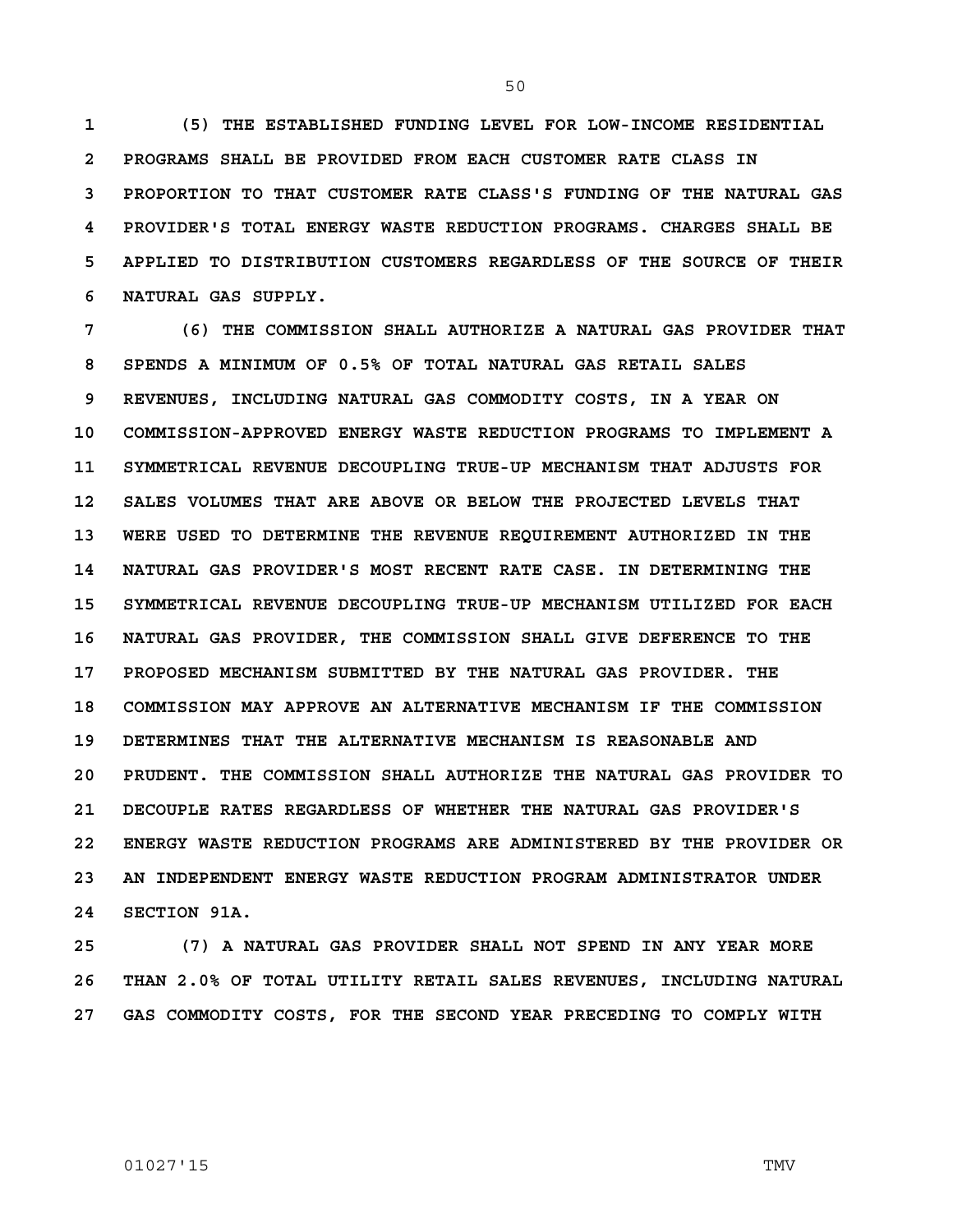**(5) THE ESTABLISHED FUNDING LEVEL FOR LOW-INCOME RESIDENTIAL PROGRAMS SHALL BE PROVIDED FROM EACH CUSTOMER RATE CLASS IN PROPORTION TO THAT CUSTOMER RATE CLASS'S FUNDING OF THE NATURAL GAS PROVIDER'S TOTAL ENERGY WASTE REDUCTION PROGRAMS. CHARGES SHALL BE APPLIED TO DISTRIBUTION CUSTOMERS REGARDLESS OF THE SOURCE OF THEIR NATURAL GAS SUPPLY.**

**(6) THE COMMISSION SHALL AUTHORIZE A NATURAL GAS PROVIDER THAT SPENDS A MINIMUM OF 0.5% OF TOTAL NATURAL GAS RETAIL SALES REVENUES, INCLUDING NATURAL GAS COMMODITY COSTS, IN A YEAR ON COMMISSION-APPROVED ENERGY WASTE REDUCTION PROGRAMS TO IMPLEMENT A SYMMETRICAL REVENUE DECOUPLING TRUE-UP MECHANISM THAT ADJUSTS FOR SALES VOLUMES THAT ARE ABOVE OR BELOW THE PROJECTED LEVELS THAT WERE USED TO DETERMINE THE REVENUE REQUIREMENT AUTHORIZED IN THE NATURAL GAS PROVIDER'S MOST RECENT RATE CASE. IN DETERMINING THE SYMMETRICAL REVENUE DECOUPLING TRUE-UP MECHANISM UTILIZED FOR EACH NATURAL GAS PROVIDER, THE COMMISSION SHALL GIVE DEFERENCE TO THE PROPOSED MECHANISM SUBMITTED BY THE NATURAL GAS PROVIDER. THE COMMISSION MAY APPROVE AN ALTERNATIVE MECHANISM IF THE COMMISSION DETERMINES THAT THE ALTERNATIVE MECHANISM IS REASONABLE AND PRUDENT. THE COMMISSION SHALL AUTHORIZE THE NATURAL GAS PROVIDER TO DECOUPLE RATES REGARDLESS OF WHETHER THE NATURAL GAS PROVIDER'S ENERGY WASTE REDUCTION PROGRAMS ARE ADMINISTERED BY THE PROVIDER OR AN INDEPENDENT ENERGY WASTE REDUCTION PROGRAM ADMINISTRATOR UNDER SECTION 91A.**

**(7) A NATURAL GAS PROVIDER SHALL NOT SPEND IN ANY YEAR MORE THAN 2.0% OF TOTAL UTILITY RETAIL SALES REVENUES, INCLUDING NATURAL GAS COMMODITY COSTS, FOR THE SECOND YEAR PRECEDING TO COMPLY WITH**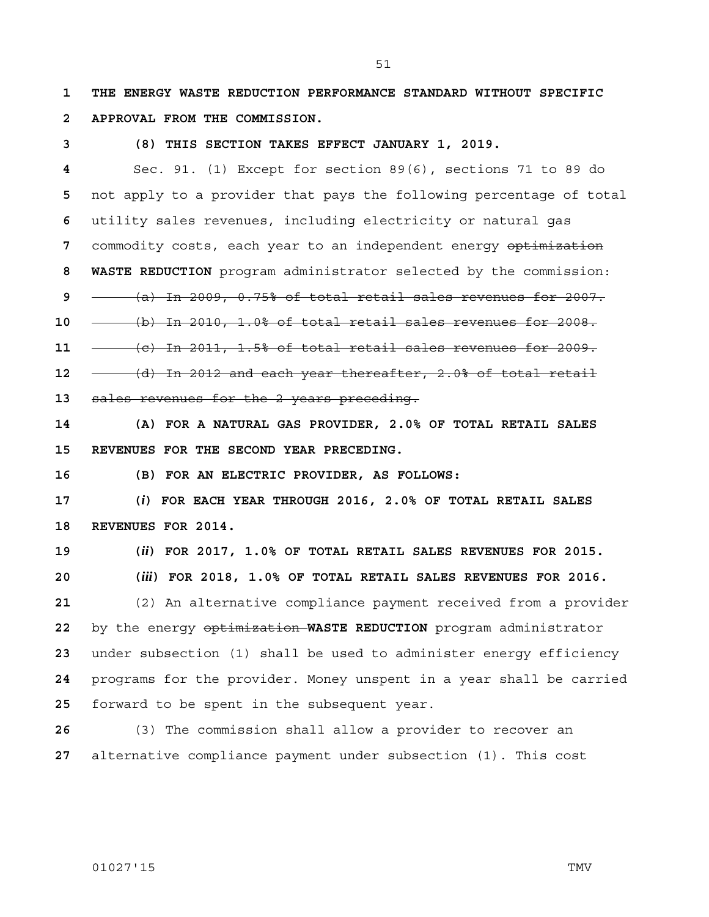**THE ENERGY WASTE REDUCTION PERFORMANCE STANDARD WITHOUT SPECIFIC APPROVAL FROM THE COMMISSION.**

**(8) THIS SECTION TAKES EFFECT JANUARY 1, 2019.**

Sec. 91. (1) Except for section 89(6), sections 71 to 89 do not apply to a provider that pays the following percentage of total utility sales revenues, including electricity or natural gas commodity costs, each year to an independent energy ~~optimization~~ **WASTE REDUCTION** program administrator selected by the commission:

~~(a) In 2009, 0.75% of total retail sales revenues for 2007.~~

~~(b) In 2010, 1.0% of total retail sales revenues for 2008.~~

~~(c) In 2011, 1.5% of total retail sales revenues for 2009.~~

~~(d) In 2012 and each year thereafter, 2.0% of total retail sales revenues for the 2 years preceding.~~

**(A) FOR A NATURAL GAS PROVIDER, 2.0% OF TOTAL RETAIL SALES REVENUES FOR THE SECOND YEAR PRECEDING.**

**(B) FOR AN ELECTRIC PROVIDER, AS FOLLOWS:**

**(*i*) FOR EACH YEAR THROUGH 2016, 2.0% OF TOTAL RETAIL SALES REVENUES FOR 2014.**

**(*ii*) FOR 2017, 1.0% OF TOTAL RETAIL SALES REVENUES FOR 2015.**

**(*iii*) FOR 2018, 1.0% OF TOTAL RETAIL SALES REVENUES FOR 2016.**

(2) An alternative compliance payment received from a provider by the energy ~~optimization~~ **WASTE REDUCTION** program administrator under subsection (1) shall be used to administer energy efficiency programs for the provider. Money unspent in a year shall be carried forward to be spent in the subsequent year.

(3) The commission shall allow a provider to recover an alternative compliance payment under subsection (1). This cost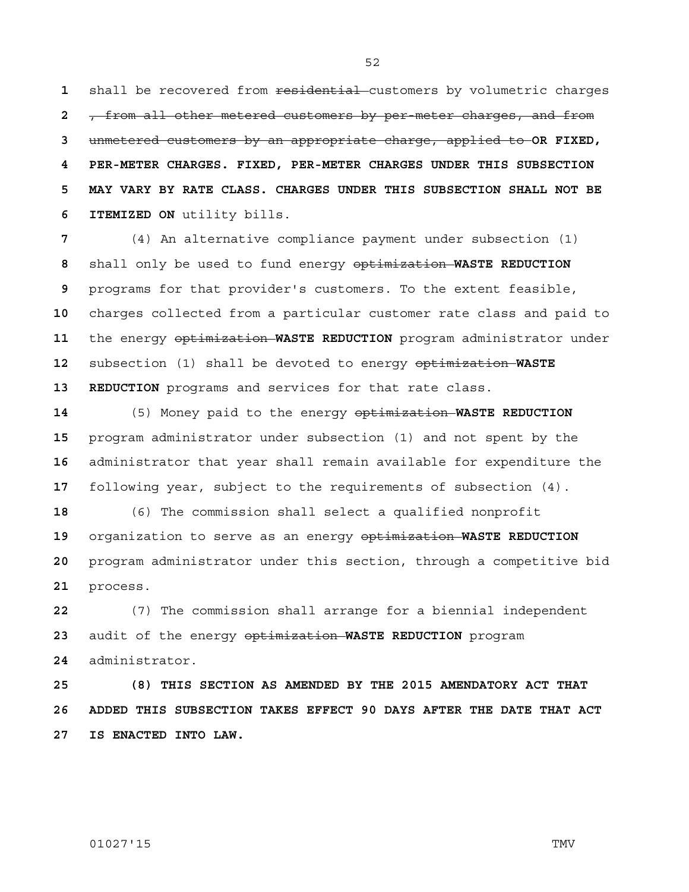shall be recovered from ~~residential~~ customers by volumetric charges ~~, from all other metered customers by per-meter charges, and from unmetered customers by an appropriate charge, applied to~~ **OR FIXED, PER-METER CHARGES. FIXED, PER-METER CHARGES UNDER THIS SUBSECTION MAY VARY BY RATE CLASS. CHARGES UNDER THIS SUBSECTION SHALL NOT BE ITEMIZED ON** utility bills.

(4) An alternative compliance payment under subsection (1) shall only be used to fund energy ~~optimization~~ **WASTE REDUCTION** programs for that provider's customers. To the extent feasible, charges collected from a particular customer rate class and paid to the energy ~~optimization~~ **WASTE REDUCTION** program administrator under subsection (1) shall be devoted to energy ~~optimization~~ **WASTE REDUCTION** programs and services for that rate class.

(5) Money paid to the energy ~~optimization~~ **WASTE REDUCTION** program administrator under subsection (1) and not spent by the administrator that year shall remain available for expenditure the following year, subject to the requirements of subsection (4).

(6) The commission shall select a qualified nonprofit organization to serve as an energy ~~optimization~~ **WASTE REDUCTION** program administrator under this section, through a competitive bid process.

(7) The commission shall arrange for a biennial independent audit of the energy ~~optimization~~ **WASTE REDUCTION** program administrator.

**(8) THIS SECTION AS AMENDED BY THE 2015 AMENDATORY ACT THAT ADDED THIS SUBSECTION TAKES EFFECT 90 DAYS AFTER THE DATE THAT ACT IS ENACTED INTO LAW.**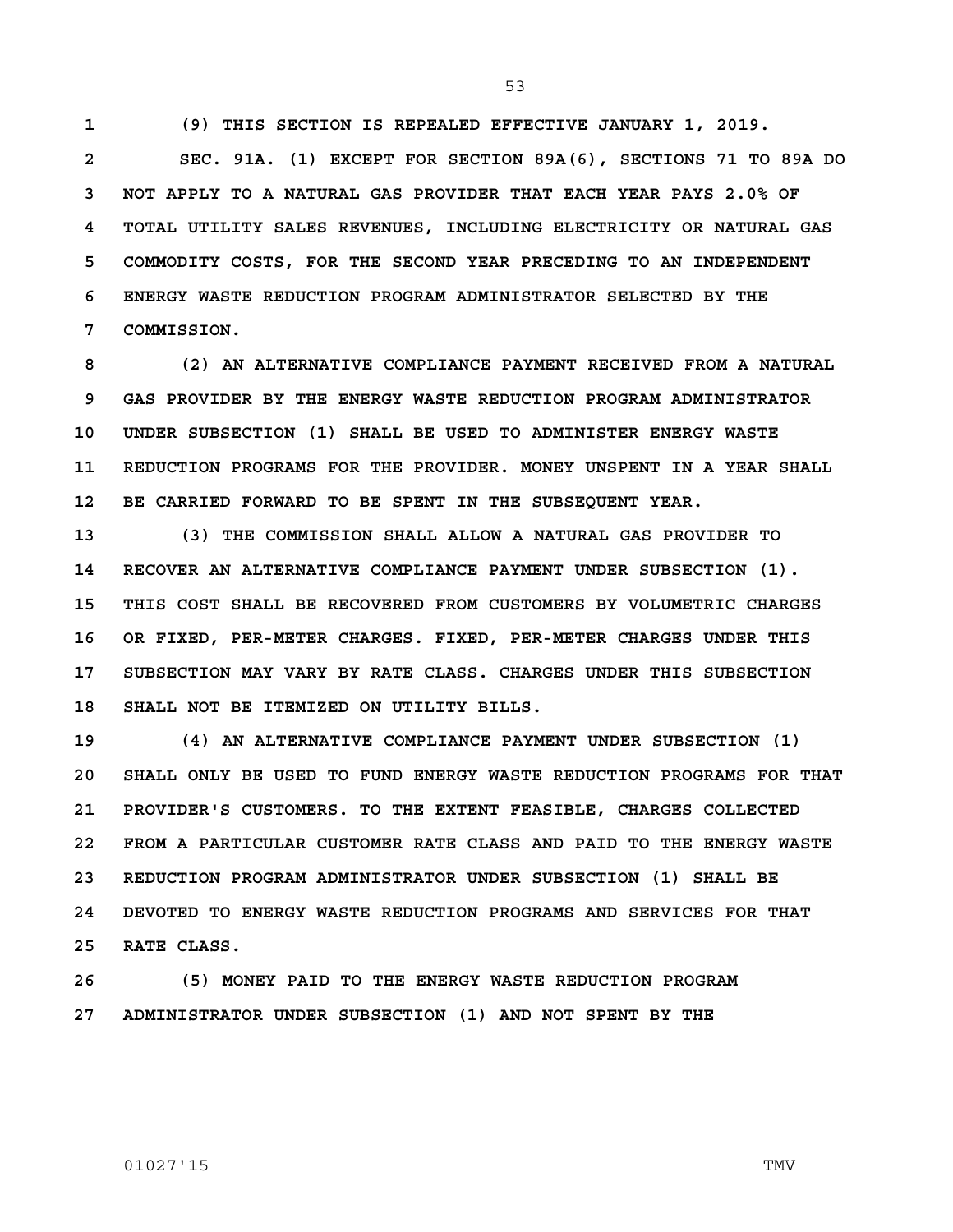**(9) THIS SECTION IS REPEALED EFFECTIVE JANUARY 1, 2019.**

**SEC. 91A. (1) EXCEPT FOR SECTION 89A(6), SECTIONS 71 TO 89A DO NOT APPLY TO A NATURAL GAS PROVIDER THAT EACH YEAR PAYS 2.0% OF TOTAL UTILITY SALES REVENUES, INCLUDING ELECTRICITY OR NATURAL GAS COMMODITY COSTS, FOR THE SECOND YEAR PRECEDING TO AN INDEPENDENT ENERGY WASTE REDUCTION PROGRAM ADMINISTRATOR SELECTED BY THE COMMISSION.**

**(2) AN ALTERNATIVE COMPLIANCE PAYMENT RECEIVED FROM A NATURAL GAS PROVIDER BY THE ENERGY WASTE REDUCTION PROGRAM ADMINISTRATOR UNDER SUBSECTION (1) SHALL BE USED TO ADMINISTER ENERGY WASTE REDUCTION PROGRAMS FOR THE PROVIDER. MONEY UNSPENT IN A YEAR SHALL BE CARRIED FORWARD TO BE SPENT IN THE SUBSEQUENT YEAR.**

**(3) THE COMMISSION SHALL ALLOW A NATURAL GAS PROVIDER TO RECOVER AN ALTERNATIVE COMPLIANCE PAYMENT UNDER SUBSECTION (1). THIS COST SHALL BE RECOVERED FROM CUSTOMERS BY VOLUMETRIC CHARGES OR FIXED, PER-METER CHARGES. FIXED, PER-METER CHARGES UNDER THIS SUBSECTION MAY VARY BY RATE CLASS. CHARGES UNDER THIS SUBSECTION SHALL NOT BE ITEMIZED ON UTILITY BILLS.**

**(4) AN ALTERNATIVE COMPLIANCE PAYMENT UNDER SUBSECTION (1) SHALL ONLY BE USED TO FUND ENERGY WASTE REDUCTION PROGRAMS FOR THAT PROVIDER'S CUSTOMERS. TO THE EXTENT FEASIBLE, CHARGES COLLECTED FROM A PARTICULAR CUSTOMER RATE CLASS AND PAID TO THE ENERGY WASTE REDUCTION PROGRAM ADMINISTRATOR UNDER SUBSECTION (1) SHALL BE DEVOTED TO ENERGY WASTE REDUCTION PROGRAMS AND SERVICES FOR THAT RATE CLASS.**

**(5) MONEY PAID TO THE ENERGY WASTE REDUCTION PROGRAM ADMINISTRATOR UNDER SUBSECTION (1) AND NOT SPENT BY THE**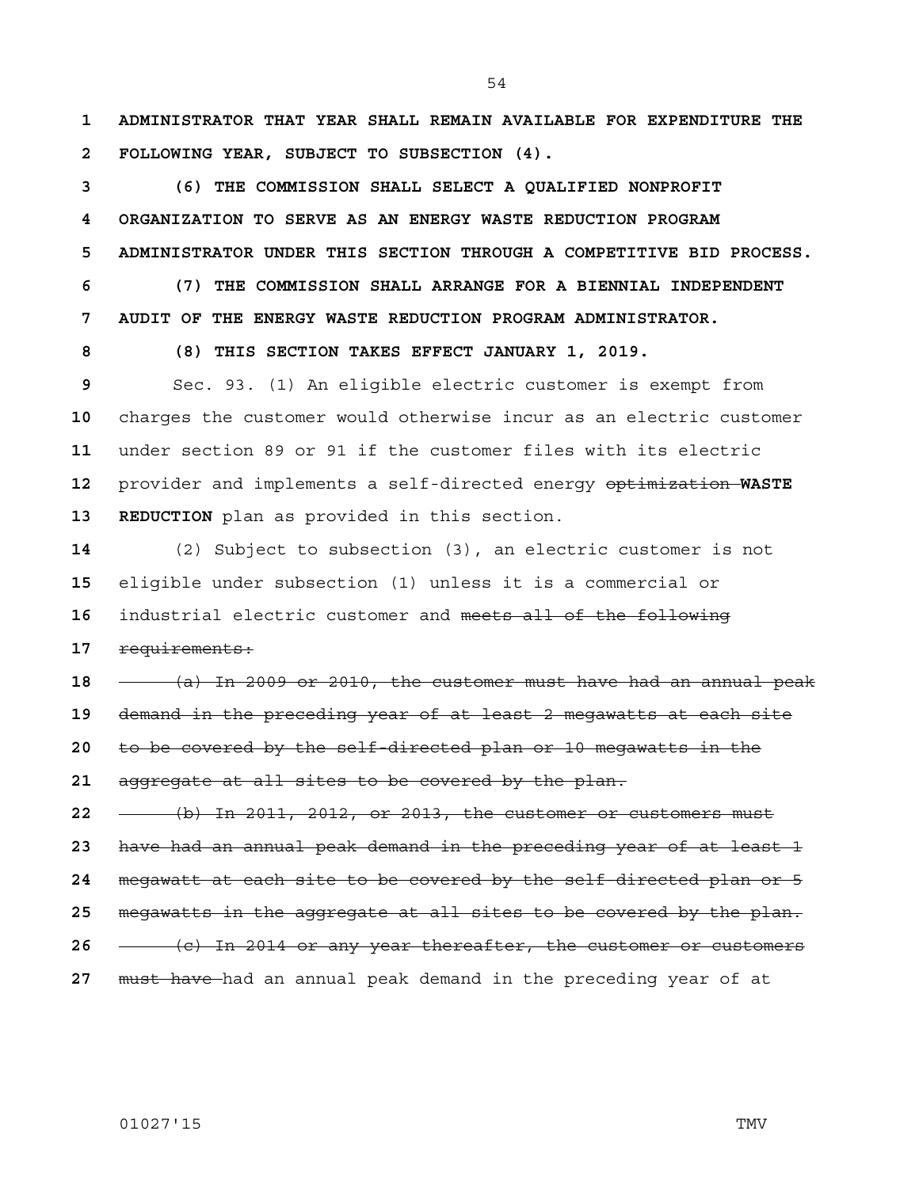**ADMINISTRATOR THAT YEAR SHALL REMAIN AVAILABLE FOR EXPENDITURE THE FOLLOWING YEAR, SUBJECT TO SUBSECTION (4).**

**(6) THE COMMISSION SHALL SELECT A QUALIFIED NONPROFIT ORGANIZATION TO SERVE AS AN ENERGY WASTE REDUCTION PROGRAM ADMINISTRATOR UNDER THIS SECTION THROUGH A COMPETITIVE BID PROCESS.**

**(7) THE COMMISSION SHALL ARRANGE FOR A BIENNIAL INDEPENDENT AUDIT OF THE ENERGY WASTE REDUCTION PROGRAM ADMINISTRATOR.**

**(8) THIS SECTION TAKES EFFECT JANUARY 1, 2019.**

Sec. 93. (1) An eligible electric customer is exempt from charges the customer would otherwise incur as an electric customer under section 89 or 91 if the customer files with its electric provider and implements a self-directed energy ~~optimization~~ **WASTE REDUCTION** plan as provided in this section.

(2) Subject to subsection (3), an electric customer is not eligible under subsection (1) unless it is a commercial or industrial electric customer and ~~meets all of the following requirements:~~

~~(a) In 2009 or 2010, the customer must have had an annual peak demand in the preceding year of at least 2 megawatts at each site to be covered by the self-directed plan or 10 megawatts in the aggregate at all sites to be covered by the plan.~~

~~(b) In 2011, 2012, or 2013, the customer or customers must have had an annual peak demand in the preceding year of at least 1 megawatt at each site to be covered by the self-directed plan or 5 megawatts in the aggregate at all sites to be covered by the plan.~~

~~(c) In 2014 or any year thereafter, the customer or customers must have~~ had an annual peak demand in the preceding year of at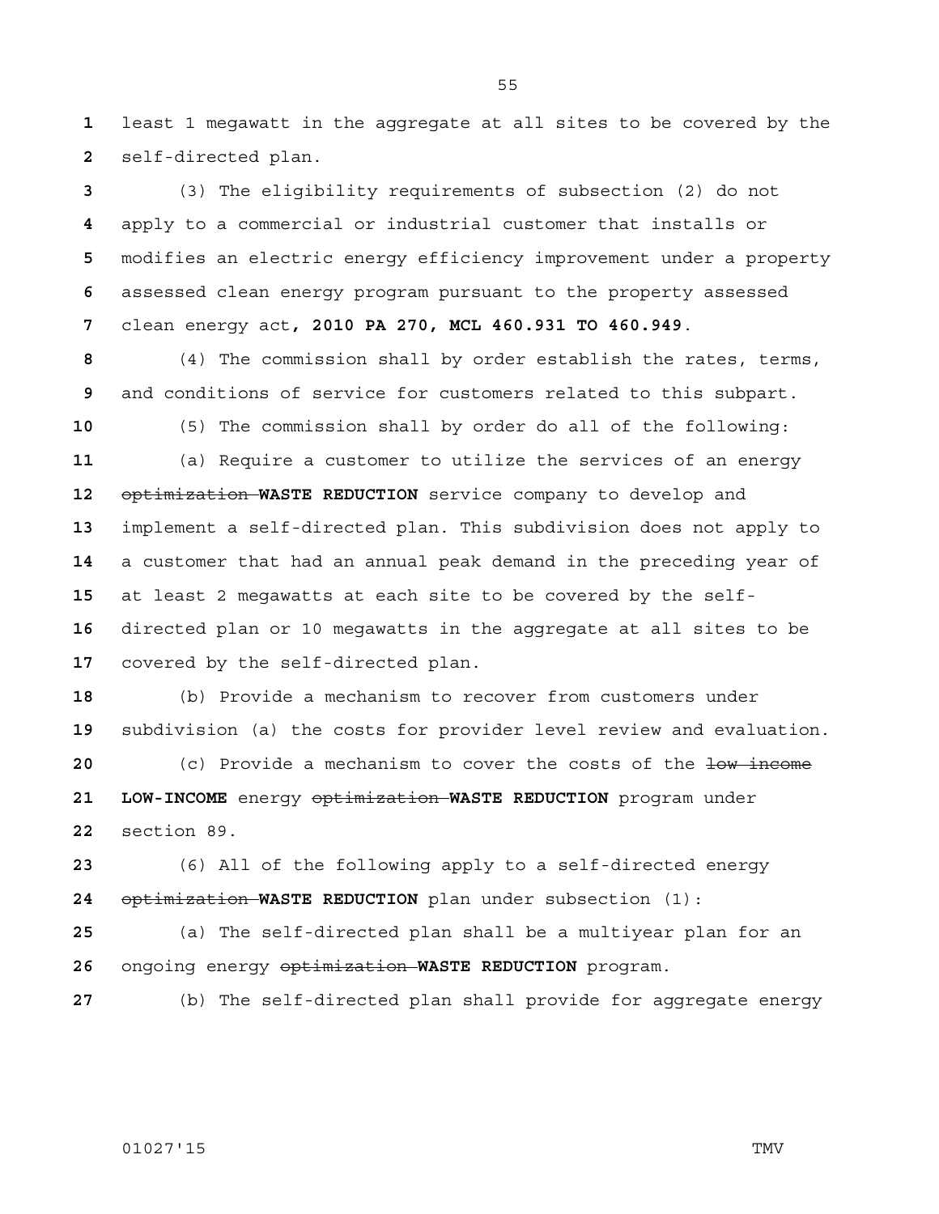least 1 megawatt in the aggregate at all sites to be covered by the self-directed plan.

(3) The eligibility requirements of subsection (2) do not apply to a commercial or industrial customer that installs or modifies an electric energy efficiency improvement under a property assessed clean energy program pursuant to the property assessed clean energy act**, 2010 PA 270, MCL 460.931 TO 460.949**.

(4) The commission shall by order establish the rates, terms, and conditions of service for customers related to this subpart.

(5) The commission shall by order do all of the following:

(a) Require a customer to utilize the services of an energy ~~optimization~~ **WASTE REDUCTION** service company to develop and implement a self-directed plan. This subdivision does not apply to a customer that had an annual peak demand in the preceding year of at least 2 megawatts at each site to be covered by the self-directed plan or 10 megawatts in the aggregate at all sites to be covered by the self-directed plan.

(b) Provide a mechanism to recover from customers under subdivision (a) the costs for provider level review and evaluation.

(c) Provide a mechanism to cover the costs of the ~~low income~~ **LOW-INCOME** energy ~~optimization~~ **WASTE REDUCTION** program under section 89.

(6) All of the following apply to a self-directed energy ~~optimization~~ **WASTE REDUCTION** plan under subsection (1):

(a) The self-directed plan shall be a multiyear plan for an ongoing energy ~~optimization~~ **WASTE REDUCTION** program.

(b) The self-directed plan shall provide for aggregate energy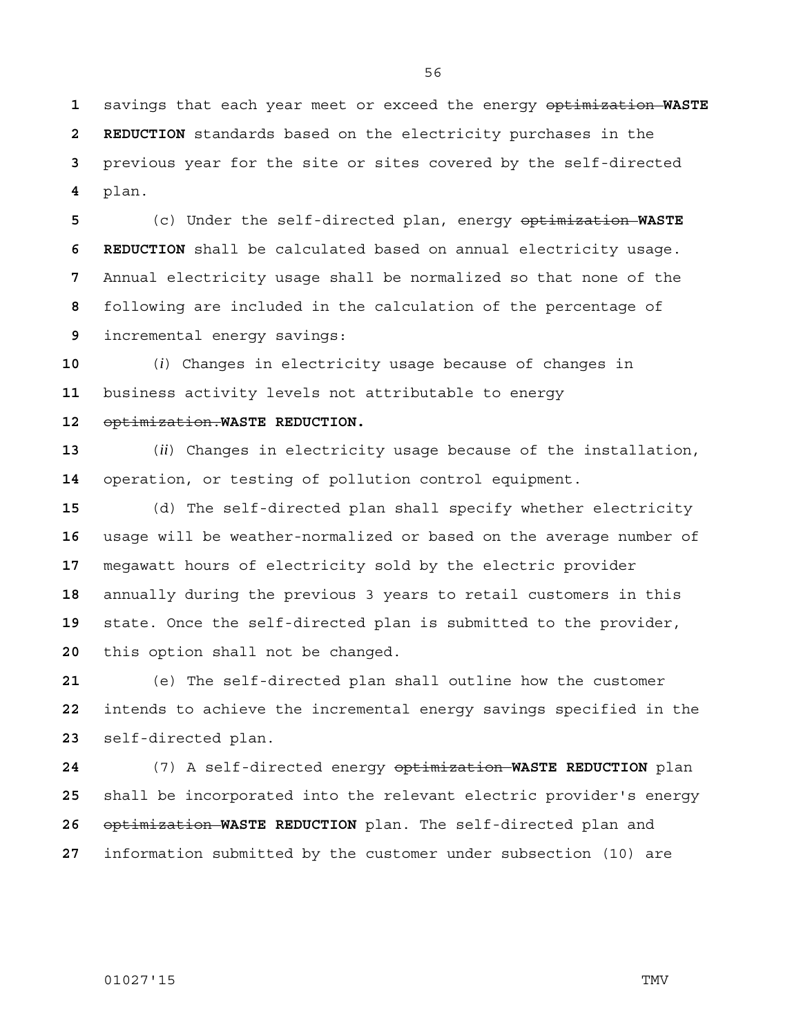savings that each year meet or exceed the energy ~~optimization~~ **WASTE REDUCTION** standards based on the electricity purchases in the previous year for the site or sites covered by the self-directed plan.

(c) Under the self-directed plan, energy ~~optimization~~ **WASTE REDUCTION** shall be calculated based on annual electricity usage. Annual electricity usage shall be normalized so that none of the following are included in the calculation of the percentage of incremental energy savings:

(*i*) Changes in electricity usage because of changes in business activity levels not attributable to energy ~~optimization.~~**WASTE REDUCTION.**

(*ii*) Changes in electricity usage because of the installation, operation, or testing of pollution control equipment.

(d) The self-directed plan shall specify whether electricity usage will be weather-normalized or based on the average number of megawatt hours of electricity sold by the electric provider annually during the previous 3 years to retail customers in this state. Once the self-directed plan is submitted to the provider, this option shall not be changed.

(e) The self-directed plan shall outline how the customer intends to achieve the incremental energy savings specified in the self-directed plan.

(7) A self-directed energy ~~optimization~~ **WASTE REDUCTION** plan shall be incorporated into the relevant electric provider's energy ~~optimization~~ **WASTE REDUCTION** plan. The self-directed plan and information submitted by the customer under subsection (10) are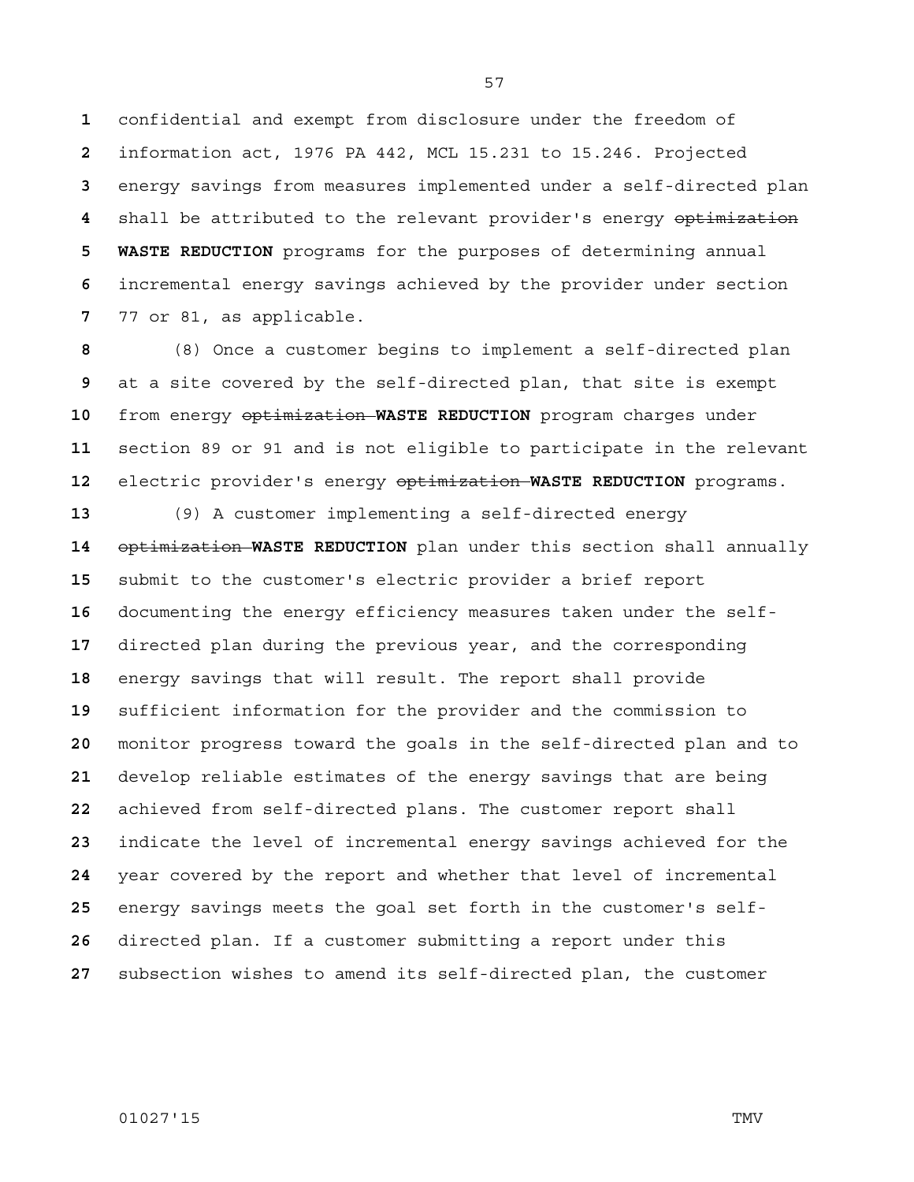confidential and exempt from disclosure under the freedom of information act, 1976 PA 442, MCL 15.231 to 15.246. Projected energy savings from measures implemented under a self-directed plan shall be attributed to the relevant provider's energy ~~optimization~~ **WASTE REDUCTION** programs for the purposes of determining annual incremental energy savings achieved by the provider under section 77 or 81, as applicable.

(8) Once a customer begins to implement a self-directed plan at a site covered by the self-directed plan, that site is exempt from energy ~~optimization~~ **WASTE REDUCTION** program charges under section 89 or 91 and is not eligible to participate in the relevant electric provider's energy ~~optimization~~ **WASTE REDUCTION** programs.

(9) A customer implementing a self-directed energy ~~optimization~~ **WASTE REDUCTION** plan under this section shall annually submit to the customer's electric provider a brief report documenting the energy efficiency measures taken under the self-directed plan during the previous year, and the corresponding energy savings that will result. The report shall provide sufficient information for the provider and the commission to monitor progress toward the goals in the self-directed plan and to develop reliable estimates of the energy savings that are being achieved from self-directed plans. The customer report shall indicate the level of incremental energy savings achieved for the year covered by the report and whether that level of incremental energy savings meets the goal set forth in the customer's self-directed plan. If a customer submitting a report under this subsection wishes to amend its self-directed plan, the customer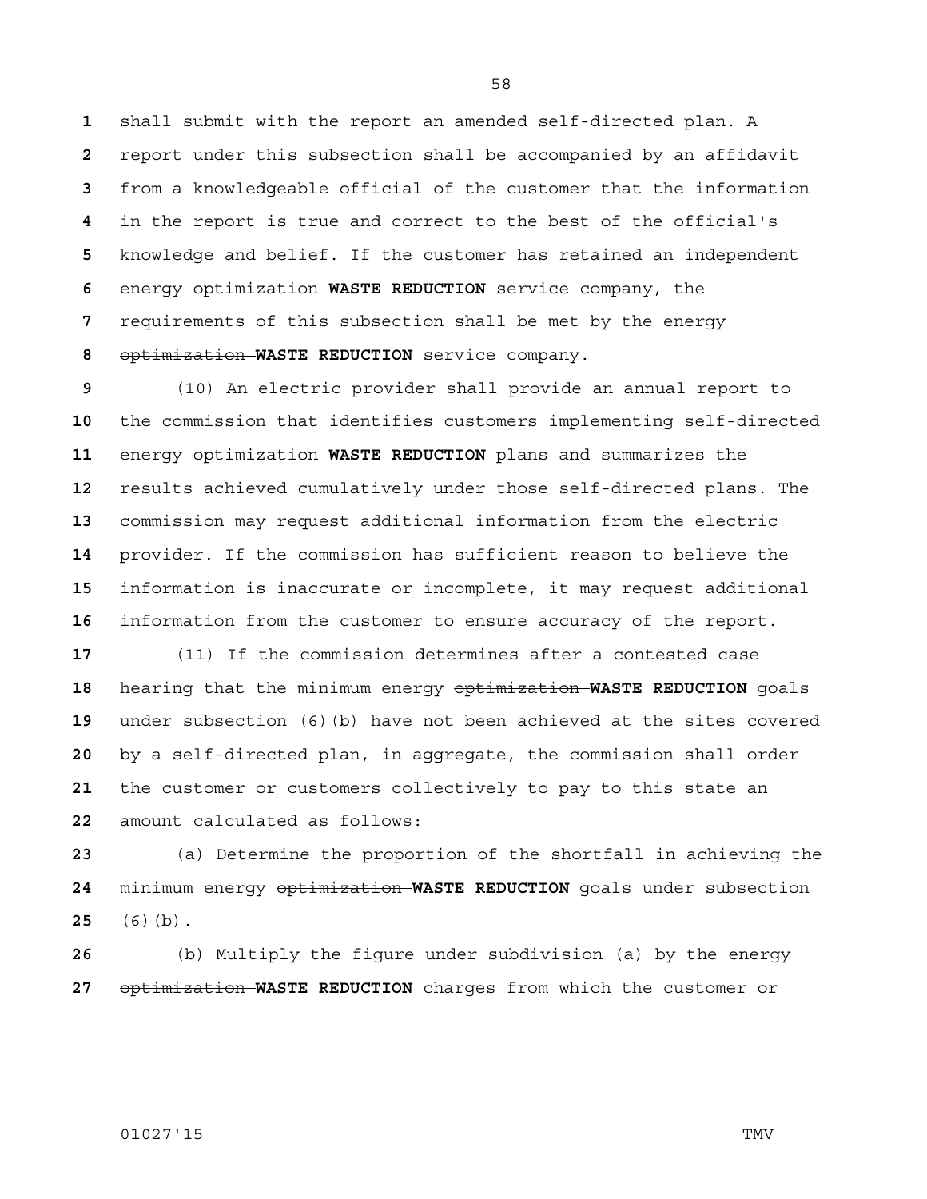shall submit with the report an amended self-directed plan. A report under this subsection shall be accompanied by an affidavit from a knowledgeable official of the customer that the information in the report is true and correct to the best of the official's knowledge and belief. If the customer has retained an independent energy ~~optimization~~ **WASTE REDUCTION** service company, the requirements of this subsection shall be met by the energy ~~optimization~~ **WASTE REDUCTION** service company.

(10) An electric provider shall provide an annual report to the commission that identifies customers implementing self-directed energy ~~optimization~~ **WASTE REDUCTION** plans and summarizes the results achieved cumulatively under those self-directed plans. The commission may request additional information from the electric provider. If the commission has sufficient reason to believe the information is inaccurate or incomplete, it may request additional information from the customer to ensure accuracy of the report.

(11) If the commission determines after a contested case hearing that the minimum energy ~~optimization~~ **WASTE REDUCTION** goals under subsection (6)(b) have not been achieved at the sites covered by a self-directed plan, in aggregate, the commission shall order the customer or customers collectively to pay to this state an amount calculated as follows:

(a) Determine the proportion of the shortfall in achieving the minimum energy ~~optimization~~ **WASTE REDUCTION** goals under subsection (6)(b).

(b) Multiply the figure under subdivision (a) by the energy ~~optimization~~ **WASTE REDUCTION** charges from which the customer or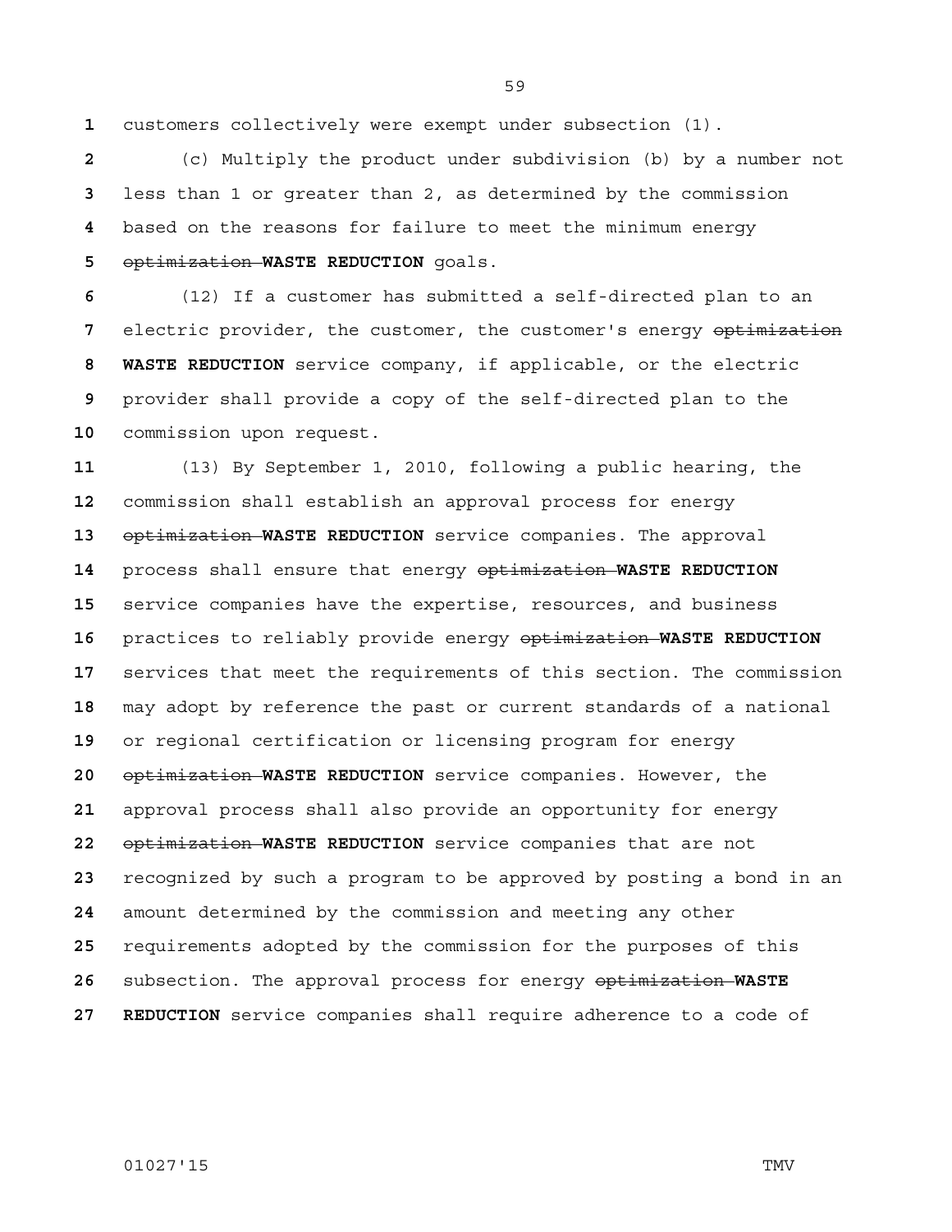customers collectively were exempt under subsection (1).

(c) Multiply the product under subdivision (b) by a number not less than 1 or greater than 2, as determined by the commission based on the reasons for failure to meet the minimum energy ~~optimization~~ **WASTE REDUCTION** goals.

(12) If a customer has submitted a self-directed plan to an electric provider, the customer, the customer's energy ~~optimization~~ **WASTE REDUCTION** service company, if applicable, or the electric provider shall provide a copy of the self-directed plan to the commission upon request.

(13) By September 1, 2010, following a public hearing, the commission shall establish an approval process for energy ~~optimization~~ **WASTE REDUCTION** service companies. The approval process shall ensure that energy ~~optimization~~ **WASTE REDUCTION** service companies have the expertise, resources, and business practices to reliably provide energy ~~optimization~~ **WASTE REDUCTION** services that meet the requirements of this section. The commission may adopt by reference the past or current standards of a national or regional certification or licensing program for energy ~~optimization~~ **WASTE REDUCTION** service companies. However, the approval process shall also provide an opportunity for energy ~~optimization~~ **WASTE REDUCTION** service companies that are not recognized by such a program to be approved by posting a bond in an amount determined by the commission and meeting any other requirements adopted by the commission for the purposes of this subsection. The approval process for energy ~~optimization~~ **WASTE REDUCTION** service companies shall require adherence to a code of

01027'15 TMV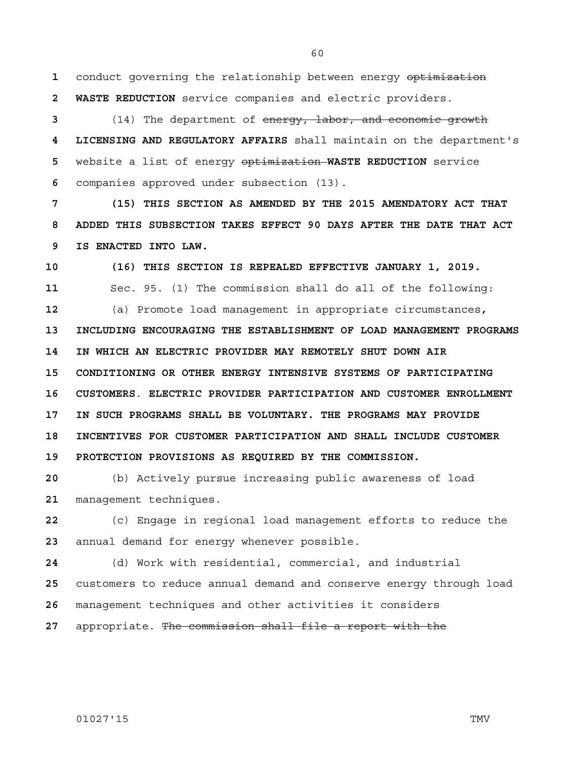conduct governing the relationship between energy ~~optimization~~ **WASTE REDUCTION** service companies and electric providers.

(14) The department of ~~energy, labor, and economic growth~~ **LICENSING AND REGULATORY AFFAIRS** shall maintain on the department's website a list of energy ~~optimization~~ **WASTE REDUCTION** service companies approved under subsection (13).

**(15) THIS SECTION AS AMENDED BY THE 2015 AMENDATORY ACT THAT ADDED THIS SUBSECTION TAKES EFFECT 90 DAYS AFTER THE DATE THAT ACT IS ENACTED INTO LAW.**

**(16) THIS SECTION IS REPEALED EFFECTIVE JANUARY 1, 2019.**

Sec. 95. (1) The commission shall do all of the following:

(a) Promote load management in appropriate circumstances**, INCLUDING ENCOURAGING THE ESTABLISHMENT OF LOAD MANAGEMENT PROGRAMS IN WHICH AN ELECTRIC PROVIDER MAY REMOTELY SHUT DOWN AIR CONDITIONING OR OTHER ENERGY INTENSIVE SYSTEMS OF PARTICIPATING CUSTOMERS. ELECTRIC PROVIDER PARTICIPATION AND CUSTOMER ENROLLMENT IN SUCH PROGRAMS SHALL BE VOLUNTARY. THE PROGRAMS MAY PROVIDE INCENTIVES FOR CUSTOMER PARTICIPATION AND SHALL INCLUDE CUSTOMER PROTECTION PROVISIONS AS REQUIRED BY THE COMMISSION.**

(b) Actively pursue increasing public awareness of load management techniques.

(c) Engage in regional load management efforts to reduce the annual demand for energy whenever possible.

(d) Work with residential, commercial, and industrial customers to reduce annual demand and conserve energy through load management techniques and other activities it considers appropriate. ~~The commission shall file a report with the~~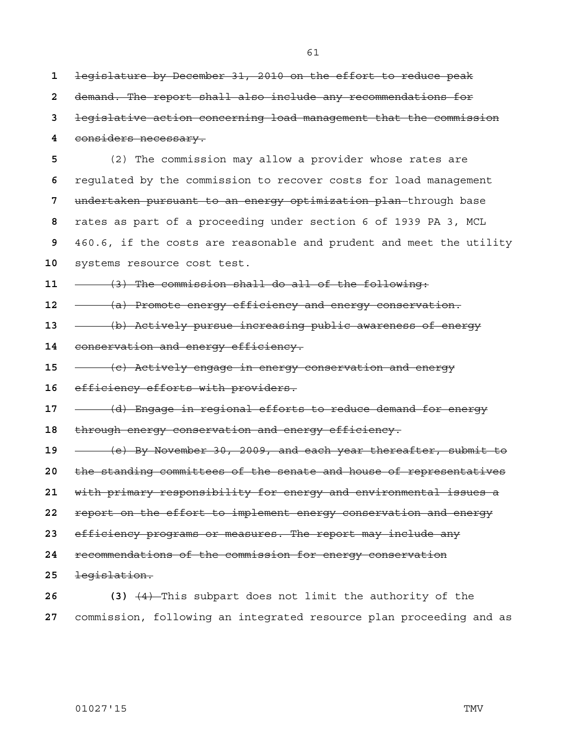~~legislature by December 31, 2010 on the effort to reduce peak demand. The report shall also include any recommendations for legislative action concerning load management that the commission considers necessary.~~

(2) The commission may allow a provider whose rates are regulated by the commission to recover costs for load management ~~undertaken pursuant to an energy optimization plan~~ through base rates as part of a proceeding under section 6 of 1939 PA 3, MCL 460.6, if the costs are reasonable and prudent and meet the utility systems resource cost test.

~~(3) The commission shall do all of the following:~~

~~(a) Promote energy efficiency and energy conservation.~~

~~(b) Actively pursue increasing public awareness of energy conservation and energy efficiency.~~

~~(c) Actively engage in energy conservation and energy efficiency efforts with providers.~~

~~(d) Engage in regional efforts to reduce demand for energy through energy conservation and energy efficiency.~~

~~(e) By November 30, 2009, and each year thereafter, submit to the standing committees of the senate and house of representatives with primary responsibility for energy and environmental issues a report on the effort to implement energy conservation and energy efficiency programs or measures. The report may include any recommendations of the commission for energy conservation legislation.~~

**(3)** ~~(4)~~ This subpart does not limit the authority of the commission, following an integrated resource plan proceeding and as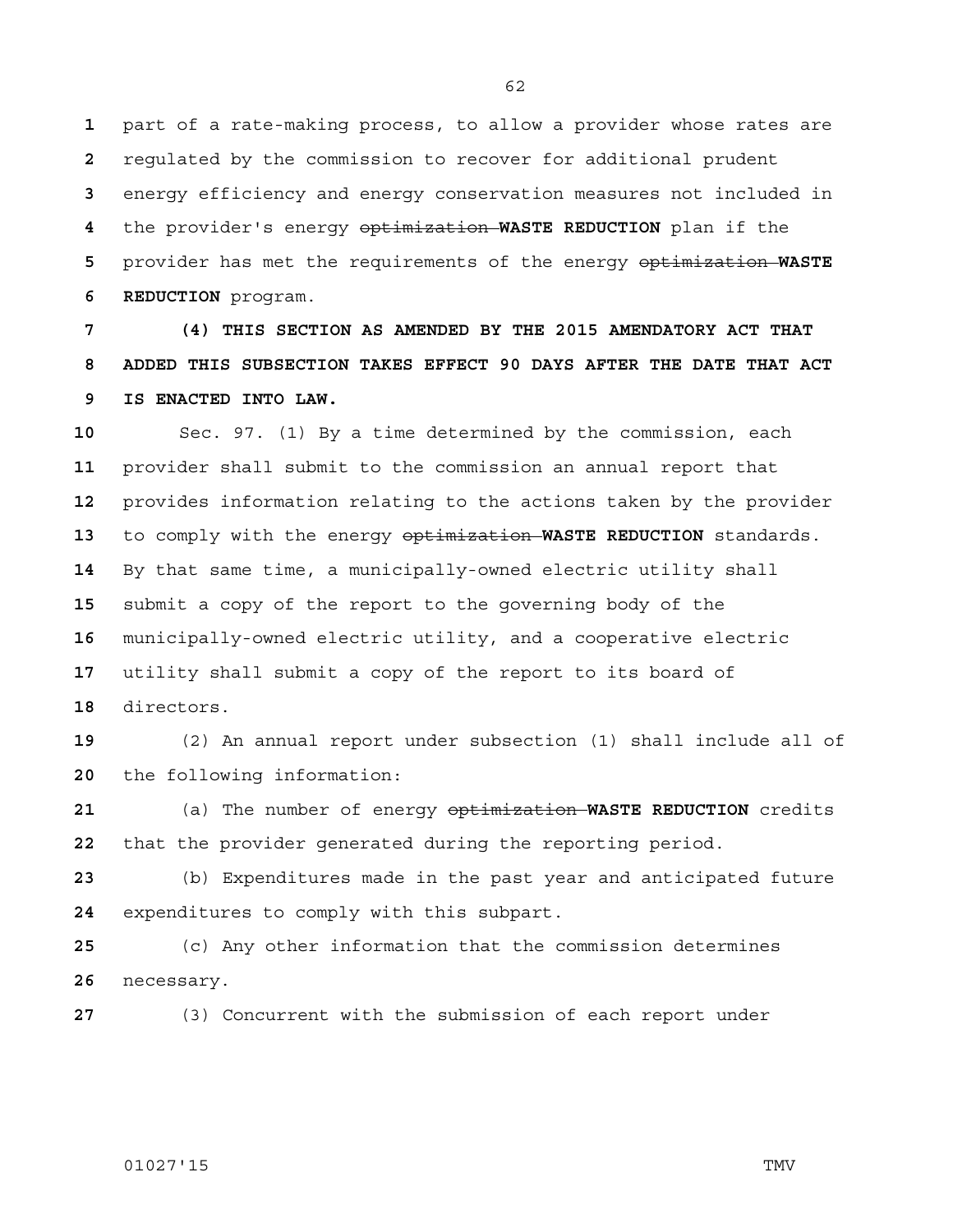part of a rate-making process, to allow a provider whose rates are regulated by the commission to recover for additional prudent energy efficiency and energy conservation measures not included in the provider's energy ~~optimization~~ **WASTE REDUCTION** plan if the provider has met the requirements of the energy ~~optimization~~ **WASTE REDUCTION** program.

**(4) THIS SECTION AS AMENDED BY THE 2015 AMENDATORY ACT THAT ADDED THIS SUBSECTION TAKES EFFECT 90 DAYS AFTER THE DATE THAT ACT IS ENACTED INTO LAW.**

Sec. 97. (1) By a time determined by the commission, each provider shall submit to the commission an annual report that provides information relating to the actions taken by the provider to comply with the energy ~~optimization~~ **WASTE REDUCTION** standards. By that same time, a municipally-owned electric utility shall submit a copy of the report to the governing body of the municipally-owned electric utility, and a cooperative electric utility shall submit a copy of the report to its board of directors.

(2) An annual report under subsection (1) shall include all of the following information:

(a) The number of energy ~~optimization~~ **WASTE REDUCTION** credits that the provider generated during the reporting period.

(b) Expenditures made in the past year and anticipated future expenditures to comply with this subpart.

(c) Any other information that the commission determines necessary.

(3) Concurrent with the submission of each report under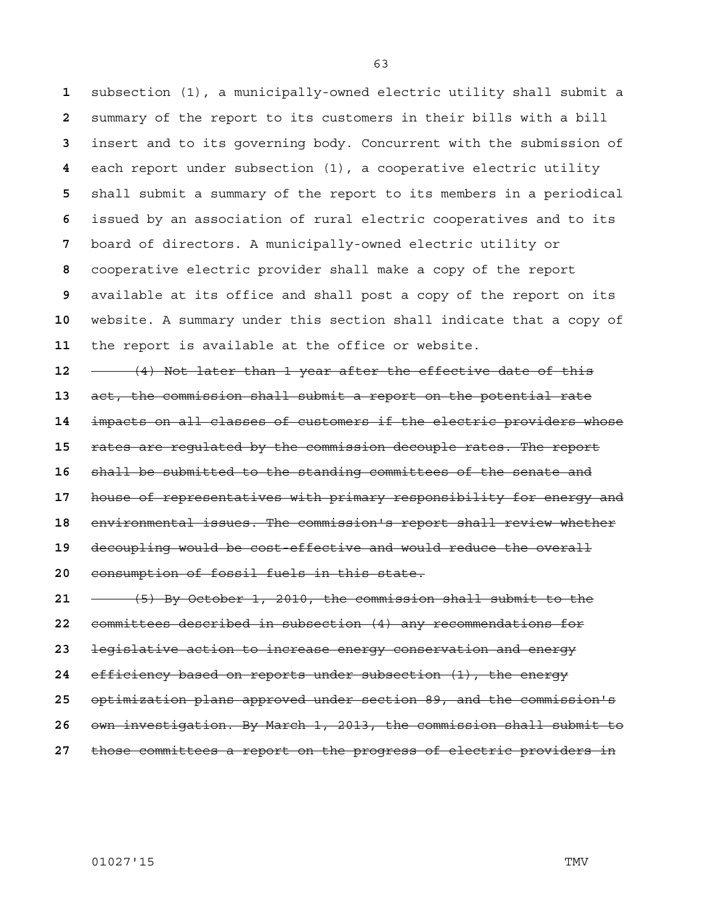subsection (1), a municipally-owned electric utility shall submit a summary of the report to its customers in their bills with a bill insert and to its governing body. Concurrent with the submission of each report under subsection (1), a cooperative electric utility shall submit a summary of the report to its members in a periodical issued by an association of rural electric cooperatives and to its board of directors. A municipally-owned electric utility or cooperative electric provider shall make a copy of the report available at its office and shall post a copy of the report on its website. A summary under this section shall indicate that a copy of the report is available at the office or website.

~~(4) Not later than 1 year after the effective date of this act, the commission shall submit a report on the potential rate impacts on all classes of customers if the electric providers whose rates are regulated by the commission decouple rates. The report shall be submitted to the standing committees of the senate and house of representatives with primary responsibility for energy and environmental issues. The commission's report shall review whether decoupling would be cost-effective and would reduce the overall consumption of fossil fuels in this state.~~

~~(5) By October 1, 2010, the commission shall submit to the committees described in subsection (4) any recommendations for legislative action to increase energy conservation and energy efficiency based on reports under subsection (1), the energy optimization plans approved under section 89, and the commission's own investigation. By March 1, 2013, the commission shall submit to those committees a report on the progress of electric providers in~~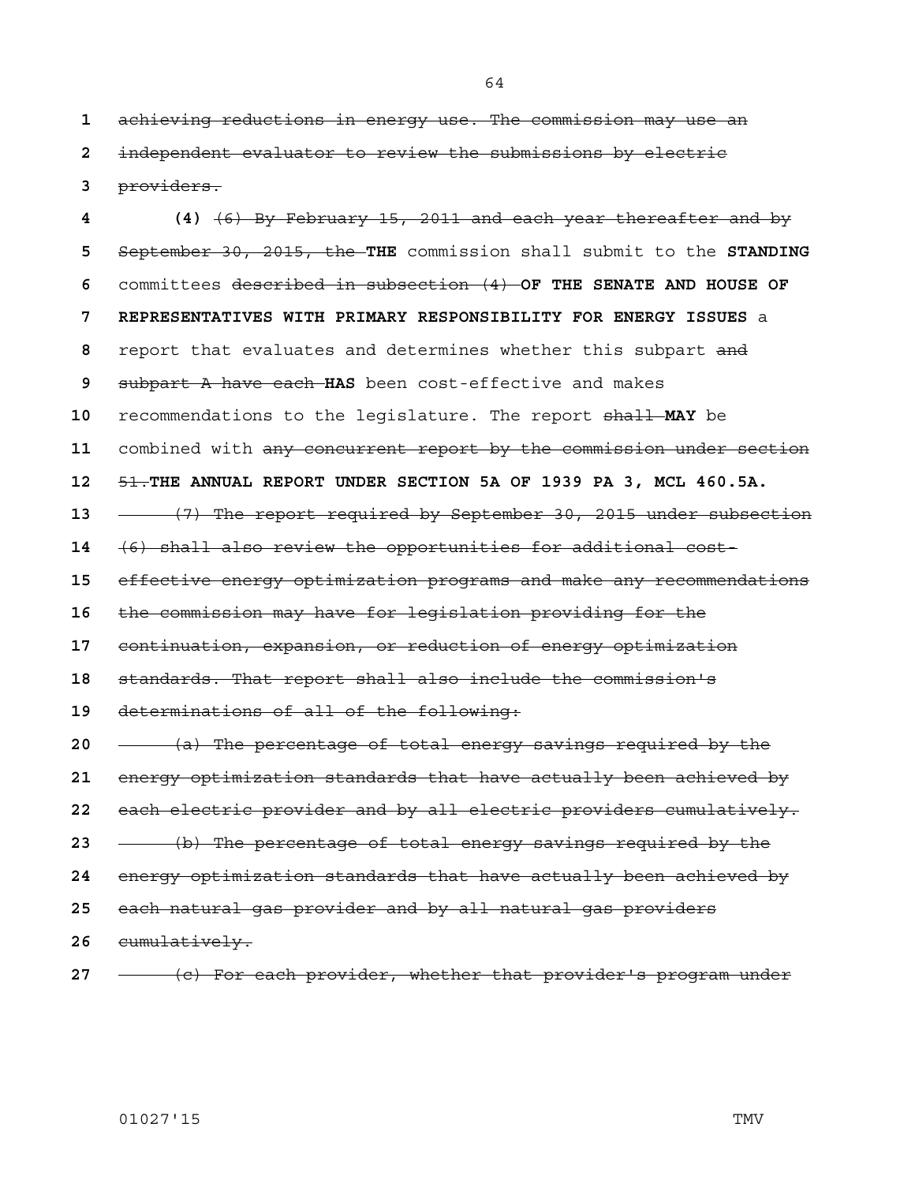~~achieving reductions in energy use. The commission may use an independent evaluator to review the submissions by electric providers.~~

**(4)** ~~(6) By February 15, 2011 and each year thereafter and by September 30, 2015, the~~ **THE** commission shall submit to the **STANDING** committees ~~described in subsection (4)~~ **OF THE SENATE AND HOUSE OF REPRESENTATIVES WITH PRIMARY RESPONSIBILITY FOR ENERGY ISSUES** a report that evaluates and determines whether this subpart ~~and subpart A have each~~ **HAS** been cost-effective and makes recommendations to the legislature. The report ~~shall~~ **MAY** be combined with ~~any concurrent report by the commission under section 51.~~ **THE ANNUAL REPORT UNDER SECTION 5A OF 1939 PA 3, MCL 460.5A.**

~~(7) The report required by September 30, 2015 under subsection (6) shall also review the opportunities for additional cost-effective energy optimization programs and make any recommendations the commission may have for legislation providing for the continuation, expansion, or reduction of energy optimization standards. That report shall also include the commission's determinations of all of the following:~~

~~(a) The percentage of total energy savings required by the energy optimization standards that have actually been achieved by each electric provider and by all electric providers cumulatively.~~

~~(b) The percentage of total energy savings required by the energy optimization standards that have actually been achieved by each natural gas provider and by all natural gas providers cumulatively.~~

~~(c) For each provider, whether that provider's program under~~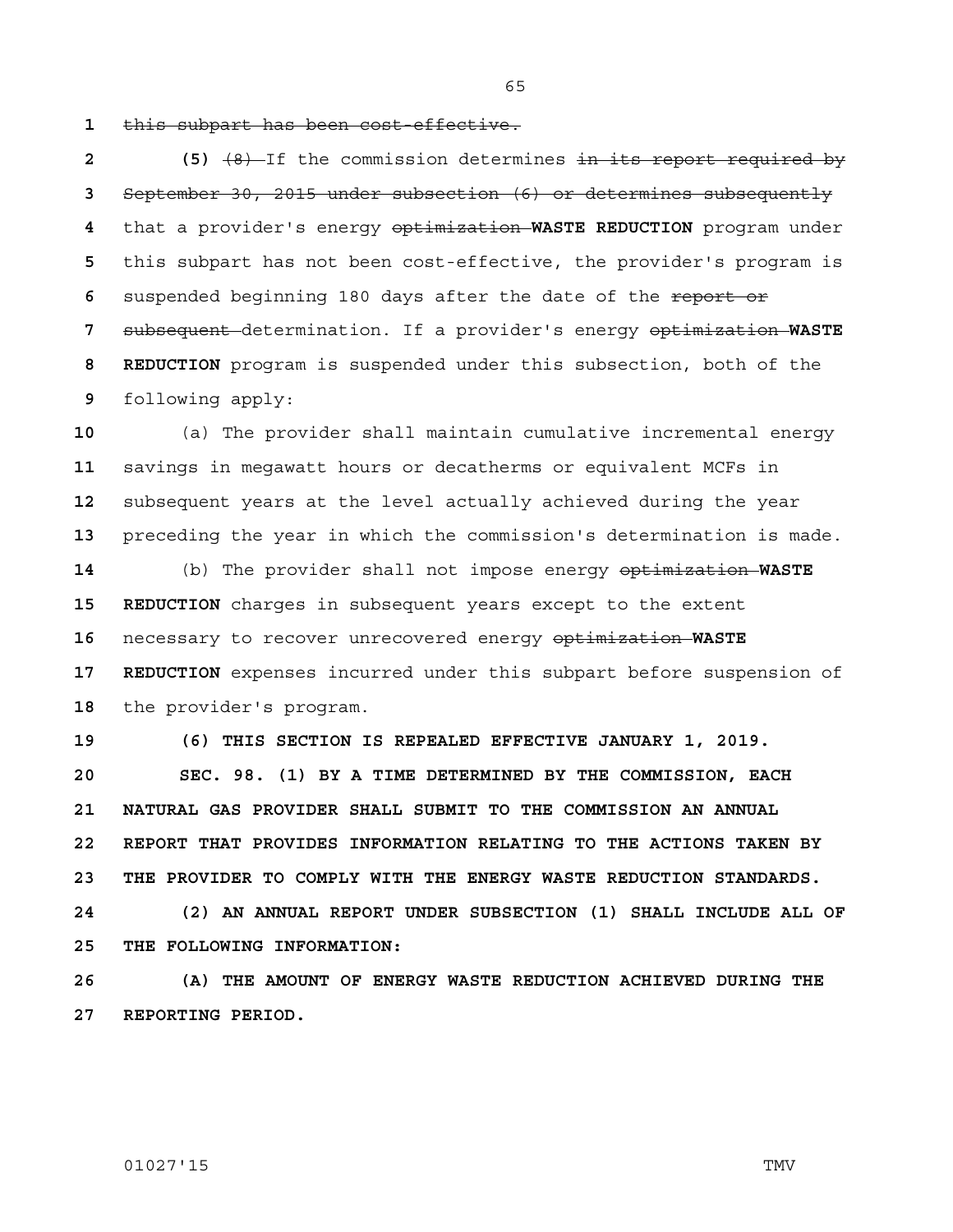~~this subpart has been cost-effective.~~

**(5)** ~~(8)~~ If the commission determines ~~in its report required by September 30, 2015 under subsection (6) or determines subsequently~~ that a provider's energy ~~optimization~~ **WASTE REDUCTION** program under this subpart has not been cost-effective, the provider's program is suspended beginning 180 days after the date of the ~~report or subsequent~~ determination. If a provider's energy ~~optimization~~ **WASTE REDUCTION** program is suspended under this subsection, both of the following apply:

(a) The provider shall maintain cumulative incremental energy savings in megawatt hours or decatherms or equivalent MCFs in subsequent years at the level actually achieved during the year preceding the year in which the commission's determination is made.

(b) The provider shall not impose energy ~~optimization~~ **WASTE REDUCTION** charges in subsequent years except to the extent necessary to recover unrecovered energy ~~optimization~~ **WASTE REDUCTION** expenses incurred under this subpart before suspension of the provider's program.

**(6) THIS SECTION IS REPEALED EFFECTIVE JANUARY 1, 2019.**

**SEC. 98. (1) BY A TIME DETERMINED BY THE COMMISSION, EACH NATURAL GAS PROVIDER SHALL SUBMIT TO THE COMMISSION AN ANNUAL REPORT THAT PROVIDES INFORMATION RELATING TO THE ACTIONS TAKEN BY THE PROVIDER TO COMPLY WITH THE ENERGY WASTE REDUCTION STANDARDS.**

**(2) AN ANNUAL REPORT UNDER SUBSECTION (1) SHALL INCLUDE ALL OF THE FOLLOWING INFORMATION:**

**(A) THE AMOUNT OF ENERGY WASTE REDUCTION ACHIEVED DURING THE REPORTING PERIOD.**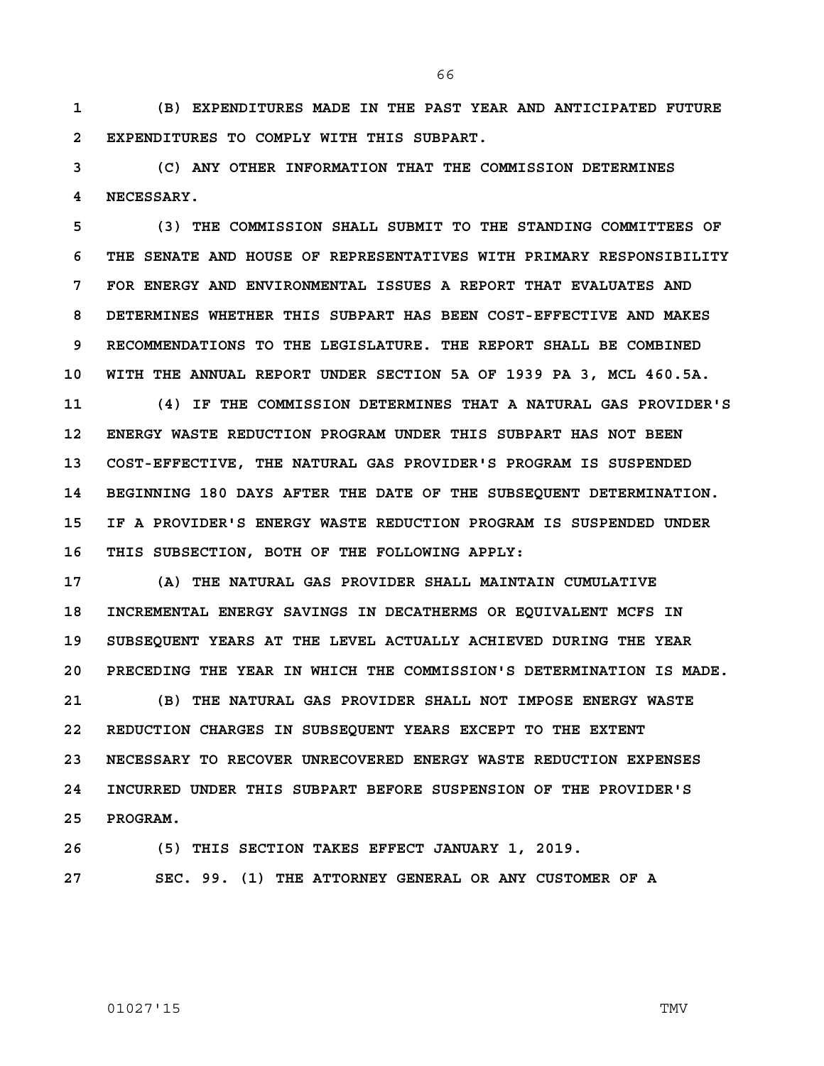**(B) EXPENDITURES MADE IN THE PAST YEAR AND ANTICIPATED FUTURE EXPENDITURES TO COMPLY WITH THIS SUBPART.**

**(C) ANY OTHER INFORMATION THAT THE COMMISSION DETERMINES NECESSARY.**

**(3) THE COMMISSION SHALL SUBMIT TO THE STANDING COMMITTEES OF THE SENATE AND HOUSE OF REPRESENTATIVES WITH PRIMARY RESPONSIBILITY FOR ENERGY AND ENVIRONMENTAL ISSUES A REPORT THAT EVALUATES AND DETERMINES WHETHER THIS SUBPART HAS BEEN COST-EFFECTIVE AND MAKES RECOMMENDATIONS TO THE LEGISLATURE. THE REPORT SHALL BE COMBINED WITH THE ANNUAL REPORT UNDER SECTION 5A OF 1939 PA 3, MCL 460.5A.**

**(4) IF THE COMMISSION DETERMINES THAT A NATURAL GAS PROVIDER'S ENERGY WASTE REDUCTION PROGRAM UNDER THIS SUBPART HAS NOT BEEN COST-EFFECTIVE, THE NATURAL GAS PROVIDER'S PROGRAM IS SUSPENDED BEGINNING 180 DAYS AFTER THE DATE OF THE SUBSEQUENT DETERMINATION. IF A PROVIDER'S ENERGY WASTE REDUCTION PROGRAM IS SUSPENDED UNDER THIS SUBSECTION, BOTH OF THE FOLLOWING APPLY:**

**(A) THE NATURAL GAS PROVIDER SHALL MAINTAIN CUMULATIVE INCREMENTAL ENERGY SAVINGS IN DECATHERMS OR EQUIVALENT MCFS IN SUBSEQUENT YEARS AT THE LEVEL ACTUALLY ACHIEVED DURING THE YEAR PRECEDING THE YEAR IN WHICH THE COMMISSION'S DETERMINATION IS MADE.**

**(B) THE NATURAL GAS PROVIDER SHALL NOT IMPOSE ENERGY WASTE REDUCTION CHARGES IN SUBSEQUENT YEARS EXCEPT TO THE EXTENT NECESSARY TO RECOVER UNRECOVERED ENERGY WASTE REDUCTION EXPENSES INCURRED UNDER THIS SUBPART BEFORE SUSPENSION OF THE PROVIDER'S PROGRAM.**

**(5) THIS SECTION TAKES EFFECT JANUARY 1, 2019.**

**SEC. 99. (1) THE ATTORNEY GENERAL OR ANY CUSTOMER OF A**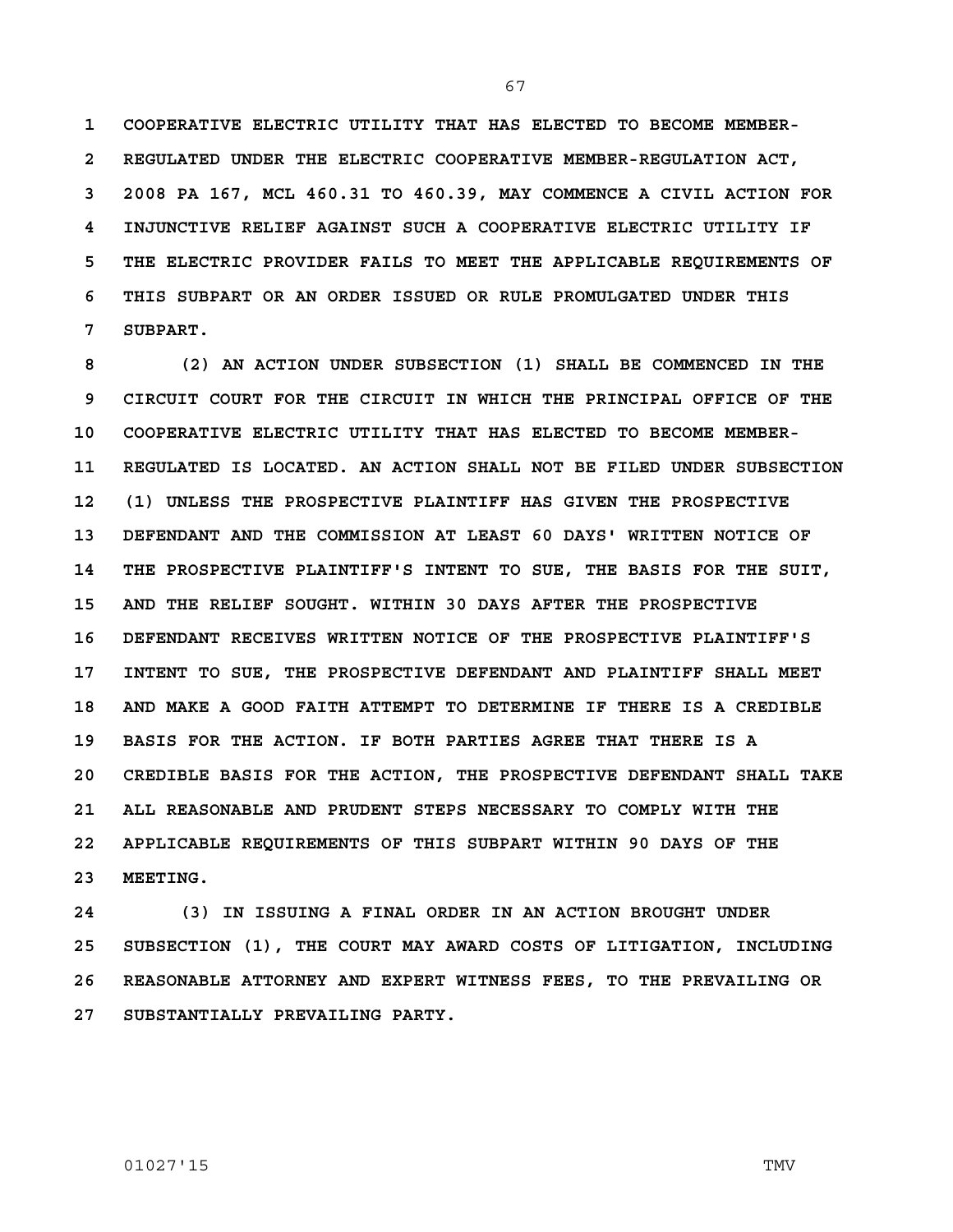COOPERATIVE ELECTRIC UTILITY THAT HAS ELECTED TO BECOME MEMBER-REGULATED UNDER THE ELECTRIC COOPERATIVE MEMBER-REGULATION ACT, 2008 PA 167, MCL 460.31 TO 460.39, MAY COMMENCE A CIVIL ACTION FOR INJUNCTIVE RELIEF AGAINST SUCH A COOPERATIVE ELECTRIC UTILITY IF THE ELECTRIC PROVIDER FAILS TO MEET THE APPLICABLE REQUIREMENTS OF THIS SUBPART OR AN ORDER ISSUED OR RULE PROMULGATED UNDER THIS SUBPART.

(2) AN ACTION UNDER SUBSECTION (1) SHALL BE COMMENCED IN THE CIRCUIT COURT FOR THE CIRCUIT IN WHICH THE PRINCIPAL OFFICE OF THE COOPERATIVE ELECTRIC UTILITY THAT HAS ELECTED TO BECOME MEMBER-REGULATED IS LOCATED. AN ACTION SHALL NOT BE FILED UNDER SUBSECTION (1) UNLESS THE PROSPECTIVE PLAINTIFF HAS GIVEN THE PROSPECTIVE DEFENDANT AND THE COMMISSION AT LEAST 60 DAYS' WRITTEN NOTICE OF THE PROSPECTIVE PLAINTIFF'S INTENT TO SUE, THE BASIS FOR THE SUIT, AND THE RELIEF SOUGHT. WITHIN 30 DAYS AFTER THE PROSPECTIVE DEFENDANT RECEIVES WRITTEN NOTICE OF THE PROSPECTIVE PLAINTIFF'S INTENT TO SUE, THE PROSPECTIVE DEFENDANT AND PLAINTIFF SHALL MEET AND MAKE A GOOD FAITH ATTEMPT TO DETERMINE IF THERE IS A CREDIBLE BASIS FOR THE ACTION. IF BOTH PARTIES AGREE THAT THERE IS A CREDIBLE BASIS FOR THE ACTION, THE PROSPECTIVE DEFENDANT SHALL TAKE ALL REASONABLE AND PRUDENT STEPS NECESSARY TO COMPLY WITH THE APPLICABLE REQUIREMENTS OF THIS SUBPART WITHIN 90 DAYS OF THE MEETING.

(3) IN ISSUING A FINAL ORDER IN AN ACTION BROUGHT UNDER SUBSECTION (1), THE COURT MAY AWARD COSTS OF LITIGATION, INCLUDING REASONABLE ATTORNEY AND EXPERT WITNESS FEES, TO THE PREVAILING OR SUBSTANTIALLY PREVAILING PARTY.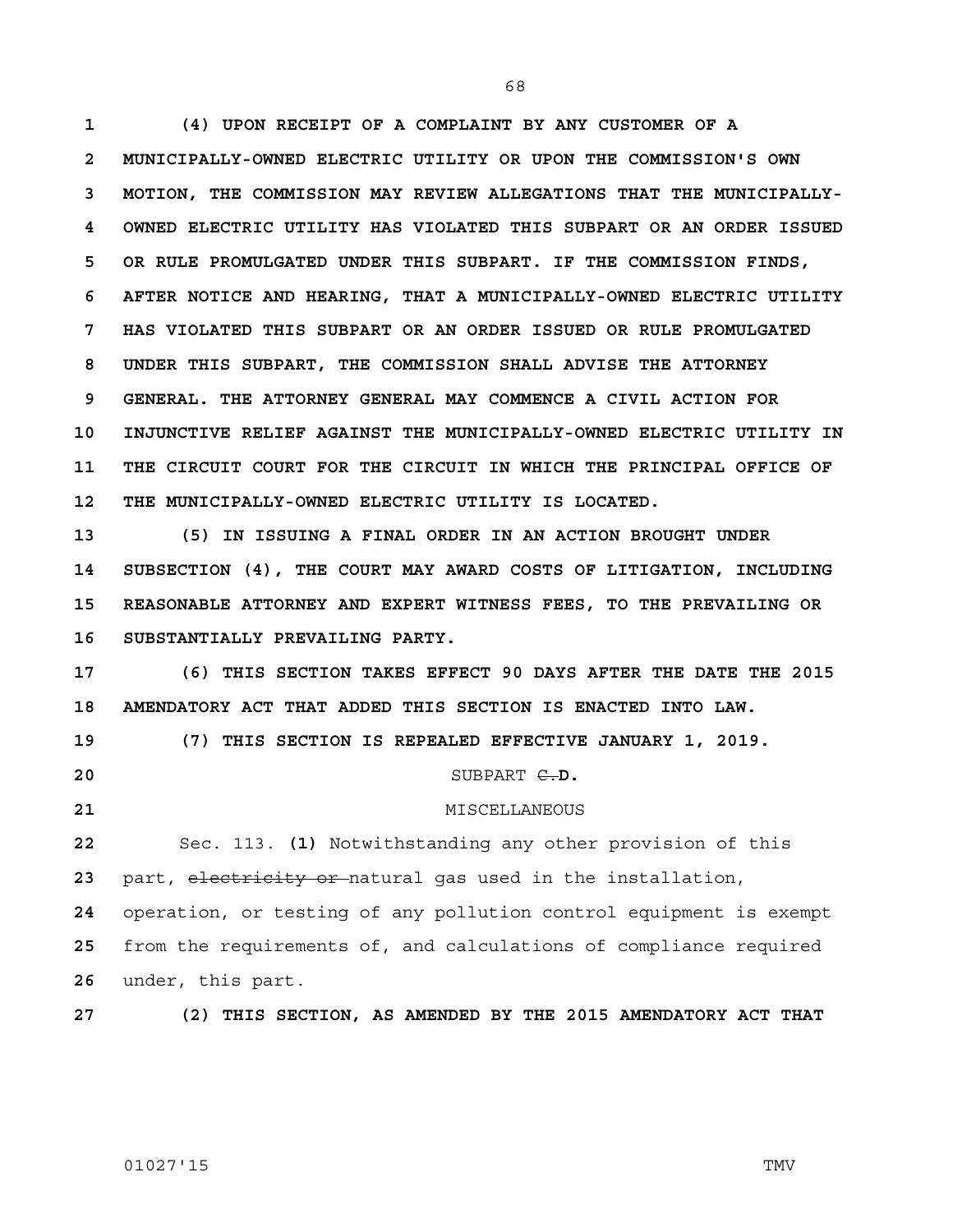**(4) UPON RECEIPT OF A COMPLAINT BY ANY CUSTOMER OF A MUNICIPALLY-OWNED ELECTRIC UTILITY OR UPON THE COMMISSION'S OWN MOTION, THE COMMISSION MAY REVIEW ALLEGATIONS THAT THE MUNICIPALLY-OWNED ELECTRIC UTILITY HAS VIOLATED THIS SUBPART OR AN ORDER ISSUED OR RULE PROMULGATED UNDER THIS SUBPART. IF THE COMMISSION FINDS, AFTER NOTICE AND HEARING, THAT A MUNICIPALLY-OWNED ELECTRIC UTILITY HAS VIOLATED THIS SUBPART OR AN ORDER ISSUED OR RULE PROMULGATED UNDER THIS SUBPART, THE COMMISSION SHALL ADVISE THE ATTORNEY GENERAL. THE ATTORNEY GENERAL MAY COMMENCE A CIVIL ACTION FOR INJUNCTIVE RELIEF AGAINST THE MUNICIPALLY-OWNED ELECTRIC UTILITY IN THE CIRCUIT COURT FOR THE CIRCUIT IN WHICH THE PRINCIPAL OFFICE OF THE MUNICIPALLY-OWNED ELECTRIC UTILITY IS LOCATED.**

**(5) IN ISSUING A FINAL ORDER IN AN ACTION BROUGHT UNDER SUBSECTION (4), THE COURT MAY AWARD COSTS OF LITIGATION, INCLUDING REASONABLE ATTORNEY AND EXPERT WITNESS FEES, TO THE PREVAILING OR SUBSTANTIALLY PREVAILING PARTY.**

**(6) THIS SECTION TAKES EFFECT 90 DAYS AFTER THE DATE THE 2015 AMENDATORY ACT THAT ADDED THIS SECTION IS ENACTED INTO LAW.**

**(7) THIS SECTION IS REPEALED EFFECTIVE JANUARY 1, 2019.**

SUBPART ~~C.~~**D.**

MISCELLANEOUS

Sec. 113. **(1)** Notwithstanding any other provision of this part, ~~electricity or~~ natural gas used in the installation, operation, or testing of any pollution control equipment is exempt from the requirements of, and calculations of compliance required under, this part.

**(2) THIS SECTION, AS AMENDED BY THE 2015 AMENDATORY ACT THAT**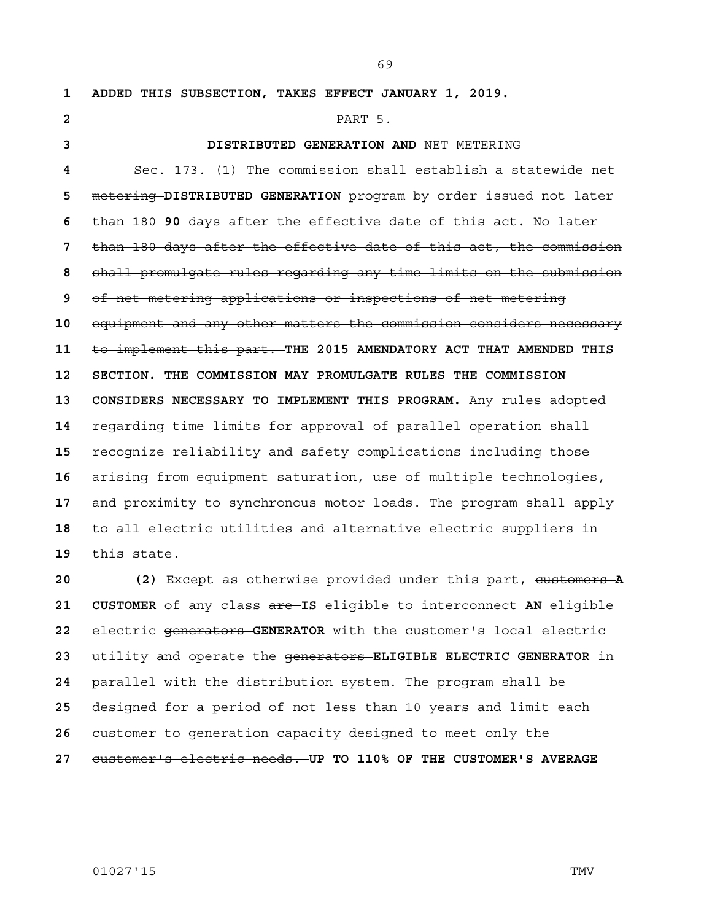ADDED THIS SUBSECTION, TAKES EFFECT JANUARY 1, 2019.

PART 5.

**DISTRIBUTED GENERATION AND** NET METERING

Sec. 173. (1) The commission shall establish a ~~statewide net metering~~ **DISTRIBUTED GENERATION** program by order issued not later than ~~180~~ **90** days after the effective date of ~~this act. No later than 180 days after the effective date of this act, the commission shall promulgate rules regarding any time limits on the submission of net metering applications or inspections of net metering equipment and any other matters the commission considers necessary to implement this part.~~ **THE 2015 AMENDATORY ACT THAT AMENDED THIS SECTION. THE COMMISSION MAY PROMULGATE RULES THE COMMISSION CONSIDERS NECESSARY TO IMPLEMENT THIS PROGRAM.** Any rules adopted regarding time limits for approval of parallel operation shall recognize reliability and safety complications including those arising from equipment saturation, use of multiple technologies, and proximity to synchronous motor loads. The program shall apply to all electric utilities and alternative electric suppliers in this state.

**(2)** Except as otherwise provided under this part, ~~customers~~ **A CUSTOMER** of any class ~~are~~ **IS** eligible to interconnect **AN** eligible electric ~~generators~~ **GENERATOR** with the customer's local electric utility and operate the ~~generators~~ **ELIGIBLE ELECTRIC GENERATOR** in parallel with the distribution system. The program shall be designed for a period of not less than 10 years and limit each customer to generation capacity designed to meet ~~only the customer's electric needs.~~ **UP TO 110% OF THE CUSTOMER'S AVERAGE**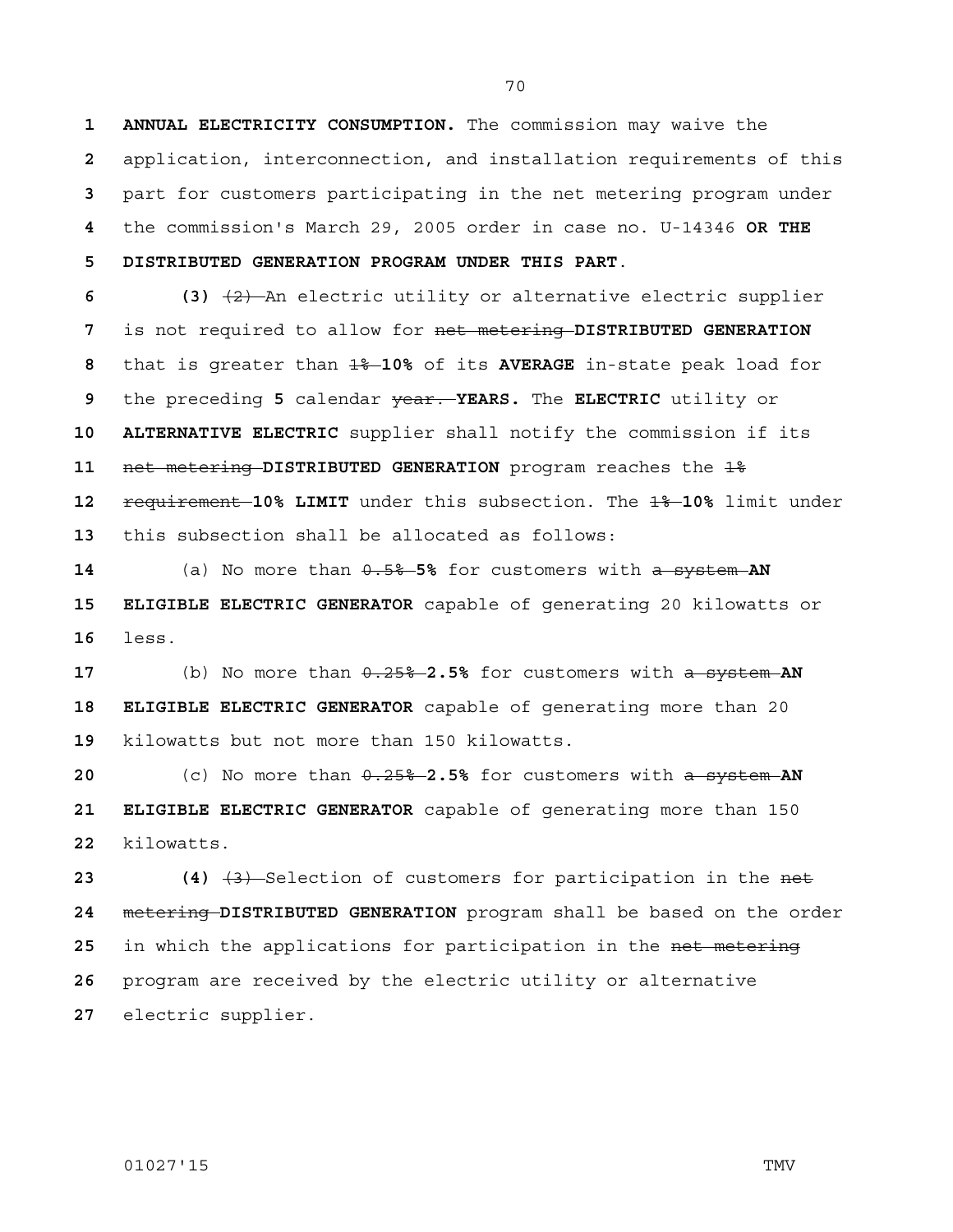**ANNUAL ELECTRICITY CONSUMPTION.** The commission may waive the application, interconnection, and installation requirements of this part for customers participating in the net metering program under the commission's March 29, 2005 order in case no. U-14346 **OR THE DISTRIBUTED GENERATION PROGRAM UNDER THIS PART**.

**(3)** ~~(2)~~ An electric utility or alternative electric supplier is not required to allow for ~~net metering~~ **DISTRIBUTED GENERATION** that is greater than ~~1%~~ **10%** of its **AVERAGE** in-state peak load for the preceding **5** calendar ~~year.~~ **YEARS.** The **ELECTRIC** utility or **ALTERNATIVE ELECTRIC** supplier shall notify the commission if its ~~net metering~~ **DISTRIBUTED GENERATION** program reaches the ~~1% requirement~~ **10% LIMIT** under this subsection. The ~~1%~~ **10%** limit under this subsection shall be allocated as follows:

(a) No more than ~~0.5%~~ **5%** for customers with ~~a system~~ **AN ELIGIBLE ELECTRIC GENERATOR** capable of generating 20 kilowatts or less.

(b) No more than ~~0.25%~~ **2.5%** for customers with ~~a system~~ **AN ELIGIBLE ELECTRIC GENERATOR** capable of generating more than 20 kilowatts but not more than 150 kilowatts.

(c) No more than ~~0.25%~~ **2.5%** for customers with ~~a system~~ **AN ELIGIBLE ELECTRIC GENERATOR** capable of generating more than 150 kilowatts.

**(4)** ~~(3)~~ Selection of customers for participation in the ~~net metering~~ **DISTRIBUTED GENERATION** program shall be based on the order in which the applications for participation in the ~~net metering~~ program are received by the electric utility or alternative electric supplier.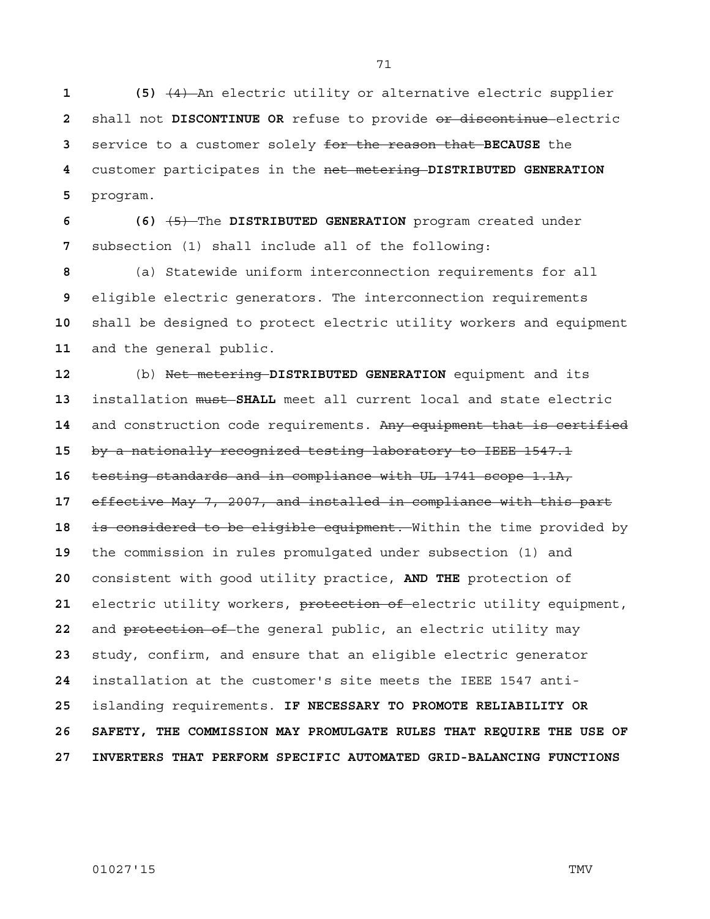**(5)** ~~(4)~~ An electric utility or alternative electric supplier shall not **DISCONTINUE OR** refuse to provide ~~or discontinue~~ electric service to a customer solely ~~for the reason that~~ **BECAUSE** the customer participates in the ~~net metering~~ **DISTRIBUTED GENERATION** program.

**(6)** ~~(5)~~ The **DISTRIBUTED GENERATION** program created under subsection (1) shall include all of the following:

(a) Statewide uniform interconnection requirements for all eligible electric generators. The interconnection requirements shall be designed to protect electric utility workers and equipment and the general public.

(b) ~~Net metering~~ **DISTRIBUTED GENERATION** equipment and its installation ~~must~~ **SHALL** meet all current local and state electric and construction code requirements. ~~Any equipment that is certified by a nationally recognized testing laboratory to IEEE 1547.1 testing standards and in compliance with UL 1741 scope 1.1A, effective May 7, 2007, and installed in compliance with this part is considered to be eligible equipment.~~ Within the time provided by the commission in rules promulgated under subsection (1) and consistent with good utility practice, **AND THE** protection of electric utility workers, ~~protection of~~ electric utility equipment, and ~~protection of~~ the general public, an electric utility may study, confirm, and ensure that an eligible electric generator installation at the customer's site meets the IEEE 1547 anti-islanding requirements. **IF NECESSARY TO PROMOTE RELIABILITY OR SAFETY, THE COMMISSION MAY PROMULGATE RULES THAT REQUIRE THE USE OF INVERTERS THAT PERFORM SPECIFIC AUTOMATED GRID-BALANCING FUNCTIONS**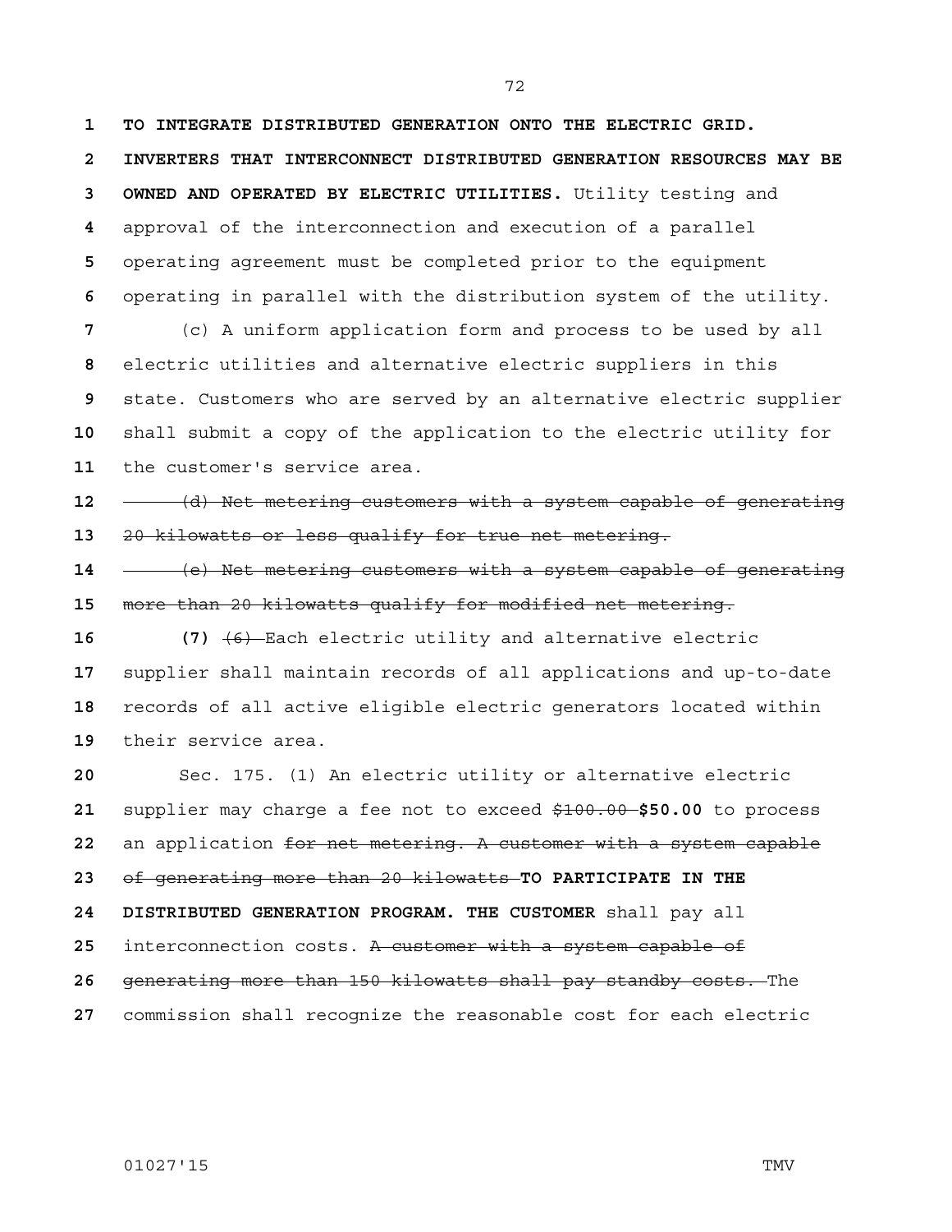**TO INTEGRATE DISTRIBUTED GENERATION ONTO THE ELECTRIC GRID. INVERTERS THAT INTERCONNECT DISTRIBUTED GENERATION RESOURCES MAY BE OWNED AND OPERATED BY ELECTRIC UTILITIES.** Utility testing and approval of the interconnection and execution of a parallel operating agreement must be completed prior to the equipment operating in parallel with the distribution system of the utility.

(c) A uniform application form and process to be used by all electric utilities and alternative electric suppliers in this state. Customers who are served by an alternative electric supplier shall submit a copy of the application to the electric utility for the customer's service area.

~~(d) Net metering customers with a system capable of generating 20 kilowatts or less qualify for true net metering.~~

~~(e) Net metering customers with a system capable of generating more than 20 kilowatts qualify for modified net metering.~~

**(7)** ~~(6)~~ Each electric utility and alternative electric supplier shall maintain records of all applications and up-to-date records of all active eligible electric generators located within their service area.

Sec. 175. (1) An electric utility or alternative electric supplier may charge a fee not to exceed ~~$100.00~~ **$50.00** to process an application ~~for net metering. A customer with a system capable of generating more than 20 kilowatts~~ **TO PARTICIPATE IN THE DISTRIBUTED GENERATION PROGRAM. THE CUSTOMER** shall pay all interconnection costs. ~~A customer with a system capable of generating more than 150 kilowatts shall pay standby costs.~~ The commission shall recognize the reasonable cost for each electric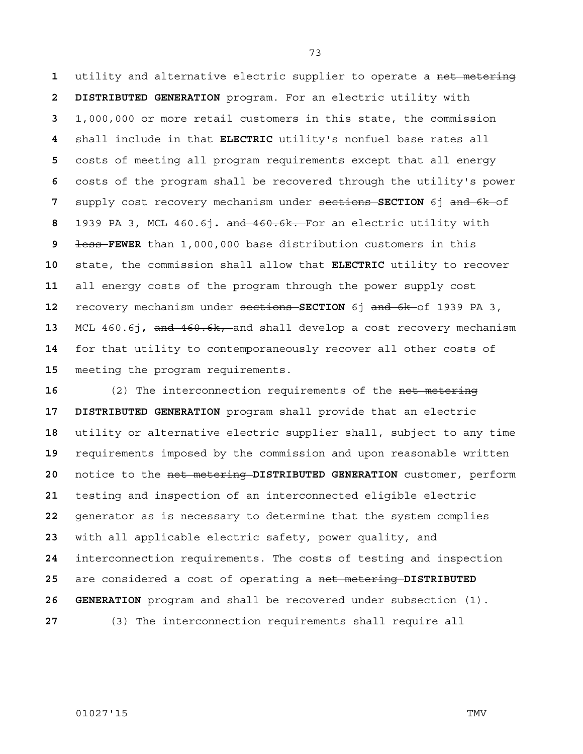utility and alternative electric supplier to operate a ~~net metering~~ **DISTRIBUTED GENERATION** program. For an electric utility with 1,000,000 or more retail customers in this state, the commission shall include in that **ELECTRIC** utility's nonfuel base rates all costs of meeting all program requirements except that all energy costs of the program shall be recovered through the utility's power supply cost recovery mechanism under ~~sections~~ **SECTION** 6j ~~and 6k~~ of 1939 PA 3, MCL 460.6j**.** ~~and 460.6k.~~ For an electric utility with ~~less~~ **FEWER** than 1,000,000 base distribution customers in this state, the commission shall allow that **ELECTRIC** utility to recover all energy costs of the program through the power supply cost recovery mechanism under ~~sections~~ **SECTION** 6j ~~and 6k~~ of 1939 PA 3, MCL 460.6j**,** ~~and 460.6k,~~ and shall develop a cost recovery mechanism for that utility to contemporaneously recover all other costs of meeting the program requirements.

(2) The interconnection requirements of the ~~net metering~~ **DISTRIBUTED GENERATION** program shall provide that an electric utility or alternative electric supplier shall, subject to any time requirements imposed by the commission and upon reasonable written notice to the ~~net metering~~ **DISTRIBUTED GENERATION** customer, perform testing and inspection of an interconnected eligible electric generator as is necessary to determine that the system complies with all applicable electric safety, power quality, and interconnection requirements. The costs of testing and inspection are considered a cost of operating a ~~net metering~~ **DISTRIBUTED GENERATION** program and shall be recovered under subsection (1).

(3) The interconnection requirements shall require all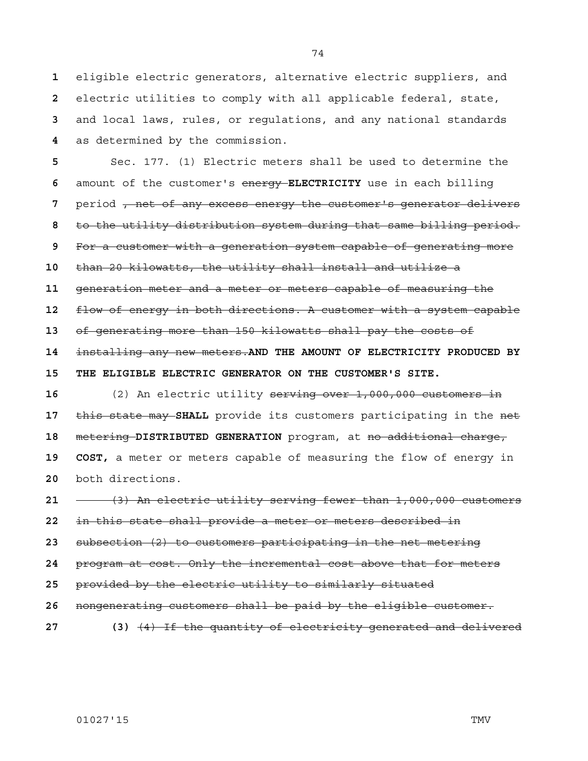eligible electric generators, alternative electric suppliers, and electric utilities to comply with all applicable federal, state, and local laws, rules, or regulations, and any national standards as determined by the commission.

Sec. 177. (1) Electric meters shall be used to determine the amount of the customer's ~~energy~~ **ELECTRICITY** use in each billing period ~~, net of any excess energy the customer's generator delivers to the utility distribution system during that same billing period. For a customer with a generation system capable of generating more than 20 kilowatts, the utility shall install and utilize a generation meter and a meter or meters capable of measuring the flow of energy in both directions. A customer with a system capable of generating more than 150 kilowatts shall pay the costs of installing any new meters.~~ **AND THE AMOUNT OF ELECTRICITY PRODUCED BY THE ELIGIBLE ELECTRIC GENERATOR ON THE CUSTOMER'S SITE.**

(2) An electric utility ~~serving over 1,000,000 customers in this state may~~ **SHALL** provide its customers participating in the ~~net metering~~ **DISTRIBUTED GENERATION** program, at ~~no additional charge,~~ **COST,** a meter or meters capable of measuring the flow of energy in both directions.

~~(3) An electric utility serving fewer than 1,000,000 customers in this state shall provide a meter or meters described in subsection (2) to customers participating in the net metering program at cost. Only the incremental cost above that for meters provided by the electric utility to similarly situated nongenerating customers shall be paid by the eligible customer.~~

**(3)** ~~(4) If the quantity of electricity generated and delivered~~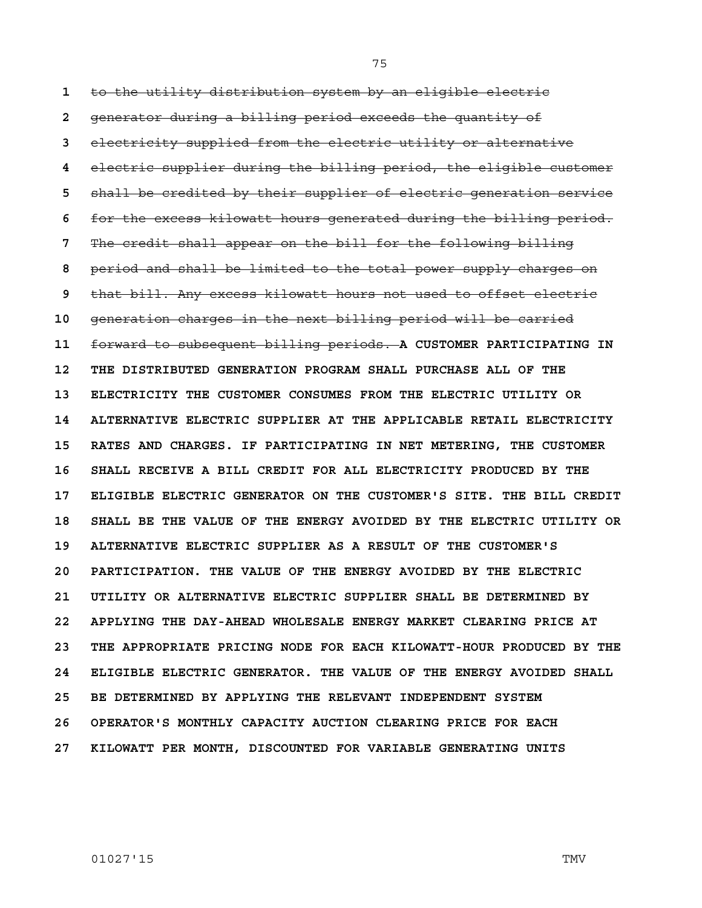~~to the utility distribution system by an eligible electric generator during a billing period exceeds the quantity of electricity supplied from the electric utility or alternative electric supplier during the billing period, the eligible customer shall be credited by their supplier of electric generation service for the excess kilowatt hours generated during the billing period. The credit shall appear on the bill for the following billing period and shall be limited to the total power supply charges on that bill. Any excess kilowatt hours not used to offset electric generation charges in the next billing period will be carried forward to subsequent billing periods.~~ **A CUSTOMER PARTICIPATING IN THE DISTRIBUTED GENERATION PROGRAM SHALL PURCHASE ALL OF THE ELECTRICITY THE CUSTOMER CONSUMES FROM THE ELECTRIC UTILITY OR ALTERNATIVE ELECTRIC SUPPLIER AT THE APPLICABLE RETAIL ELECTRICITY RATES AND CHARGES. IF PARTICIPATING IN NET METERING, THE CUSTOMER SHALL RECEIVE A BILL CREDIT FOR ALL ELECTRICITY PRODUCED BY THE ELIGIBLE ELECTRIC GENERATOR ON THE CUSTOMER'S SITE. THE BILL CREDIT SHALL BE THE VALUE OF THE ENERGY AVOIDED BY THE ELECTRIC UTILITY OR ALTERNATIVE ELECTRIC SUPPLIER AS A RESULT OF THE CUSTOMER'S PARTICIPATION. THE VALUE OF THE ENERGY AVOIDED BY THE ELECTRIC UTILITY OR ALTERNATIVE ELECTRIC SUPPLIER SHALL BE DETERMINED BY APPLYING THE DAY-AHEAD WHOLESALE ENERGY MARKET CLEARING PRICE AT THE APPROPRIATE PRICING NODE FOR EACH KILOWATT-HOUR PRODUCED BY THE ELIGIBLE ELECTRIC GENERATOR. THE VALUE OF THE ENERGY AVOIDED SHALL BE DETERMINED BY APPLYING THE RELEVANT INDEPENDENT SYSTEM OPERATOR'S MONTHLY CAPACITY AUCTION CLEARING PRICE FOR EACH KILOWATT PER MONTH, DISCOUNTED FOR VARIABLE GENERATING UNITS**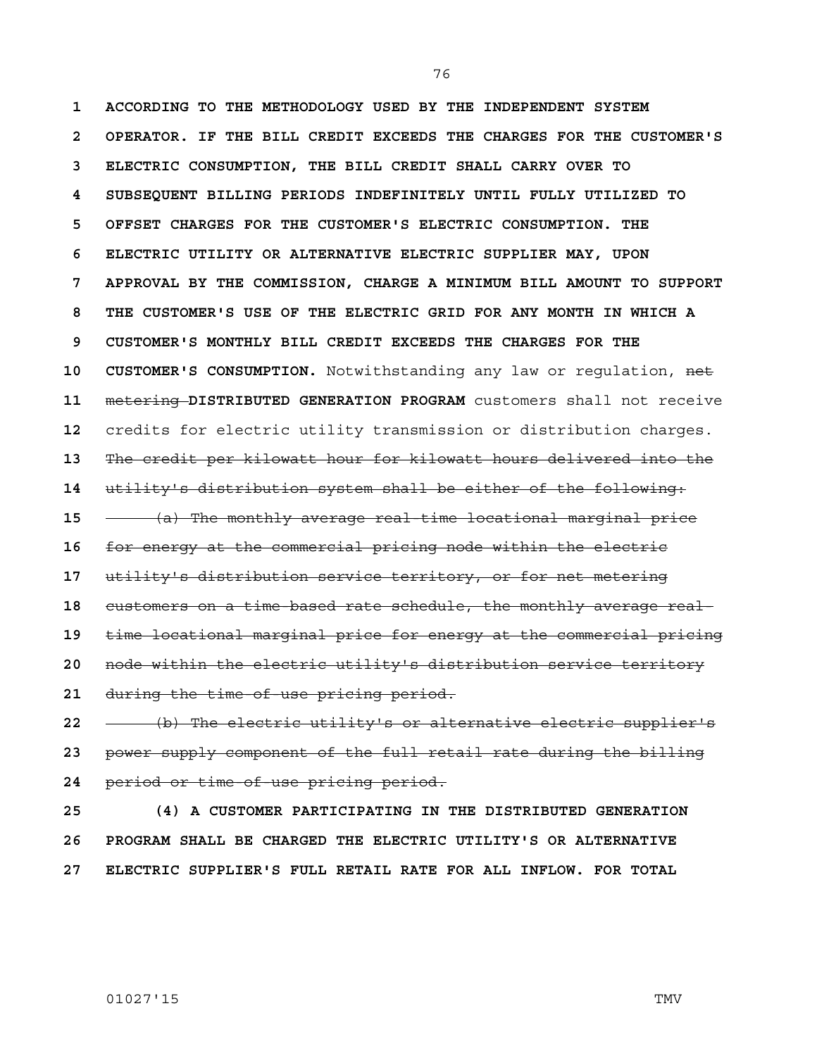**ACCORDING TO THE METHODOLOGY USED BY THE INDEPENDENT SYSTEM OPERATOR. IF THE BILL CREDIT EXCEEDS THE CHARGES FOR THE CUSTOMER'S ELECTRIC CONSUMPTION, THE BILL CREDIT SHALL CARRY OVER TO SUBSEQUENT BILLING PERIODS INDEFINITELY UNTIL FULLY UTILIZED TO OFFSET CHARGES FOR THE CUSTOMER'S ELECTRIC CONSUMPTION. THE ELECTRIC UTILITY OR ALTERNATIVE ELECTRIC SUPPLIER MAY, UPON APPROVAL BY THE COMMISSION, CHARGE A MINIMUM BILL AMOUNT TO SUPPORT THE CUSTOMER'S USE OF THE ELECTRIC GRID FOR ANY MONTH IN WHICH A CUSTOMER'S MONTHLY BILL CREDIT EXCEEDS THE CHARGES FOR THE CUSTOMER'S CONSUMPTION.** Notwithstanding any law or regulation, ~~net metering~~ **DISTRIBUTED GENERATION PROGRAM** customers shall not receive credits for electric utility transmission or distribution charges. ~~The credit per kilowatt hour for kilowatt hours delivered into the utility's distribution system shall be either of the following:~~

~~(a) The monthly average real-time locational marginal price for energy at the commercial pricing node within the electric utility's distribution service territory, or for net metering customers on a time-based rate schedule, the monthly average real-time locational marginal price for energy at the commercial pricing node within the electric utility's distribution service territory during the time-of-use pricing period.~~

~~(b) The electric utility's or alternative electric supplier's power supply component of the full retail rate during the billing period or time-of-use pricing period.~~

**(4) A CUSTOMER PARTICIPATING IN THE DISTRIBUTED GENERATION PROGRAM SHALL BE CHARGED THE ELECTRIC UTILITY'S OR ALTERNATIVE ELECTRIC SUPPLIER'S FULL RETAIL RATE FOR ALL INFLOW. FOR TOTAL**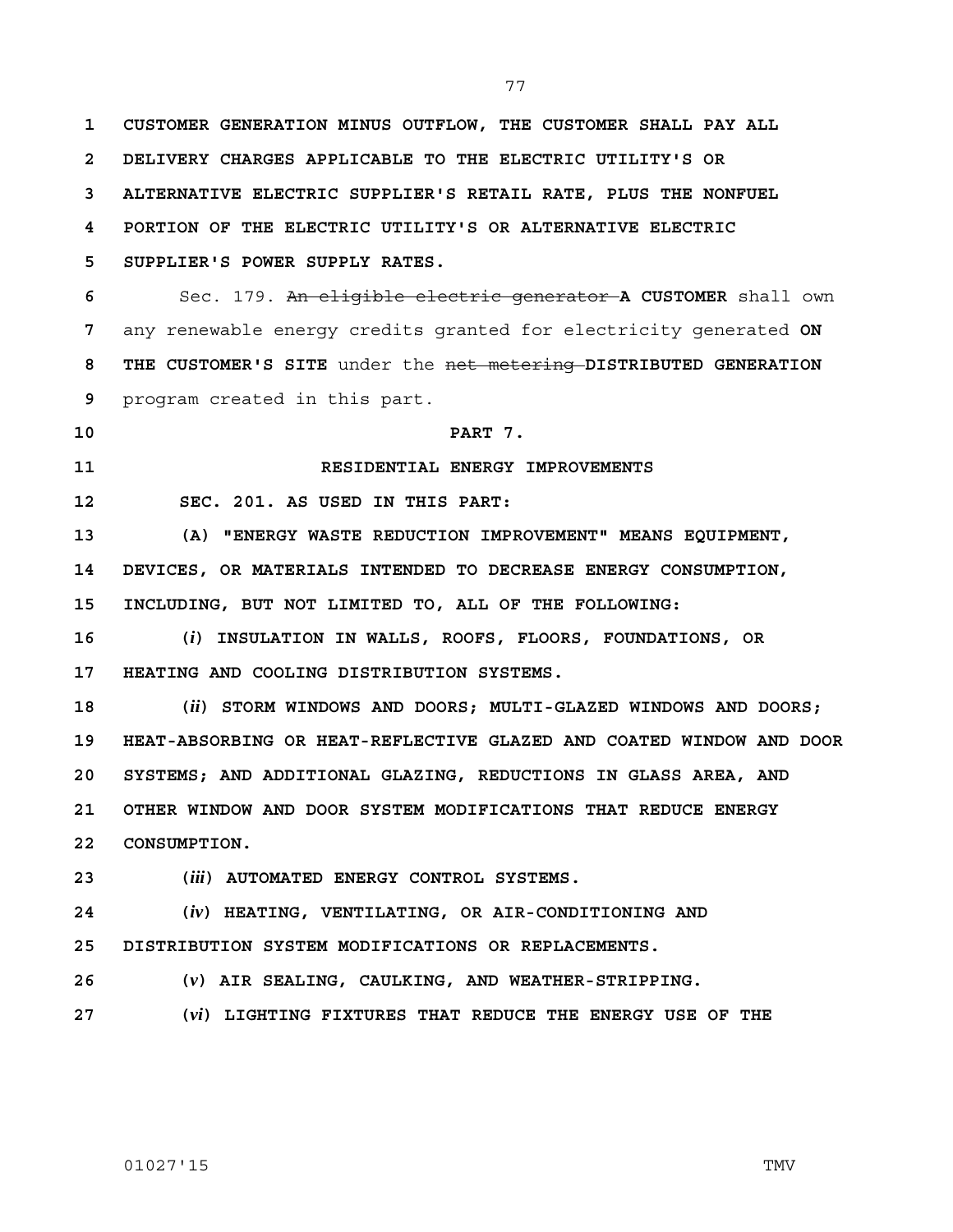**CUSTOMER GENERATION MINUS OUTFLOW, THE CUSTOMER SHALL PAY ALL DELIVERY CHARGES APPLICABLE TO THE ELECTRIC UTILITY'S OR ALTERNATIVE ELECTRIC SUPPLIER'S RETAIL RATE, PLUS THE NONFUEL PORTION OF THE ELECTRIC UTILITY'S OR ALTERNATIVE ELECTRIC SUPPLIER'S POWER SUPPLY RATES.**

Sec. 179. ~~An eligible electric generator~~ **A CUSTOMER** shall own any renewable energy credits granted for electricity generated **ON THE CUSTOMER'S SITE** under the ~~net metering~~ **DISTRIBUTED GENERATION** program created in this part.

**PART 7.**

**RESIDENTIAL ENERGY IMPROVEMENTS**

**SEC. 201. AS USED IN THIS PART:**

**(A) "ENERGY WASTE REDUCTION IMPROVEMENT" MEANS EQUIPMENT, DEVICES, OR MATERIALS INTENDED TO DECREASE ENERGY CONSUMPTION, INCLUDING, BUT NOT LIMITED TO, ALL OF THE FOLLOWING:**

**(*i*) INSULATION IN WALLS, ROOFS, FLOORS, FOUNDATIONS, OR HEATING AND COOLING DISTRIBUTION SYSTEMS.**

**(*ii*) STORM WINDOWS AND DOORS; MULTI-GLAZED WINDOWS AND DOORS; HEAT-ABSORBING OR HEAT-REFLECTIVE GLAZED AND COATED WINDOW AND DOOR SYSTEMS; AND ADDITIONAL GLAZING, REDUCTIONS IN GLASS AREA, AND OTHER WINDOW AND DOOR SYSTEM MODIFICATIONS THAT REDUCE ENERGY CONSUMPTION.**

**(*iii*) AUTOMATED ENERGY CONTROL SYSTEMS.**

**(*iv*) HEATING, VENTILATING, OR AIR-CONDITIONING AND DISTRIBUTION SYSTEM MODIFICATIONS OR REPLACEMENTS.**

**(*v*) AIR SEALING, CAULKING, AND WEATHER-STRIPPING.**

**(*vi*) LIGHTING FIXTURES THAT REDUCE THE ENERGY USE OF THE**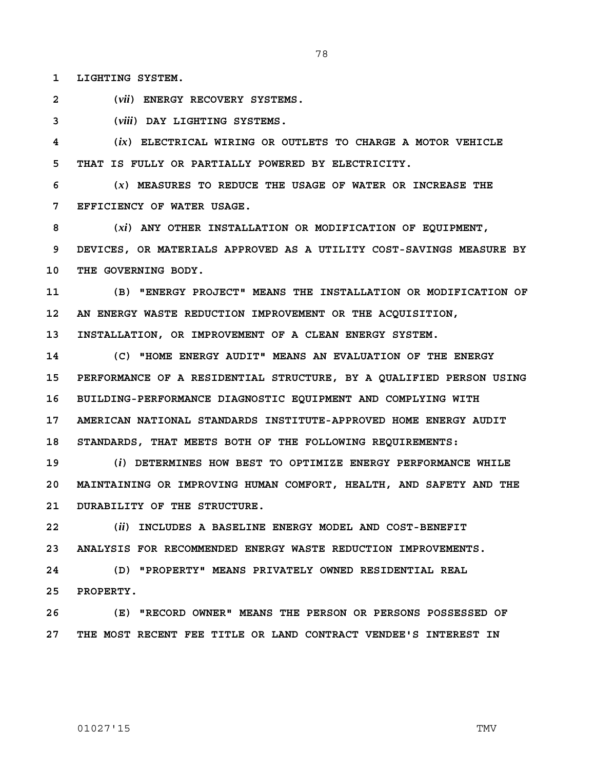**LIGHTING SYSTEM.**

**(*vii*) ENERGY RECOVERY SYSTEMS.**

**(*viii*) DAY LIGHTING SYSTEMS.**

**(*ix*) ELECTRICAL WIRING OR OUTLETS TO CHARGE A MOTOR VEHICLE THAT IS FULLY OR PARTIALLY POWERED BY ELECTRICITY.**

**(*x*) MEASURES TO REDUCE THE USAGE OF WATER OR INCREASE THE EFFICIENCY OF WATER USAGE.**

**(*xi*) ANY OTHER INSTALLATION OR MODIFICATION OF EQUIPMENT, DEVICES, OR MATERIALS APPROVED AS A UTILITY COST-SAVINGS MEASURE BY THE GOVERNING BODY.**

**(B) "ENERGY PROJECT" MEANS THE INSTALLATION OR MODIFICATION OF AN ENERGY WASTE REDUCTION IMPROVEMENT OR THE ACQUISITION, INSTALLATION, OR IMPROVEMENT OF A CLEAN ENERGY SYSTEM.**

**(C) "HOME ENERGY AUDIT" MEANS AN EVALUATION OF THE ENERGY PERFORMANCE OF A RESIDENTIAL STRUCTURE, BY A QUALIFIED PERSON USING BUILDING-PERFORMANCE DIAGNOSTIC EQUIPMENT AND COMPLYING WITH AMERICAN NATIONAL STANDARDS INSTITUTE-APPROVED HOME ENERGY AUDIT STANDARDS, THAT MEETS BOTH OF THE FOLLOWING REQUIREMENTS:**

**(*i*) DETERMINES HOW BEST TO OPTIMIZE ENERGY PERFORMANCE WHILE MAINTAINING OR IMPROVING HUMAN COMFORT, HEALTH, AND SAFETY AND THE DURABILITY OF THE STRUCTURE.**

**(*ii*) INCLUDES A BASELINE ENERGY MODEL AND COST-BENEFIT ANALYSIS FOR RECOMMENDED ENERGY WASTE REDUCTION IMPROVEMENTS.**

**(D) "PROPERTY" MEANS PRIVATELY OWNED RESIDENTIAL REAL PROPERTY.**

**(E) "RECORD OWNER" MEANS THE PERSON OR PERSONS POSSESSED OF THE MOST RECENT FEE TITLE OR LAND CONTRACT VENDEE'S INTEREST IN**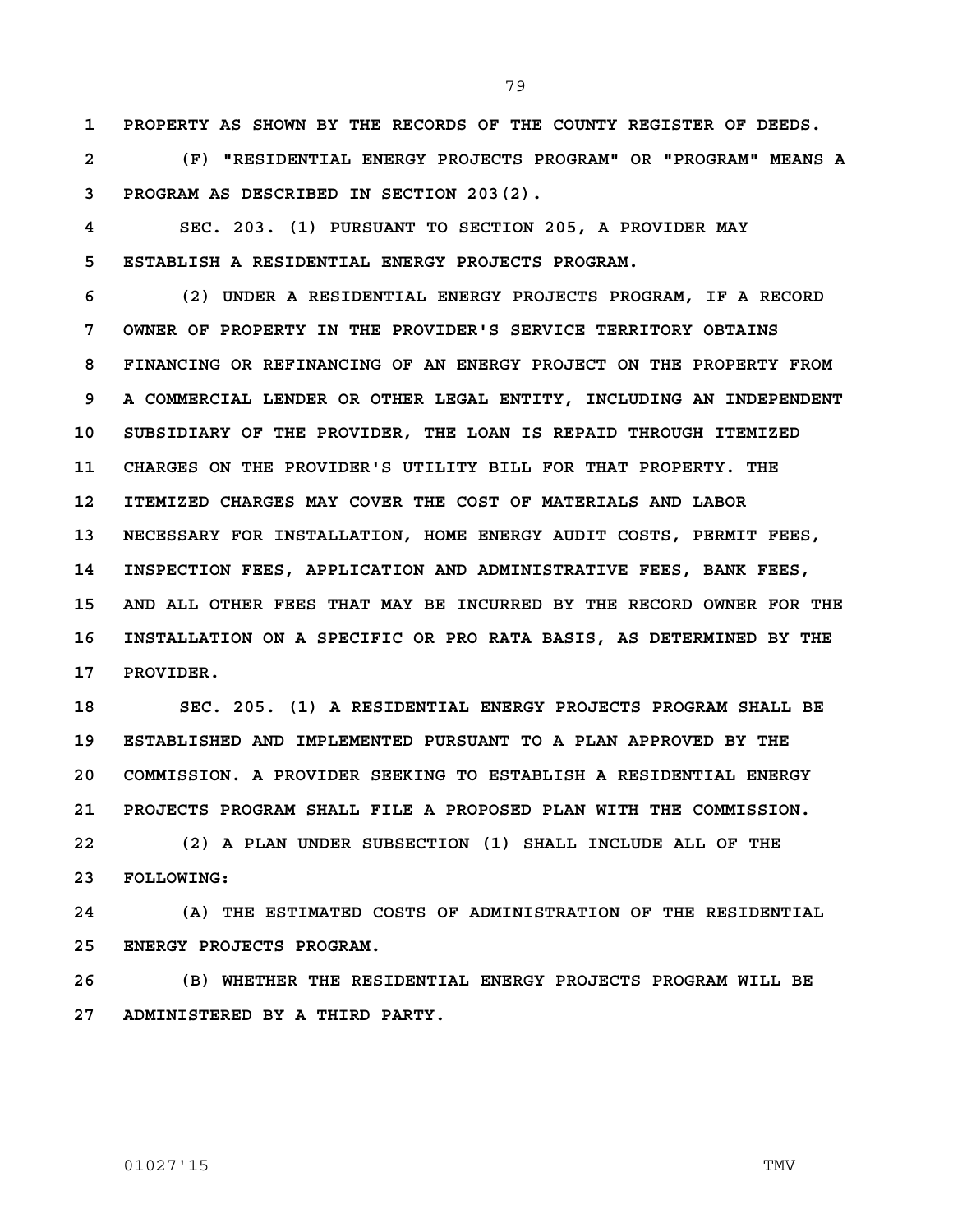PROPERTY AS SHOWN BY THE RECORDS OF THE COUNTY REGISTER OF DEEDS.

(F) "RESIDENTIAL ENERGY PROJECTS PROGRAM" OR "PROGRAM" MEANS A PROGRAM AS DESCRIBED IN SECTION 203(2).

SEC. 203. (1) PURSUANT TO SECTION 205, A PROVIDER MAY ESTABLISH A RESIDENTIAL ENERGY PROJECTS PROGRAM.

(2) UNDER A RESIDENTIAL ENERGY PROJECTS PROGRAM, IF A RECORD OWNER OF PROPERTY IN THE PROVIDER'S SERVICE TERRITORY OBTAINS FINANCING OR REFINANCING OF AN ENERGY PROJECT ON THE PROPERTY FROM A COMMERCIAL LENDER OR OTHER LEGAL ENTITY, INCLUDING AN INDEPENDENT SUBSIDIARY OF THE PROVIDER, THE LOAN IS REPAID THROUGH ITEMIZED CHARGES ON THE PROVIDER'S UTILITY BILL FOR THAT PROPERTY. THE ITEMIZED CHARGES MAY COVER THE COST OF MATERIALS AND LABOR NECESSARY FOR INSTALLATION, HOME ENERGY AUDIT COSTS, PERMIT FEES, INSPECTION FEES, APPLICATION AND ADMINISTRATIVE FEES, BANK FEES, AND ALL OTHER FEES THAT MAY BE INCURRED BY THE RECORD OWNER FOR THE INSTALLATION ON A SPECIFIC OR PRO RATA BASIS, AS DETERMINED BY THE PROVIDER.

SEC. 205. (1) A RESIDENTIAL ENERGY PROJECTS PROGRAM SHALL BE ESTABLISHED AND IMPLEMENTED PURSUANT TO A PLAN APPROVED BY THE COMMISSION. A PROVIDER SEEKING TO ESTABLISH A RESIDENTIAL ENERGY PROJECTS PROGRAM SHALL FILE A PROPOSED PLAN WITH THE COMMISSION.

(2) A PLAN UNDER SUBSECTION (1) SHALL INCLUDE ALL OF THE FOLLOWING:

(A) THE ESTIMATED COSTS OF ADMINISTRATION OF THE RESIDENTIAL ENERGY PROJECTS PROGRAM.

(B) WHETHER THE RESIDENTIAL ENERGY PROJECTS PROGRAM WILL BE ADMINISTERED BY A THIRD PARTY.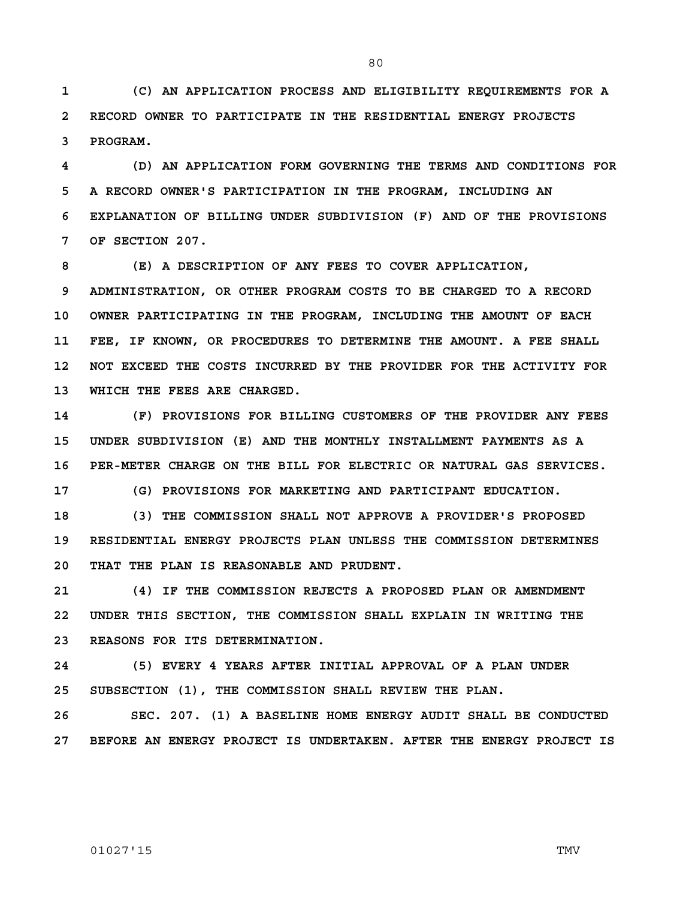(C) AN APPLICATION PROCESS AND ELIGIBILITY REQUIREMENTS FOR A RECORD OWNER TO PARTICIPATE IN THE RESIDENTIAL ENERGY PROJECTS PROGRAM.

(D) AN APPLICATION FORM GOVERNING THE TERMS AND CONDITIONS FOR A RECORD OWNER'S PARTICIPATION IN THE PROGRAM, INCLUDING AN EXPLANATION OF BILLING UNDER SUBDIVISION (F) AND OF THE PROVISIONS OF SECTION 207.

(E) A DESCRIPTION OF ANY FEES TO COVER APPLICATION, ADMINISTRATION, OR OTHER PROGRAM COSTS TO BE CHARGED TO A RECORD OWNER PARTICIPATING IN THE PROGRAM, INCLUDING THE AMOUNT OF EACH FEE, IF KNOWN, OR PROCEDURES TO DETERMINE THE AMOUNT. A FEE SHALL NOT EXCEED THE COSTS INCURRED BY THE PROVIDER FOR THE ACTIVITY FOR WHICH THE FEES ARE CHARGED.

(F) PROVISIONS FOR BILLING CUSTOMERS OF THE PROVIDER ANY FEES UNDER SUBDIVISION (E) AND THE MONTHLY INSTALLMENT PAYMENTS AS A PER-METER CHARGE ON THE BILL FOR ELECTRIC OR NATURAL GAS SERVICES.

(G) PROVISIONS FOR MARKETING AND PARTICIPANT EDUCATION.

(3) THE COMMISSION SHALL NOT APPROVE A PROVIDER'S PROPOSED RESIDENTIAL ENERGY PROJECTS PLAN UNLESS THE COMMISSION DETERMINES THAT THE PLAN IS REASONABLE AND PRUDENT.

(4) IF THE COMMISSION REJECTS A PROPOSED PLAN OR AMENDMENT UNDER THIS SECTION, THE COMMISSION SHALL EXPLAIN IN WRITING THE REASONS FOR ITS DETERMINATION.

(5) EVERY 4 YEARS AFTER INITIAL APPROVAL OF A PLAN UNDER SUBSECTION (1), THE COMMISSION SHALL REVIEW THE PLAN.

SEC. 207. (1) A BASELINE HOME ENERGY AUDIT SHALL BE CONDUCTED BEFORE AN ENERGY PROJECT IS UNDERTAKEN. AFTER THE ENERGY PROJECT IS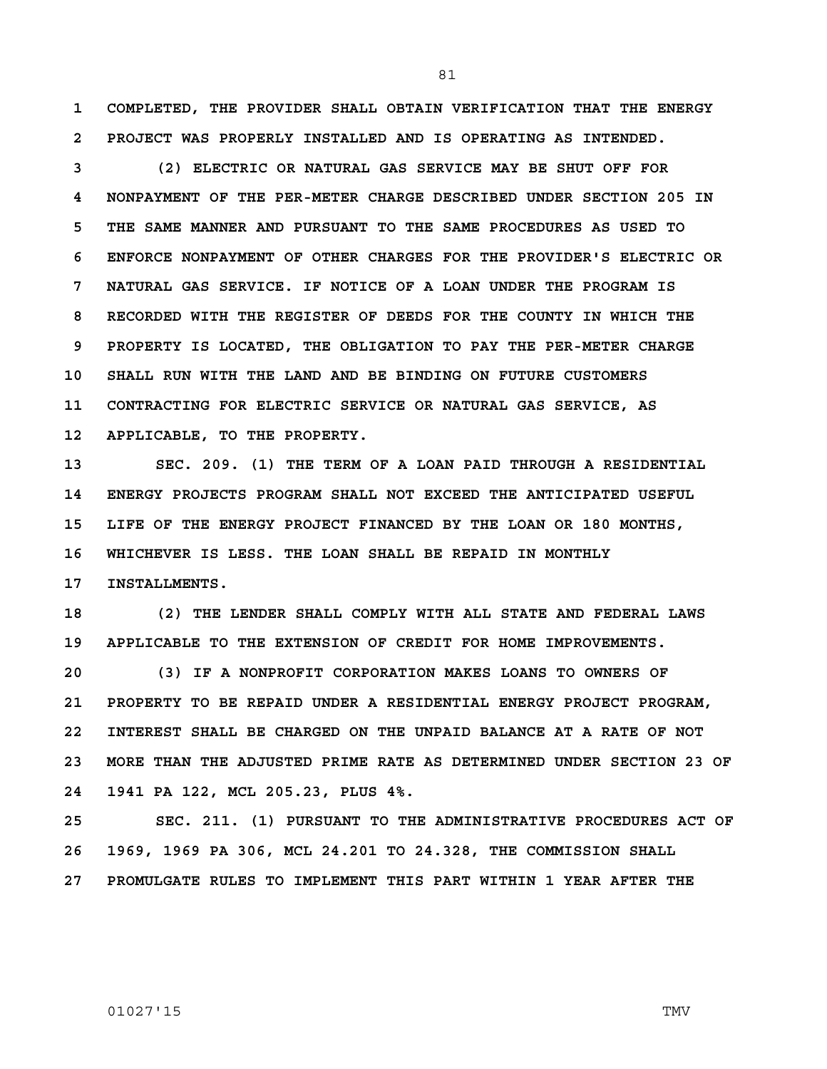COMPLETED, THE PROVIDER SHALL OBTAIN VERIFICATION THAT THE ENERGY PROJECT WAS PROPERLY INSTALLED AND IS OPERATING AS INTENDED.

(2) ELECTRIC OR NATURAL GAS SERVICE MAY BE SHUT OFF FOR NONPAYMENT OF THE PER-METER CHARGE DESCRIBED UNDER SECTION 205 IN THE SAME MANNER AND PURSUANT TO THE SAME PROCEDURES AS USED TO ENFORCE NONPAYMENT OF OTHER CHARGES FOR THE PROVIDER'S ELECTRIC OR NATURAL GAS SERVICE. IF NOTICE OF A LOAN UNDER THE PROGRAM IS RECORDED WITH THE REGISTER OF DEEDS FOR THE COUNTY IN WHICH THE PROPERTY IS LOCATED, THE OBLIGATION TO PAY THE PER-METER CHARGE SHALL RUN WITH THE LAND AND BE BINDING ON FUTURE CUSTOMERS CONTRACTING FOR ELECTRIC SERVICE OR NATURAL GAS SERVICE, AS APPLICABLE, TO THE PROPERTY.

SEC. 209. (1) THE TERM OF A LOAN PAID THROUGH A RESIDENTIAL ENERGY PROJECTS PROGRAM SHALL NOT EXCEED THE ANTICIPATED USEFUL LIFE OF THE ENERGY PROJECT FINANCED BY THE LOAN OR 180 MONTHS, WHICHEVER IS LESS. THE LOAN SHALL BE REPAID IN MONTHLY INSTALLMENTS.

(2) THE LENDER SHALL COMPLY WITH ALL STATE AND FEDERAL LAWS APPLICABLE TO THE EXTENSION OF CREDIT FOR HOME IMPROVEMENTS.

(3) IF A NONPROFIT CORPORATION MAKES LOANS TO OWNERS OF PROPERTY TO BE REPAID UNDER A RESIDENTIAL ENERGY PROJECT PROGRAM, INTEREST SHALL BE CHARGED ON THE UNPAID BALANCE AT A RATE OF NOT MORE THAN THE ADJUSTED PRIME RATE AS DETERMINED UNDER SECTION 23 OF 1941 PA 122, MCL 205.23, PLUS 4%.

SEC. 211. (1) PURSUANT TO THE ADMINISTRATIVE PROCEDURES ACT OF 1969, 1969 PA 306, MCL 24.201 TO 24.328, THE COMMISSION SHALL PROMULGATE RULES TO IMPLEMENT THIS PART WITHIN 1 YEAR AFTER THE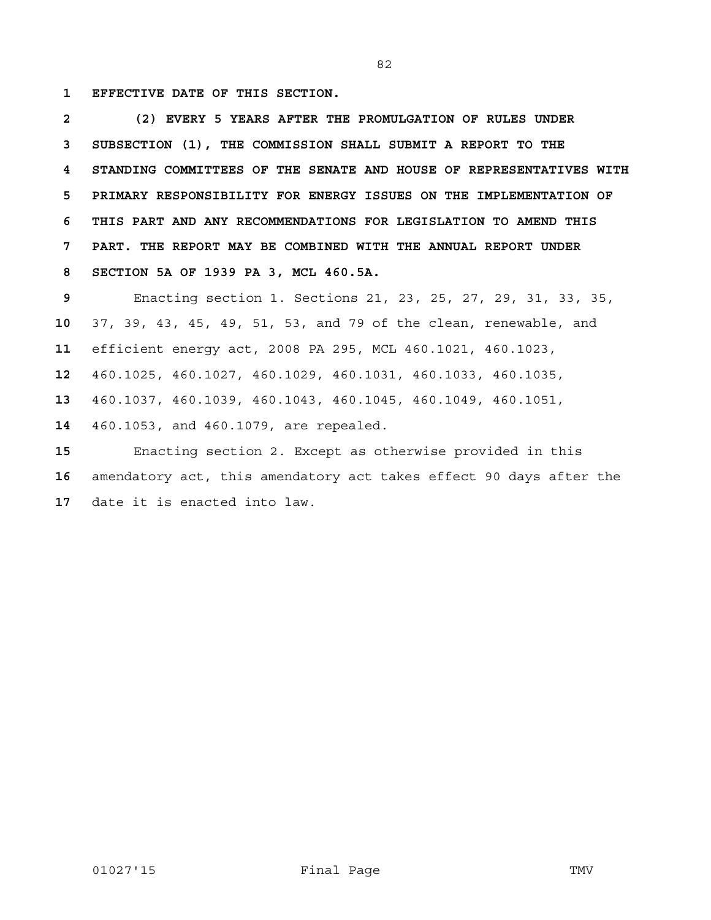**EFFECTIVE DATE OF THIS SECTION.**

**(2) EVERY 5 YEARS AFTER THE PROMULGATION OF RULES UNDER SUBSECTION (1), THE COMMISSION SHALL SUBMIT A REPORT TO THE STANDING COMMITTEES OF THE SENATE AND HOUSE OF REPRESENTATIVES WITH PRIMARY RESPONSIBILITY FOR ENERGY ISSUES ON THE IMPLEMENTATION OF THIS PART AND ANY RECOMMENDATIONS FOR LEGISLATION TO AMEND THIS PART. THE REPORT MAY BE COMBINED WITH THE ANNUAL REPORT UNDER SECTION 5A OF 1939 PA 3, MCL 460.5A.**

Enacting section 1. Sections 21, 23, 25, 27, 29, 31, 33, 35, 37, 39, 43, 45, 49, 51, 53, and 79 of the clean, renewable, and efficient energy act, 2008 PA 295, MCL 460.1021, 460.1023, 460.1025, 460.1027, 460.1029, 460.1031, 460.1033, 460.1035, 460.1037, 460.1039, 460.1043, 460.1045, 460.1049, 460.1051, 460.1053, and 460.1079, are repealed.

Enacting section 2. Except as otherwise provided in this amendatory act, this amendatory act takes effect 90 days after the date it is enacted into law.